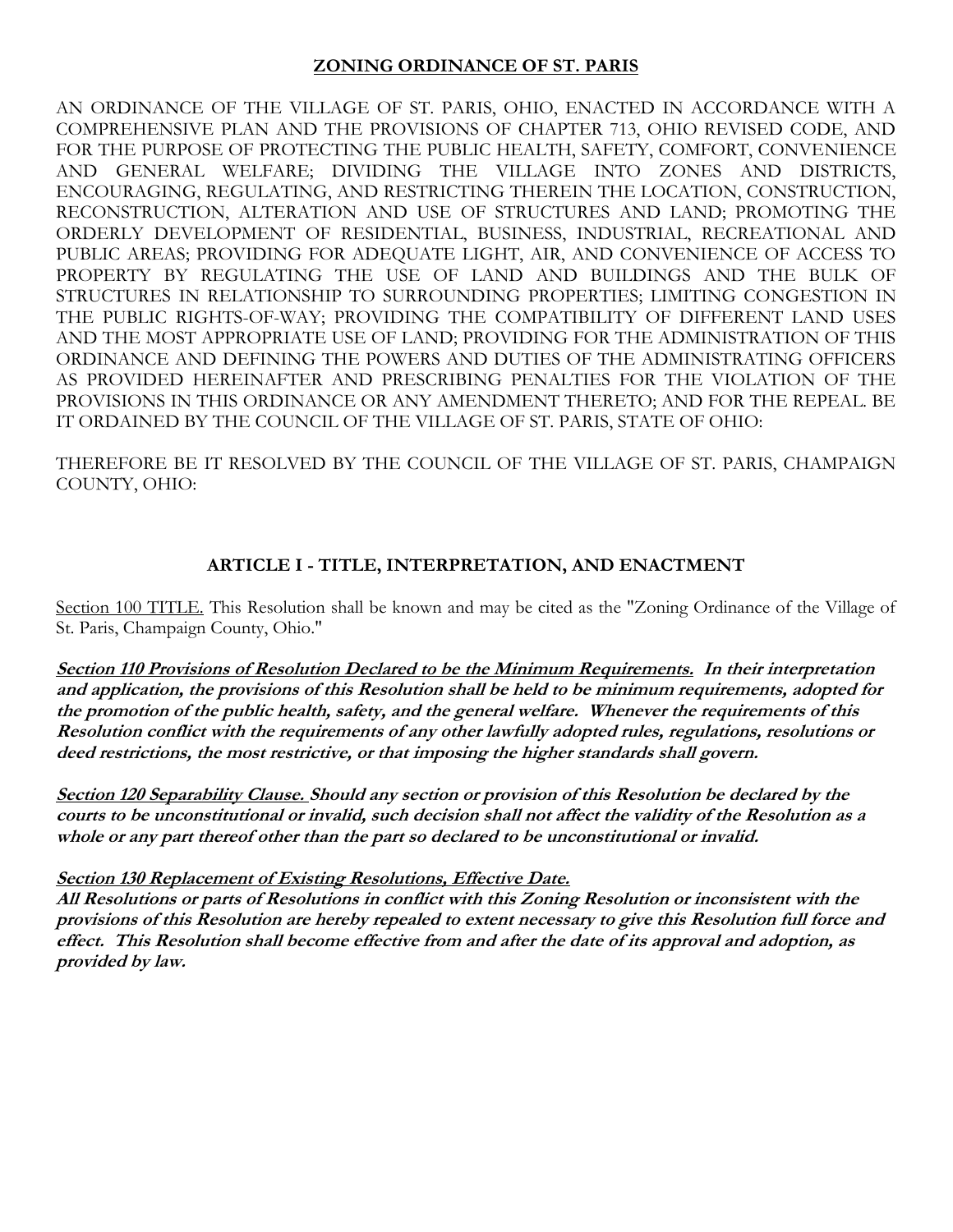# ZONING ORDINANCE OF ST. PARIS

AN ORDINANCE OF THE VILLAGE OF ST. PARIS, OHIO, ENACTED IN ACCORDANCE WITH A COMPREHENSIVE PLAN AND THE PROVISIONS OF CHAPTER 713, OHIO REVISED CODE, AND FOR THE PURPOSE OF PROTECTING THE PUBLIC HEALTH, SAFETY, COMFORT, CONVENIENCE AND GENERAL WELFARE; DIVIDING THE VILLAGE INTO ZONES AND DISTRICTS, ENCOURAGING, REGULATING, AND RESTRICTING THEREIN THE LOCATION, CONSTRUCTION, RECONSTRUCTION, ALTERATION AND USE OF STRUCTURES AND LAND; PROMOTING THE ORDERLY DEVELOPMENT OF RESIDENTIAL, BUSINESS, INDUSTRIAL, RECREATIONAL AND PUBLIC AREAS; PROVIDING FOR ADEQUATE LIGHT, AIR, AND CONVENIENCE OF ACCESS TO PROPERTY BY REGULATING THE USE OF LAND AND BUILDINGS AND THE BULK OF STRUCTURES IN RELATIONSHIP TO SURROUNDING PROPERTIES; LIMITING CONGESTION IN THE PUBLIC RIGHTS-OF-WAY; PROVIDING THE COMPATIBILITY OF DIFFERENT LAND USES AND THE MOST APPROPRIATE USE OF LAND; PROVIDING FOR THE ADMINISTRATION OF THIS ORDINANCE AND DEFINING THE POWERS AND DUTIES OF THE ADMINISTRATING OFFICERS AS PROVIDED HEREINAFTER AND PRESCRIBING PENALTIES FOR THE VIOLATION OF THE PROVISIONS IN THIS ORDINANCE OR ANY AMENDMENT THERETO; AND FOR THE REPEAL. BE IT ORDAINED BY THE COUNCIL OF THE VILLAGE OF ST. PARIS, STATE OF OHIO:

THEREFORE BE IT RESOLVED BY THE COUNCIL OF THE VILLAGE OF ST. PARIS, CHAMPAIGN COUNTY, OHIO:

## ARTICLE I - TITLE, INTERPRETATION, AND ENACTMENT

Section 100 TITLE. This Resolution shall be known and may be cited as the "Zoning Ordinance of the Village of St. Paris, Champaign County, Ohio."

***Section 110 Provisions of Resolution Declared to be the Minimum Requirements.* In their interpretation and application, the provisions of this Resolution shall be held to be minimum requirements, adopted for the promotion of the public health, safety, and the general welfare. Whenever the requirements of this Resolution conflict with the requirements of any other lawfully adopted rules, regulations, resolutions or deed restrictions, the most restrictive, or that imposing the higher standards shall govern.**

***Section 120 Separability Clause.* Should any section or provision of this Resolution be declared by the courts to be unconstitutional or invalid, such decision shall not affect the validity of the Resolution as a whole or any part thereof other than the part so declared to be unconstitutional or invalid.**

***Section 130 Replacement of Existing Resolutions, Effective Date.***

***All Resolutions or parts of Resolutions in conflict with this Zoning Resolution or inconsistent with the provisions of this Resolution are hereby repealed to extent necessary to give this Resolution full force and effect. This Resolution shall become effective from and after the date of its approval and adoption, as provided by law.***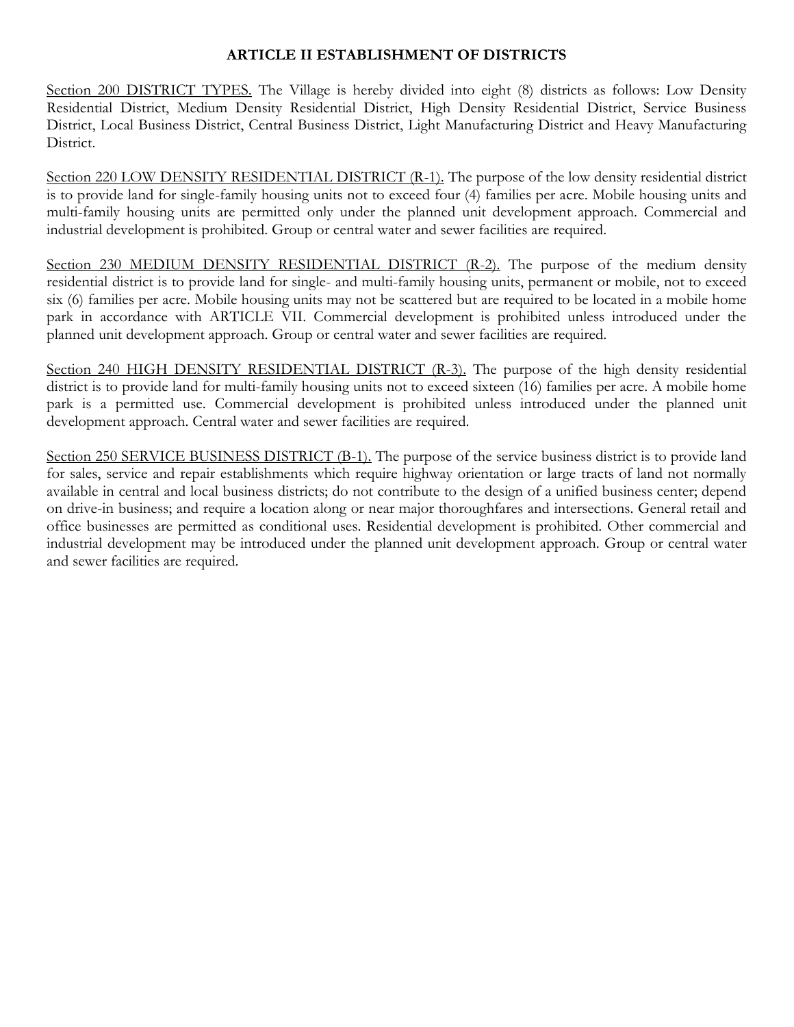# ARTICLE II ESTABLISHMENT OF DISTRICTS

<u>Section 200 DISTRICT TYPES.</u> The Village is hereby divided into eight (8) districts as follows: Low Density Residential District, Medium Density Residential District, High Density Residential District, Service Business District, Local Business District, Central Business District, Light Manufacturing District and Heavy Manufacturing District.

<u>Section 220 LOW DENSITY RESIDENTIAL DISTRICT (R-1).</u> The purpose of the low density residential district is to provide land for single-family housing units not to exceed four (4) families per acre. Mobile housing units and multi-family housing units are permitted only under the planned unit development approach. Commercial and industrial development is prohibited. Group or central water and sewer facilities are required.

<u>Section 230 MEDIUM DENSITY RESIDENTIAL DISTRICT (R-2).</u> The purpose of the medium density residential district is to provide land for single- and multi-family housing units, permanent or mobile, not to exceed six (6) families per acre. Mobile housing units may not be scattered but are required to be located in a mobile home park in accordance with ARTICLE VII. Commercial development is prohibited unless introduced under the planned unit development approach. Group or central water and sewer facilities are required.

<u>Section 240 HIGH DENSITY RESIDENTIAL DISTRICT (R-3).</u> The purpose of the high density residential district is to provide land for multi-family housing units not to exceed sixteen (16) families per acre. A mobile home park is a permitted use. Commercial development is prohibited unless introduced under the planned unit development approach. Central water and sewer facilities are required.

<u>Section 250 SERVICE BUSINESS DISTRICT (B-1).</u> The purpose of the service business district is to provide land for sales, service and repair establishments which require highway orientation or large tracts of land not normally available in central and local business districts; do not contribute to the design of a unified business center; depend on drive-in business; and require a location along or near major thoroughfares and intersections. General retail and office businesses are permitted as conditional uses. Residential development is prohibited. Other commercial and industrial development may be introduced under the planned unit development approach. Group or central water and sewer facilities are required.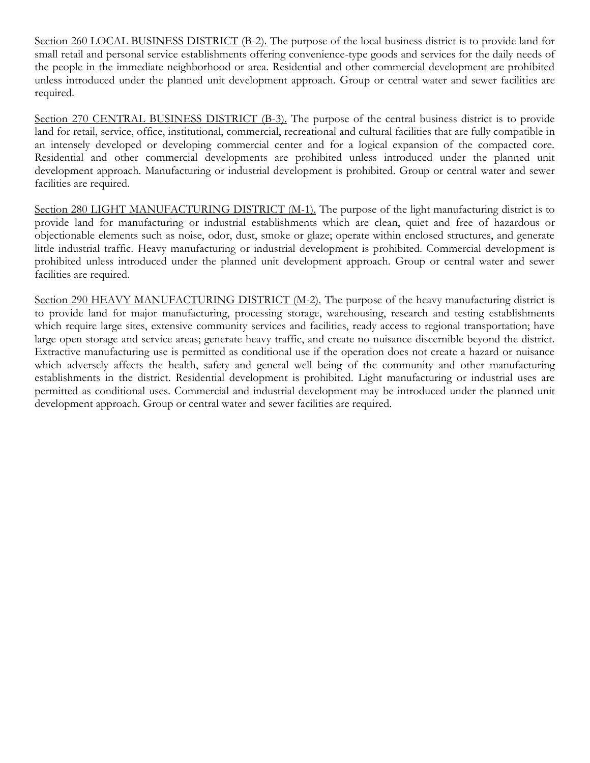<u>Section 260 LOCAL BUSINESS DISTRICT (B-2).</u> The purpose of the local business district is to provide land for small retail and personal service establishments offering convenience-type goods and services for the daily needs of the people in the immediate neighborhood or area. Residential and other commercial development are prohibited unless introduced under the planned unit development approach. Group or central water and sewer facilities are required.

<u>Section 270 CENTRAL BUSINESS DISTRICT (B-3).</u> The purpose of the central business district is to provide land for retail, service, office, institutional, commercial, recreational and cultural facilities that are fully compatible in an intensely developed or developing commercial center and for a logical expansion of the compacted core. Residential and other commercial developments are prohibited unless introduced under the planned unit development approach. Manufacturing or industrial development is prohibited. Group or central water and sewer facilities are required.

<u>Section 280 LIGHT MANUFACTURING DISTRICT (M-1).</u> The purpose of the light manufacturing district is to provide land for manufacturing or industrial establishments which are clean, quiet and free of hazardous or objectionable elements such as noise, odor, dust, smoke or glaze; operate within enclosed structures, and generate little industrial traffic. Heavy manufacturing or industrial development is prohibited. Commercial development is prohibited unless introduced under the planned unit development approach. Group or central water and sewer facilities are required.

<u>Section 290 HEAVY MANUFACTURING DISTRICT (M-2).</u> The purpose of the heavy manufacturing district is to provide land for major manufacturing, processing storage, warehousing, research and testing establishments which require large sites, extensive community services and facilities, ready access to regional transportation; have large open storage and service areas; generate heavy traffic, and create no nuisance discernible beyond the district. Extractive manufacturing use is permitted as conditional use if the operation does not create a hazard or nuisance which adversely affects the health, safety and general well being of the community and other manufacturing establishments in the district. Residential development is prohibited. Light manufacturing or industrial uses are permitted as conditional uses. Commercial and industrial development may be introduced under the planned unit development approach. Group or central water and sewer facilities are required.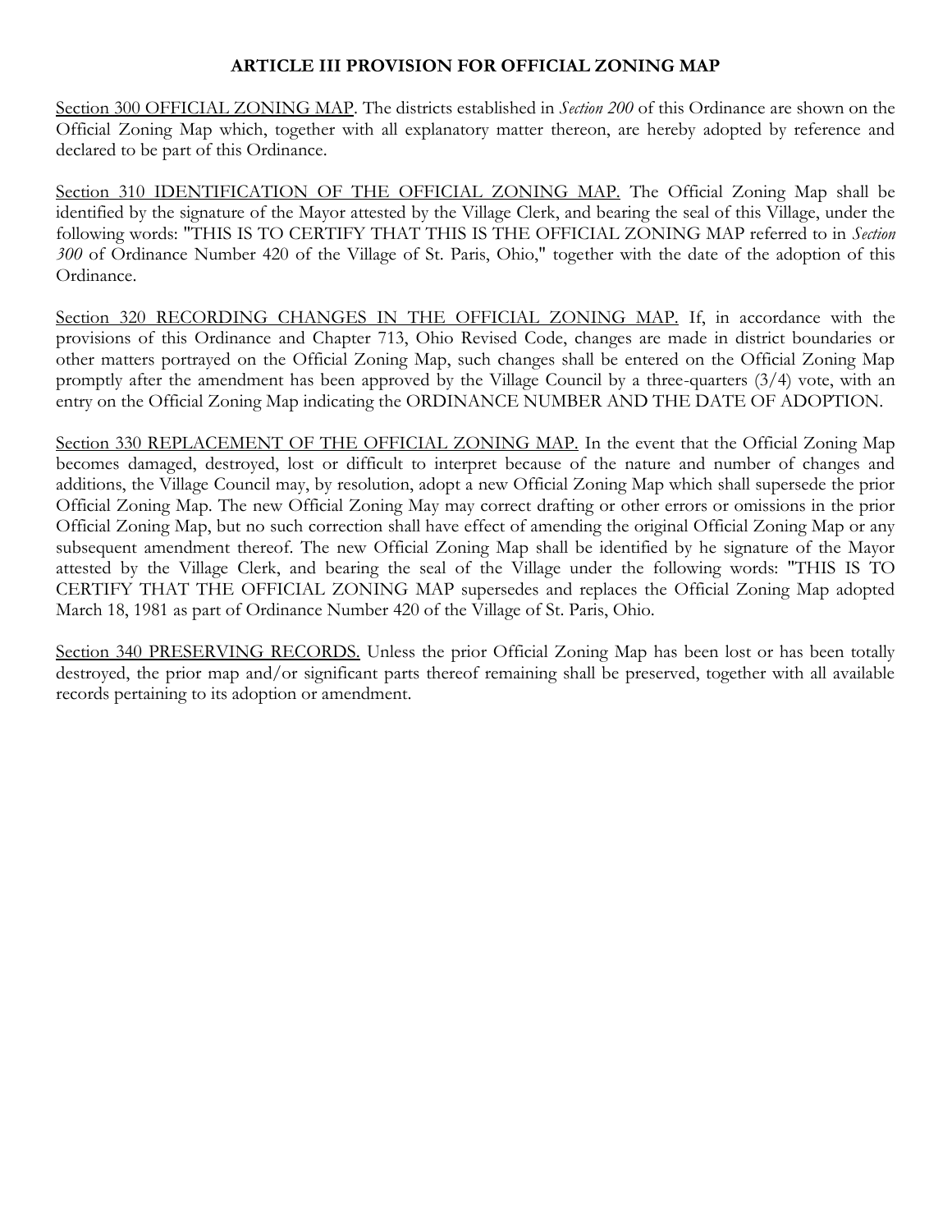## ARTICLE III PROVISION FOR OFFICIAL ZONING MAP

<u>Section 300 OFFICIAL ZONING MAP</u>. The districts established in *Section 200* of this Ordinance are shown on the Official Zoning Map which, together with all explanatory matter thereon, are hereby adopted by reference and declared to be part of this Ordinance.

<u>Section 310 IDENTIFICATION OF THE OFFICIAL ZONING MAP.</u> The Official Zoning Map shall be identified by the signature of the Mayor attested by the Village Clerk, and bearing the seal of this Village, under the following words: "THIS IS TO CERTIFY THAT THIS IS THE OFFICIAL ZONING MAP referred to in *Section 300* of Ordinance Number 420 of the Village of St. Paris, Ohio," together with the date of the adoption of this Ordinance.

<u>Section 320 RECORDING CHANGES IN THE OFFICIAL ZONING MAP.</u> If, in accordance with the provisions of this Ordinance and Chapter 713, Ohio Revised Code, changes are made in district boundaries or other matters portrayed on the Official Zoning Map, such changes shall be entered on the Official Zoning Map promptly after the amendment has been approved by the Village Council by a three-quarters (3/4) vote, with an entry on the Official Zoning Map indicating the ORDINANCE NUMBER AND THE DATE OF ADOPTION.

<u>Section 330 REPLACEMENT OF THE OFFICIAL ZONING MAP.</u> In the event that the Official Zoning Map becomes damaged, destroyed, lost or difficult to interpret because of the nature and number of changes and additions, the Village Council may, by resolution, adopt a new Official Zoning Map which shall supersede the prior Official Zoning Map. The new Official Zoning May may correct drafting or other errors or omissions in the prior Official Zoning Map, but no such correction shall have effect of amending the original Official Zoning Map or any subsequent amendment thereof. The new Official Zoning Map shall be identified by he signature of the Mayor attested by the Village Clerk, and bearing the seal of the Village under the following words: "THIS IS TO CERTIFY THAT THE OFFICIAL ZONING MAP supersedes and replaces the Official Zoning Map adopted March 18, 1981 as part of Ordinance Number 420 of the Village of St. Paris, Ohio.

<u>Section 340 PRESERVING RECORDS.</u> Unless the prior Official Zoning Map has been lost or has been totally destroyed, the prior map and/or significant parts thereof remaining shall be preserved, together with all available records pertaining to its adoption or amendment.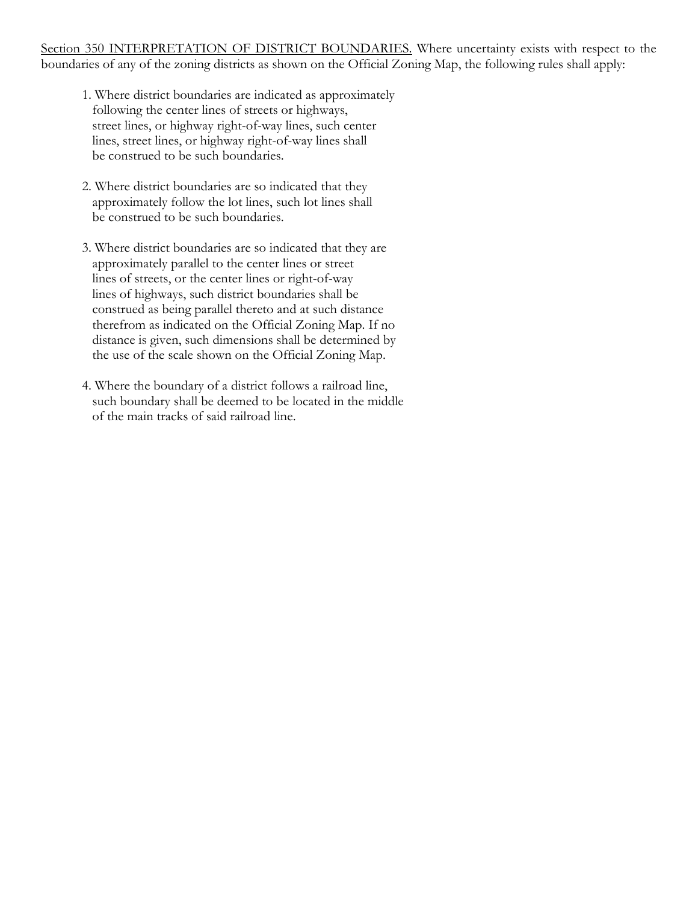Section 350 INTERPRETATION OF DISTRICT BOUNDARIES. Where uncertainty exists with respect to the boundaries of any of the zoning districts as shown on the Official Zoning Map, the following rules shall apply:

1. Where district boundaries are indicated as approximately following the center lines of streets or highways, street lines, or highway right-of-way lines, such center lines, street lines, or highway right-of-way lines shall be construed to be such boundaries.

2. Where district boundaries are so indicated that they approximately follow the lot lines, such lot lines shall be construed to be such boundaries.

3. Where district boundaries are so indicated that they are approximately parallel to the center lines or street lines of streets, or the center lines or right-of-way lines of highways, such district boundaries shall be construed as being parallel thereto and at such distance therefrom as indicated on the Official Zoning Map. If no distance is given, such dimensions shall be determined by the use of the scale shown on the Official Zoning Map.

4. Where the boundary of a district follows a railroad line, such boundary shall be deemed to be located in the middle of the main tracks of said railroad line.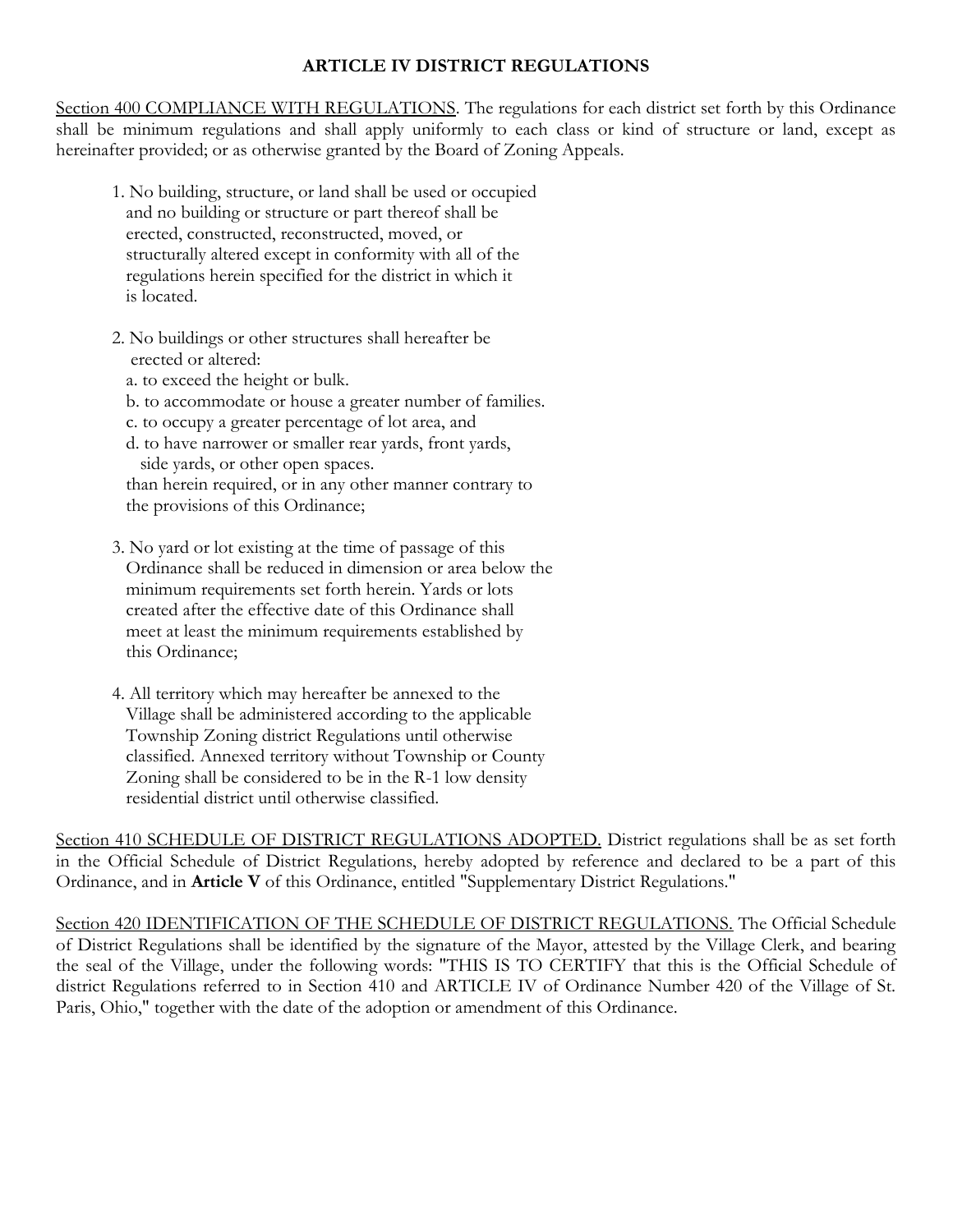## ARTICLE IV DISTRICT REGULATIONS

Section 400 COMPLIANCE WITH REGULATIONS. The regulations for each district set forth by this Ordinance shall be minimum regulations and shall apply uniformly to each class or kind of structure or land, except as hereinafter provided; or as otherwise granted by the Board of Zoning Appeals.

1. No building, structure, or land shall be used or occupied and no building or structure or part thereof shall be erected, constructed, reconstructed, moved, or structurally altered except in conformity with all of the regulations herein specified for the district in which it is located.

2. No buildings or other structures shall hereafter be erected or altered:
   a. to exceed the height or bulk.
   b. to accommodate or house a greater number of families.
   c. to occupy a greater percentage of lot area, and
   d. to have narrower or smaller rear yards, front yards, side yards, or other open spaces.

   than herein required, or in any other manner contrary to the provisions of this Ordinance;

3. No yard or lot existing at the time of passage of this Ordinance shall be reduced in dimension or area below the minimum requirements set forth herein. Yards or lots created after the effective date of this Ordinance shall meet at least the minimum requirements established by this Ordinance;

4. All territory which may hereafter be annexed to the Village shall be administered according to the applicable Township Zoning district Regulations until otherwise classified. Annexed territory without Township or County Zoning shall be considered to be in the R-1 low density residential district until otherwise classified.

Section 410 SCHEDULE OF DISTRICT REGULATIONS ADOPTED. District regulations shall be as set forth in the Official Schedule of District Regulations, hereby adopted by reference and declared to be a part of this Ordinance, and in **Article V** of this Ordinance, entitled "Supplementary District Regulations."

Section 420 IDENTIFICATION OF THE SCHEDULE OF DISTRICT REGULATIONS. The Official Schedule of District Regulations shall be identified by the signature of the Mayor, attested by the Village Clerk, and bearing the seal of the Village, under the following words: "THIS IS TO CERTIFY that this is the Official Schedule of district Regulations referred to in Section 410 and ARTICLE IV of Ordinance Number 420 of the Village of St. Paris, Ohio," together with the date of the adoption or amendment of this Ordinance.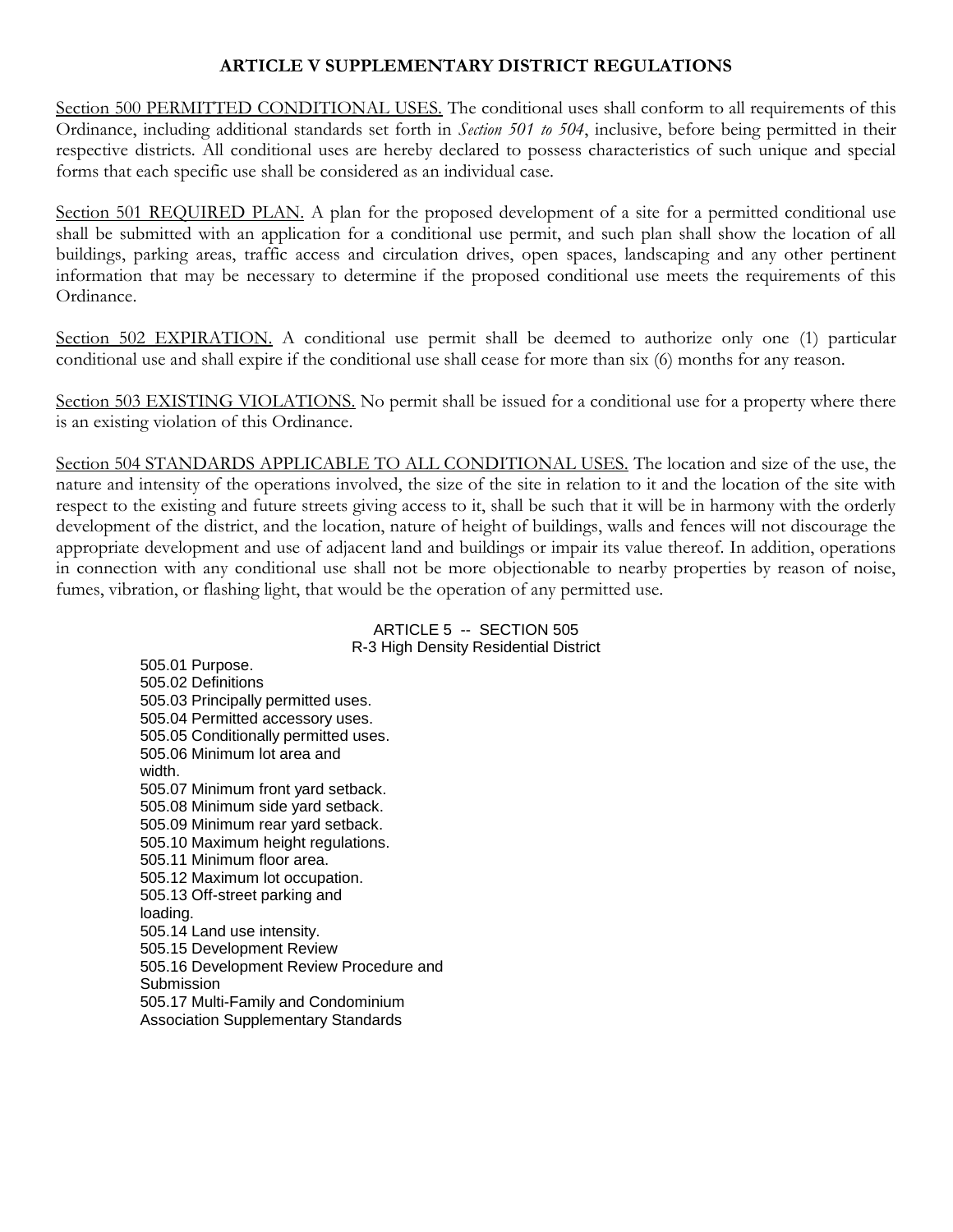# ARTICLE V SUPPLEMENTARY DISTRICT REGULATIONS

Section 500 PERMITTED CONDITIONAL USES. The conditional uses shall conform to all requirements of this Ordinance, including additional standards set forth in *Section 501 to 504*, inclusive, before being permitted in their respective districts. All conditional uses are hereby declared to possess characteristics of such unique and special forms that each specific use shall be considered as an individual case.

Section 501 REQUIRED PLAN. A plan for the proposed development of a site for a permitted conditional use shall be submitted with an application for a conditional use permit, and such plan shall show the location of all buildings, parking areas, traffic access and circulation drives, open spaces, landscaping and any other pertinent information that may be necessary to determine if the proposed conditional use meets the requirements of this Ordinance.

Section 502 EXPIRATION. A conditional use permit shall be deemed to authorize only one (1) particular conditional use and shall expire if the conditional use shall cease for more than six (6) months for any reason.

Section 503 EXISTING VIOLATIONS. No permit shall be issued for a conditional use for a property where there is an existing violation of this Ordinance.

Section 504 STANDARDS APPLICABLE TO ALL CONDITIONAL USES. The location and size of the use, the nature and intensity of the operations involved, the size of the site in relation to it and the location of the site with respect to the existing and future streets giving access to it, shall be such that it will be in harmony with the orderly development of the district, and the location, nature of height of buildings, walls and fences will not discourage the appropriate development and use of adjacent land and buildings or impair its value thereof. In addition, operations in connection with any conditional use shall not be more objectionable to nearby properties by reason of noise, fumes, vibration, or flashing light, that would be the operation of any permitted use.

## ARTICLE 5 -- SECTION 505
## R-3 High Density Residential District

505.01 Purpose.
505.02 Definitions
505.03 Principally permitted uses.
505.04 Permitted accessory uses.
505.05 Conditionally permitted uses.
505.06 Minimum lot area and width.
505.07 Minimum front yard setback.
505.08 Minimum side yard setback.
505.09 Minimum rear yard setback.
505.10 Maximum height regulations.
505.11 Minimum floor area.
505.12 Maximum lot occupation.
505.13 Off-street parking and loading.
505.14 Land use intensity.
505.15 Development Review
505.16 Development Review Procedure and Submission
505.17 Multi-Family and Condominium Association Supplementary Standards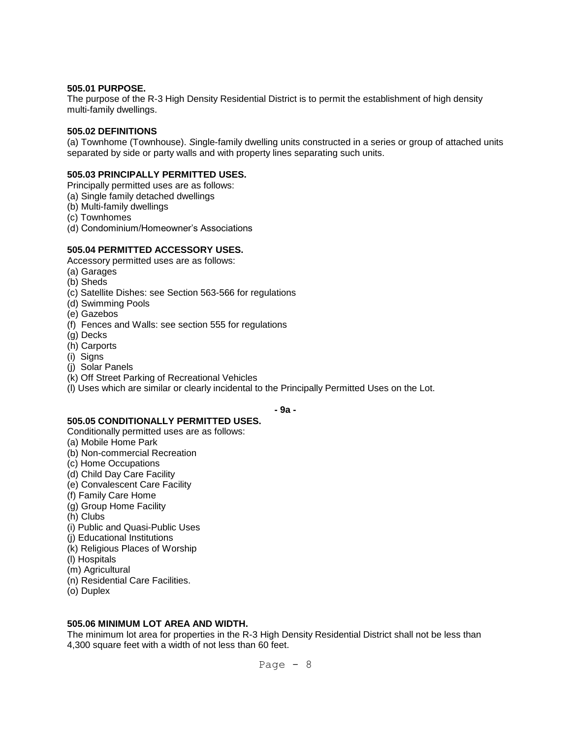**505.01 PURPOSE.**
The purpose of the R-3 High Density Residential District is to permit the establishment of high density multi-family dwellings.

**505.02 DEFINITIONS**
(a) Townhome (Townhouse). *S*ingle-family dwelling units constructed in a series or group of attached units separated by side or party walls and with property lines separating such units.

**505.03 PRINCIPALLY PERMITTED USES.**
Principally permitted uses are as follows:
(a) Single family detached dwellings
(b) Multi-family dwellings
(c) Townhomes
(d) Condominium/Homeowner's Associations

**505.04 PERMITTED ACCESSORY USES.**
Accessory permitted uses are as follows:
(a) Garages
(b) Sheds
(c) Satellite Dishes: see Section 563-566 for regulations
(d) Swimming Pools
(e) Gazebos
(f) Fences and Walls: see section 555 for regulations
(g) Decks
(h) Carports
(i) Signs
(j) Solar Panels
(k) Off Street Parking of Recreational Vehicles
(l) Uses which are similar or clearly incidental to the Principally Permitted Uses on the Lot.

**505.05 CONDITIONALLY PERMITTED USES.**
Conditionally permitted uses are as follows:
(a) Mobile Home Park
(b) Non-commercial Recreation
(c) Home Occupations
(d) Child Day Care Facility
(e) Convalescent Care Facility
(f) Family Care Home
(g) Group Home Facility
(h) Clubs
(i) Public and Quasi-Public Uses
(j) Educational Institutions
(k) Religious Places of Worship
(l) Hospitals
(m) Agricultural
(n) Residential Care Facilities.
(o) Duplex

**505.06 MINIMUM LOT AREA AND WIDTH.**
The minimum lot area for properties in the R-3 High Density Residential District shall not be less than 4,300 square feet with a width of not less than 60 feet.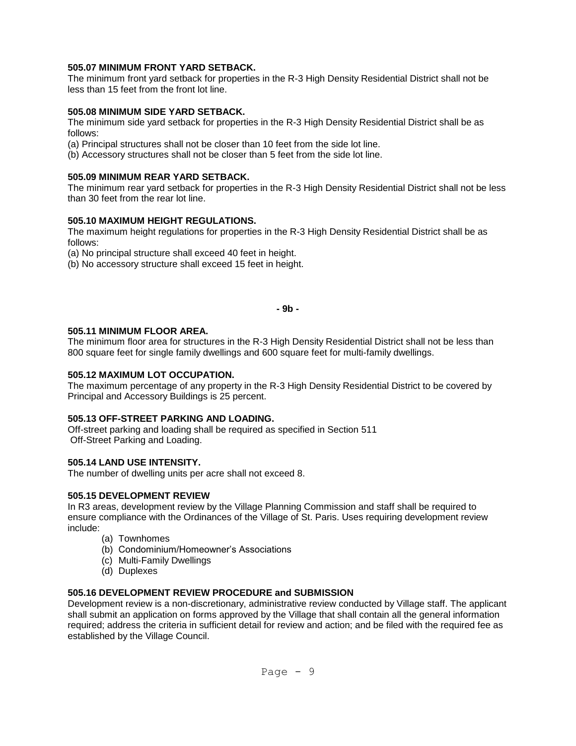**505.07 MINIMUM FRONT YARD SETBACK.**

The minimum front yard setback for properties in the R-3 High Density Residential District shall not be less than 15 feet from the front lot line.

**505.08 MINIMUM SIDE YARD SETBACK.**

The minimum side yard setback for properties in the R-3 High Density Residential District shall be as follows:

(a) Principal structures shall not be closer than 10 feet from the side lot line.

(b) Accessory structures shall not be closer than 5 feet from the side lot line.

**505.09 MINIMUM REAR YARD SETBACK.**

The minimum rear yard setback for properties in the R-3 High Density Residential District shall not be less than 30 feet from the rear lot line.

**505.10 MAXIMUM HEIGHT REGULATIONS.**

The maximum height regulations for properties in the R-3 High Density Residential District shall be as follows:

(a) No principal structure shall exceed 40 feet in height.

(b) No accessory structure shall exceed 15 feet in height.

**- 9b -**

**505.11 MINIMUM FLOOR AREA.**

The minimum floor area for structures in the R-3 High Density Residential District shall not be less than 800 square feet for single family dwellings and 600 square feet for multi-family dwellings.

**505.12 MAXIMUM LOT OCCUPATION.**

The maximum percentage of any property in the R-3 High Density Residential District to be covered by Principal and Accessory Buildings is 25 percent.

**505.13 OFF-STREET PARKING AND LOADING.**

Off-street parking and loading shall be required as specified in Section 511 Off-Street Parking and Loading.

**505.14 LAND USE INTENSITY.**

The number of dwelling units per acre shall not exceed 8.

**505.15 DEVELOPMENT REVIEW**

In R3 areas, development review by the Village Planning Commission and staff shall be required to ensure compliance with the Ordinances of the Village of St. Paris. Uses requiring development review include:

(a) Townhomes

(b) Condominium/Homeowner's Associations

(c) Multi-Family Dwellings

(d) Duplexes

**505.16 DEVELOPMENT REVIEW PROCEDURE and SUBMISSION**

Development review is a non-discretionary, administrative review conducted by Village staff. The applicant shall submit an application on forms approved by the Village that shall contain all the general information required; address the criteria in sufficient detail for review and action; and be filed with the required fee as established by the Village Council.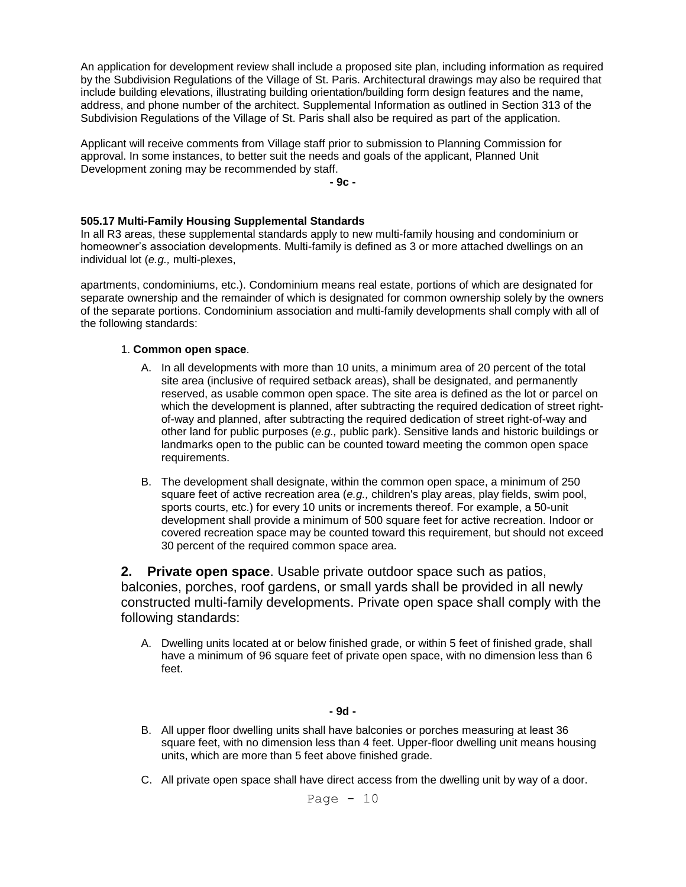An application for development review shall include a proposed site plan, including information as required by the Subdivision Regulations of the Village of St. Paris. Architectural drawings may also be required that include building elevations, illustrating building orientation/building form design features and the name, address, and phone number of the architect. Supplemental Information as outlined in Section 313 of the Subdivision Regulations of the Village of St. Paris shall also be required as part of the application.

Applicant will receive comments from Village staff prior to submission to Planning Commission for approval. In some instances, to better suit the needs and goals of the applicant, Planned Unit Development zoning may be recommended by staff.

**- 9c -**

**505.17 Multi-Family Housing Supplemental Standards**

In all R3 areas, these supplemental standards apply to new multi-family housing and condominium or homeowner's association developments. Multi-family is defined as 3 or more attached dwellings on an individual lot (*e.g.,* multi-plexes,

apartments, condominiums, etc.). Condominium means real estate, portions of which are designated for separate ownership and the remainder of which is designated for common ownership solely by the owners of the separate portions. Condominium association and multi-family developments shall comply with all of the following standards:

1. **Common open space**.

   A. In all developments with more than 10 units, a minimum area of 20 percent of the total site area (inclusive of required setback areas), shall be designated, and permanently reserved, as usable common open space. The site area is defined as the lot or parcel on which the development is planned, after subtracting the required dedication of street right-of-way and planned, after subtracting the required dedication of street right-of-way and other land for public purposes (*e.g.,* public park). Sensitive lands and historic buildings or landmarks open to the public can be counted toward meeting the common open space requirements.

   B. The development shall designate, within the common open space, a minimum of 250 square feet of active recreation area (*e.g.,* children's play areas, play fields, swim pool, sports courts, etc.) for every 10 units or increments thereof. For example, a 50-unit development shall provide a minimum of 500 square feet for active recreation. Indoor or covered recreation space may be counted toward this requirement, but should not exceed 30 percent of the required common space area.

2. **Private open space**. Usable private outdoor space such as patios, balconies, porches, roof gardens, or small yards shall be provided in all newly constructed multi-family developments. Private open space shall comply with the following standards:

   A. Dwelling units located at or below finished grade, or within 5 feet of finished grade, shall have a minimum of 96 square feet of private open space, with no dimension less than 6 feet.

**- 9d -**

   B. All upper floor dwelling units shall have balconies or porches measuring at least 36 square feet, with no dimension less than 4 feet. Upper-floor dwelling unit means housing units, which are more than 5 feet above finished grade.

   C. All private open space shall have direct access from the dwelling unit by way of a door.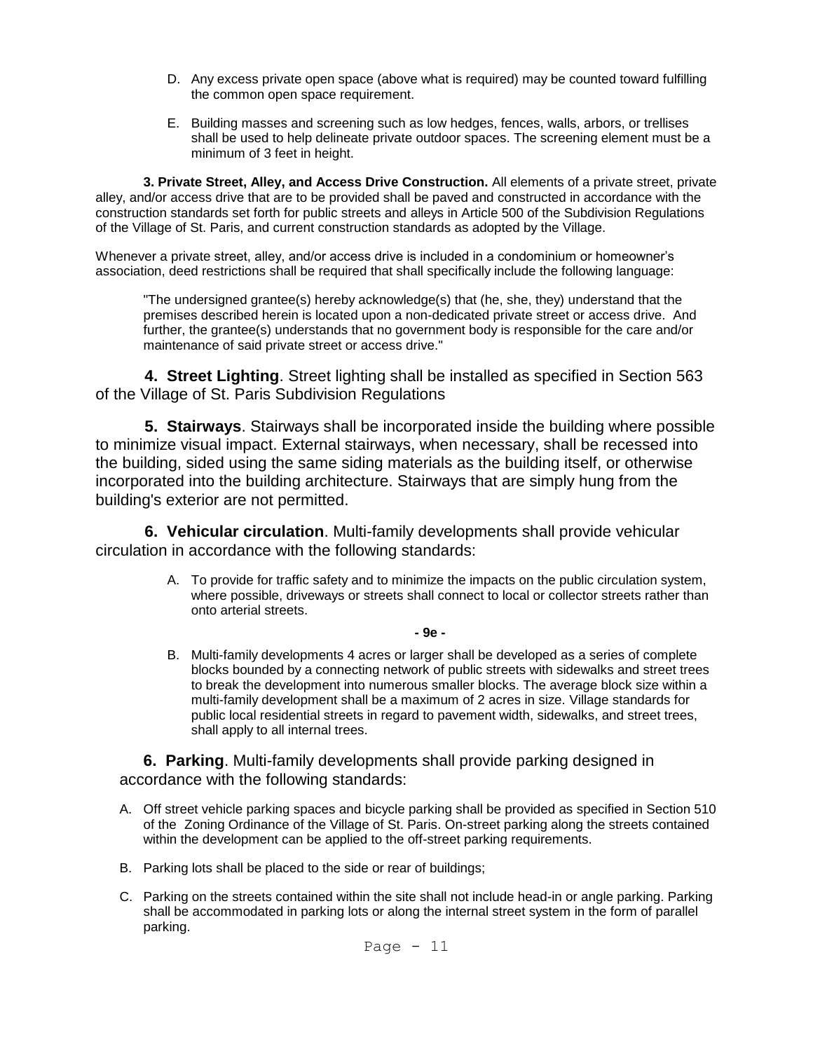D. Any excess private open space (above what is required) may be counted toward fulfilling the common open space requirement.

E. Building masses and screening such as low hedges, fences, walls, arbors, or trellises shall be used to help delineate private outdoor spaces. The screening element must be a minimum of 3 feet in height.

**3. Private Street, Alley, and Access Drive Construction.** All elements of a private street, private alley, and/or access drive that are to be provided shall be paved and constructed in accordance with the construction standards set forth for public streets and alleys in Article 500 of the Subdivision Regulations of the Village of St. Paris, and current construction standards as adopted by the Village.

Whenever a private street, alley, and/or access drive is included in a condominium or homeowner's association, deed restrictions shall be required that shall specifically include the following language:

> "The undersigned grantee(s) hereby acknowledge(s) that (he, she, they) understand that the premises described herein is located upon a non-dedicated private street or access drive. And further, the grantee(s) understands that no government body is responsible for the care and/or maintenance of said private street or access drive."

**4. Street Lighting**. Street lighting shall be installed as specified in Section 563 of the Village of St. Paris Subdivision Regulations

**5. Stairways**. Stairways shall be incorporated inside the building where possible to minimize visual impact. External stairways, when necessary, shall be recessed into the building, sided using the same siding materials as the building itself, or otherwise incorporated into the building architecture. Stairways that are simply hung from the building's exterior are not permitted.

**6. Vehicular circulation**. Multi-family developments shall provide vehicular circulation in accordance with the following standards:

A. To provide for traffic safety and to minimize the impacts on the public circulation system, where possible, driveways or streets shall connect to local or collector streets rather than onto arterial streets.

**- 9e -**

B. Multi-family developments 4 acres or larger shall be developed as a series of complete blocks bounded by a connecting network of public streets with sidewalks and street trees to break the development into numerous smaller blocks. The average block size within a multi-family development shall be a maximum of 2 acres in size. Village standards for public local residential streets in regard to pavement width, sidewalks, and street trees, shall apply to all internal trees.

**6. Parking**. Multi-family developments shall provide parking designed in accordance with the following standards:

A. Off street vehicle parking spaces and bicycle parking shall be provided as specified in Section 510 of the Zoning Ordinance of the Village of St. Paris. On-street parking along the streets contained within the development can be applied to the off-street parking requirements.

B. Parking lots shall be placed to the side or rear of buildings;

C. Parking on the streets contained within the site shall not include head-in or angle parking. Parking shall be accommodated in parking lots or along the internal street system in the form of parallel parking.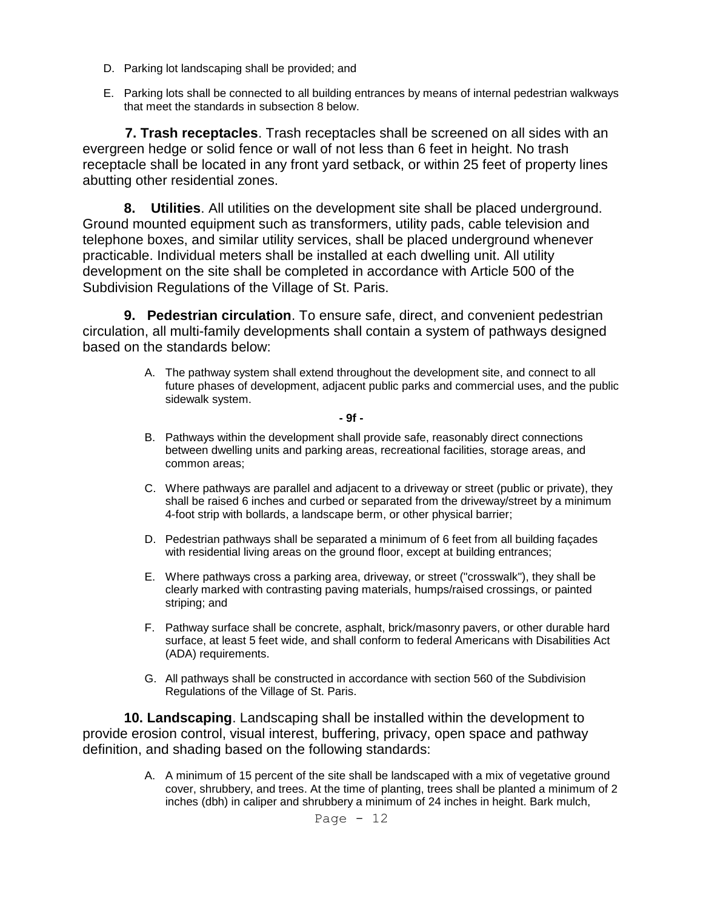D. Parking lot landscaping shall be provided; and

E. Parking lots shall be connected to all building entrances by means of internal pedestrian walkways that meet the standards in subsection 8 below.

**7. Trash receptacles**. Trash receptacles shall be screened on all sides with an evergreen hedge or solid fence or wall of not less than 6 feet in height. No trash receptacle shall be located in any front yard setback, or within 25 feet of property lines abutting other residential zones.

**8. Utilities**. All utilities on the development site shall be placed underground. Ground mounted equipment such as transformers, utility pads, cable television and telephone boxes, and similar utility services, shall be placed underground whenever practicable. Individual meters shall be installed at each dwelling unit. All utility development on the site shall be completed in accordance with Article 500 of the Subdivision Regulations of the Village of St. Paris.

**9. Pedestrian circulation**. To ensure safe, direct, and convenient pedestrian circulation, all multi-family developments shall contain a system of pathways designed based on the standards below:

A. The pathway system shall extend throughout the development site, and connect to all future phases of development, adjacent public parks and commercial uses, and the public sidewalk system.

**- 9f -**

B. Pathways within the development shall provide safe, reasonably direct connections between dwelling units and parking areas, recreational facilities, storage areas, and common areas;

C. Where pathways are parallel and adjacent to a driveway or street (public or private), they shall be raised 6 inches and curbed or separated from the driveway/street by a minimum 4-foot strip with bollards, a landscape berm, or other physical barrier;

D. Pedestrian pathways shall be separated a minimum of 6 feet from all building façades with residential living areas on the ground floor, except at building entrances;

E. Where pathways cross a parking area, driveway, or street ("crosswalk"), they shall be clearly marked with contrasting paving materials, humps/raised crossings, or painted striping; and

F. Pathway surface shall be concrete, asphalt, brick/masonry pavers, or other durable hard surface, at least 5 feet wide, and shall conform to federal Americans with Disabilities Act (ADA) requirements.

G. All pathways shall be constructed in accordance with section 560 of the Subdivision Regulations of the Village of St. Paris.

**10. Landscaping**. Landscaping shall be installed within the development to provide erosion control, visual interest, buffering, privacy, open space and pathway definition, and shading based on the following standards:

A. A minimum of 15 percent of the site shall be landscaped with a mix of vegetative ground cover, shrubbery, and trees. At the time of planting, trees shall be planted a minimum of 2 inches (dbh) in caliper and shrubbery a minimum of 24 inches in height. Bark mulch,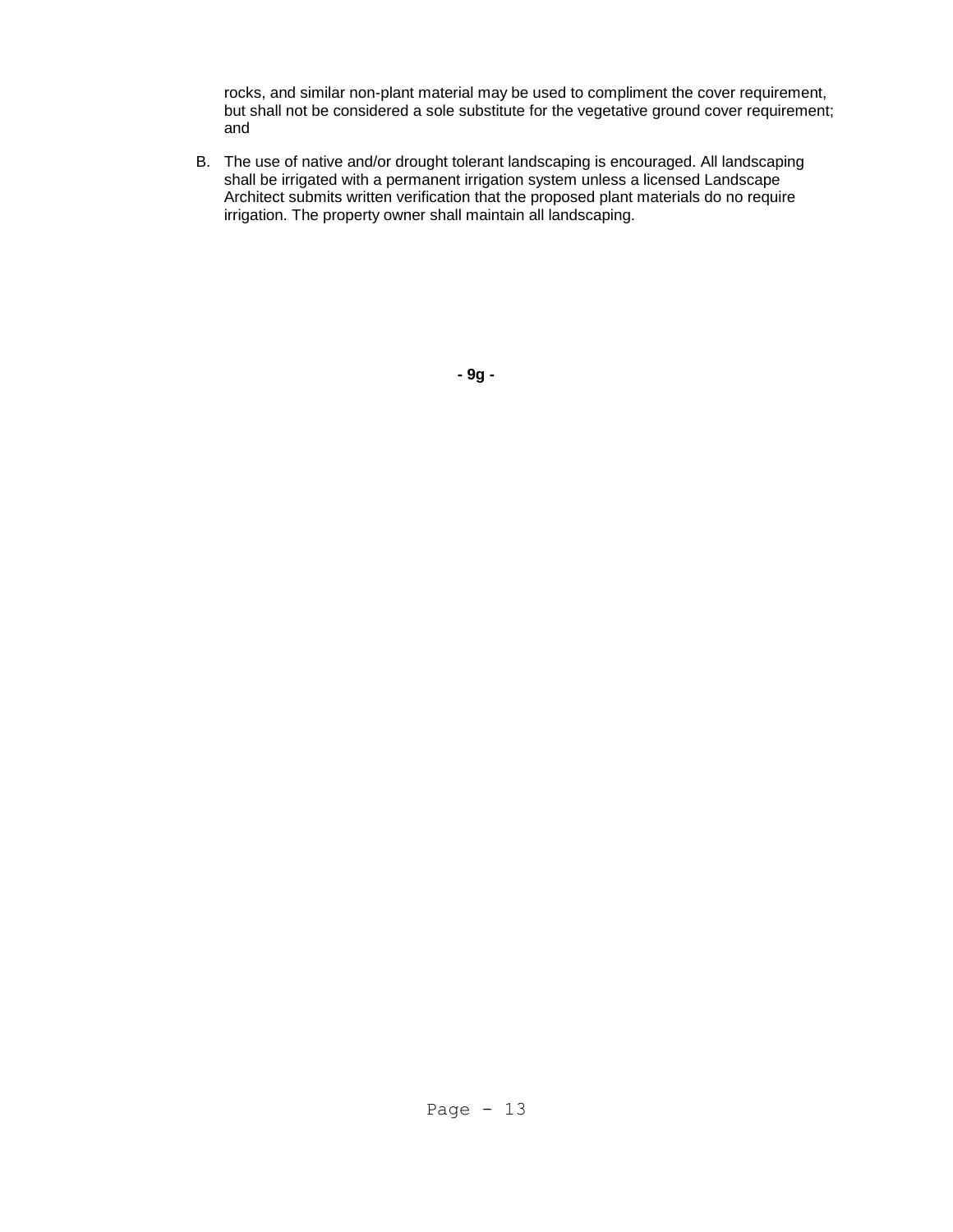rocks, and similar non-plant material may be used to compliment the cover requirement, but shall not be considered a sole substitute for the vegetative ground cover requirement; and

B. The use of native and/or drought tolerant landscaping is encouraged. All landscaping shall be irrigated with a permanent irrigation system unless a licensed Landscape Architect submits written verification that the proposed plant materials do no require irrigation. The property owner shall maintain all landscaping.

**- 9g -**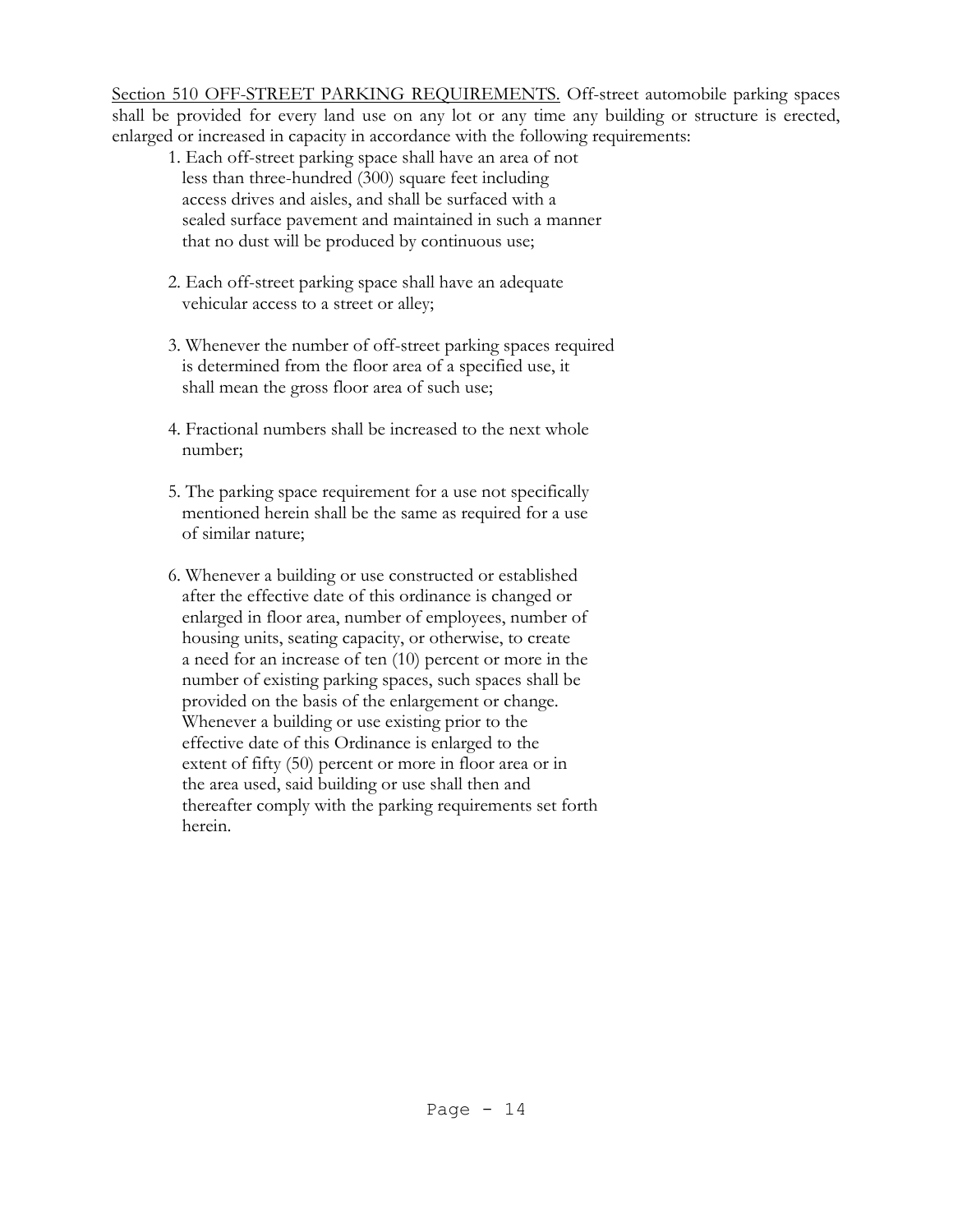<u>Section 510 OFF-STREET PARKING REQUIREMENTS.</u> Off-street automobile parking spaces shall be provided for every land use on any lot or any time any building or structure is erected, enlarged or increased in capacity in accordance with the following requirements:

1. Each off-street parking space shall have an area of not less than three-hundred (300) square feet including access drives and aisles, and shall be surfaced with a sealed surface pavement and maintained in such a manner that no dust will be produced by continuous use;

2. Each off-street parking space shall have an adequate vehicular access to a street or alley;

3. Whenever the number of off-street parking spaces required is determined from the floor area of a specified use, it shall mean the gross floor area of such use;

4. Fractional numbers shall be increased to the next whole number;

5. The parking space requirement for a use not specifically mentioned herein shall be the same as required for a use of similar nature;

6. Whenever a building or use constructed or established after the effective date of this ordinance is changed or enlarged in floor area, number of employees, number of housing units, seating capacity, or otherwise, to create a need for an increase of ten (10) percent or more in the number of existing parking spaces, such spaces shall be provided on the basis of the enlargement or change. Whenever a building or use existing prior to the effective date of this Ordinance is enlarged to the extent of fifty (50) percent or more in floor area or in the area used, said building or use shall then and thereafter comply with the parking requirements set forth herein.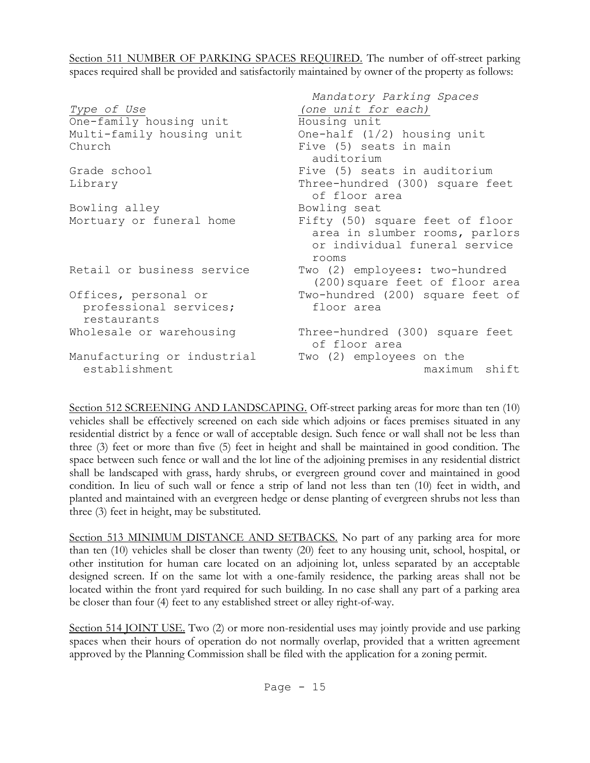<u>Section 511 NUMBER OF PARKING SPACES REQUIRED.</u> The number of off-street parking spaces required shall be provided and satisfactorily maintained by owner of the property as follows:

| *Type of Use* | *Mandatory Parking Spaces (one unit for each)* |
|---|---|
| One-family housing unit | Housing unit |
| Multi-family housing unit | One-half (1/2) housing unit |
| Church | Five (5) seats in main auditorium |
| Grade school | Five (5) seats in auditorium |
| Library | Three-hundred (300) square feet of floor area |
| Bowling alley | Bowling seat |
| Mortuary or funeral home | Fifty (50) square feet of floor area in slumber rooms, parlors or individual funeral service rooms |
| Retail or business service | Two (2) employees: two-hundred (200) square feet of floor area |
| Offices, personal or professional services; restaurants | Two-hundred (200) square feet of floor area |
| Wholesale or warehousing | Three-hundred (300) square feet of floor area |
| Manufacturing or industrial establishment | Two (2) employees on the maximum shift |

<u>Section 512 SCREENING AND LANDSCAPING.</u> Off-street parking areas for more than ten (10) vehicles shall be effectively screened on each side which adjoins or faces premises situated in any residential district by a fence or wall of acceptable design. Such fence or wall shall not be less than three (3) feet or more than five (5) feet in height and shall be maintained in good condition. The space between such fence or wall and the lot line of the adjoining premises in any residential district shall be landscaped with grass, hardy shrubs, or evergreen ground cover and maintained in good condition. In lieu of such wall or fence a strip of land not less than ten (10) feet in width, and planted and maintained with an evergreen hedge or dense planting of evergreen shrubs not less than three (3) feet in height, may be substituted.

<u>Section 513 MINIMUM DISTANCE AND SETBACKS.</u> No part of any parking area for more than ten (10) vehicles shall be closer than twenty (20) feet to any housing unit, school, hospital, or other institution for human care located on an adjoining lot, unless separated by an acceptable designed screen. If on the same lot with a one-family residence, the parking areas shall not be located within the front yard required for such building. In no case shall any part of a parking area be closer than four (4) feet to any established street or alley right-of-way.

<u>Section 514 JOINT USE.</u> Two (2) or more non-residential uses may jointly provide and use parking spaces when their hours of operation do not normally overlap, provided that a written agreement approved by the Planning Commission shall be filed with the application for a zoning permit.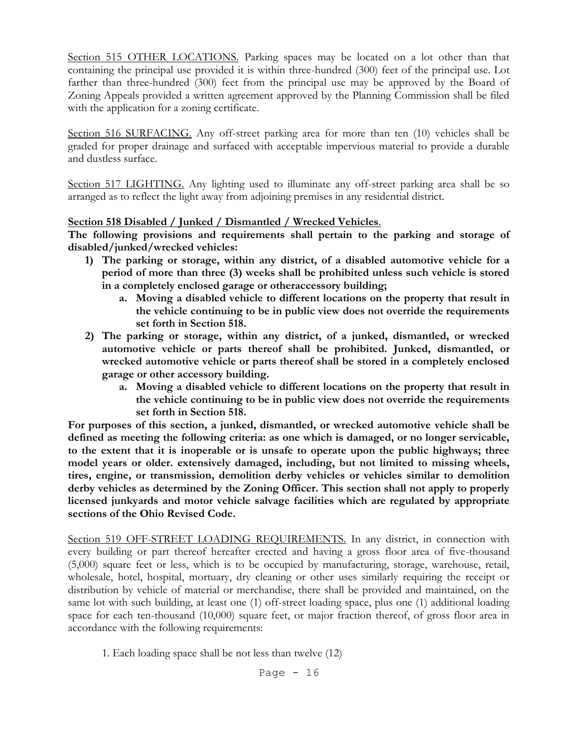<u>Section 515 OTHER LOCATIONS.</u> Parking spaces may be located on a lot other than that containing the principal use provided it is within three-hundred (300) feet of the principal use. Lot farther than three-hundred (300) feet from the principal use may be approved by the Board of Zoning Appeals provided a written agreement approved by the Planning Commission shall be filed with the application for a zoning certificate.

<u>Section 516 SURFACING.</u> Any off-street parking area for more than ten (10) vehicles shall be graded for proper drainage and surfaced with acceptable impervious material to provide a durable and dustless surface.

<u>Section 517 LIGHTING.</u> Any lighting used to illuminate any off-street parking area shall be so arranged as to reflect the light away from adjoining premises in any residential district.

**<u>Section 518 Disabled / Junked / Dismantled / Wrecked Vehicles</u>.**

**The following provisions and requirements shall pertain to the parking and storage of disabled/junked/wrecked vehicles:**

1) **The parking or storage, within any district, of a disabled automotive vehicle for a period of more than three (3) weeks shall be prohibited unless such vehicle is stored in a completely enclosed garage or otheraccessory building;**
   a. **Moving a disabled vehicle to different locations on the property that result in the vehicle continuing to be in public view does not override the requirements set forth in Section 518.**
2) **The parking or storage, within any district, of a junked, dismantled, or wrecked automotive vehicle or parts thereof shall be prohibited. Junked, dismantled, or wrecked automotive vehicle or parts thereof shall be stored in a completely enclosed garage or other accessory building.**
   a. **Moving a disabled vehicle to different locations on the property that result in the vehicle continuing to be in public view does not override the requirements set forth in Section 518.**

**For purposes of this section, a junked, dismantled, or wrecked automotive vehicle shall be defined as meeting the following criteria: as one which is damaged, or no longer servicable, to the extent that it is inoperable or is unsafe to operate upon the public highways; three model years or older. extensively damaged, including, but not limited to missing wheels, tires, engine, or transmission, demolition derby vehicles or vehicles similar to demolition derby vehicles as determined by the Zoning Officer. This section shall not apply to properly licensed junkyards and motor vehicle salvage facilities which are regulated by appropriate sections of the Ohio Revised Code.**

<u>Section 519 OFF-STREET LOADING REQUIREMENTS.</u> In any district, in connection with every building or part thereof hereafter erected and having a gross floor area of five-thousand (5,000) square feet or less, which is to be occupied by manufacturing, storage, warehouse, retail, wholesale, hotel, hospital, mortuary, dry cleaning or other uses similarly requiring the receipt or distribution by vehicle of material or merchandise, there shall be provided and maintained, on the same lot with such building, at least one (1) off-street loading space, plus one (1) additional loading space for each ten-thousand (10,000) square feet, or major fraction thereof, of gross floor area in accordance with the following requirements:

1. Each loading space shall be not less than twelve (12)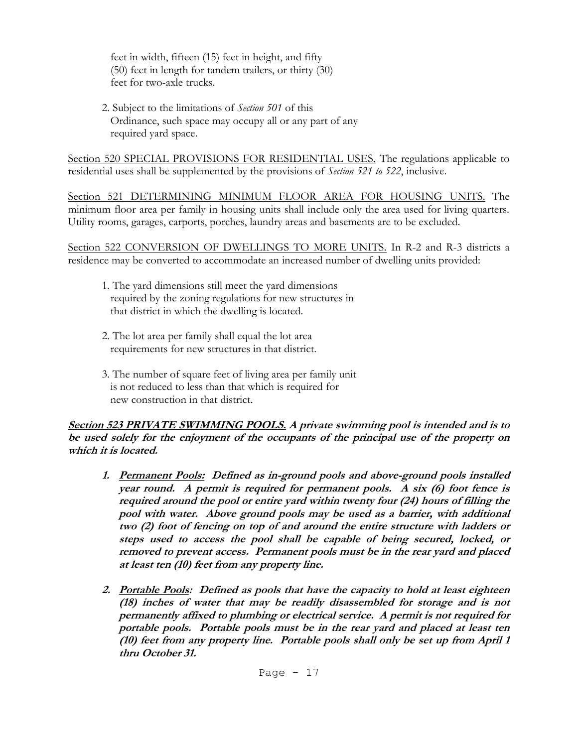feet in width, fifteen (15) feet in height, and fifty (50) feet in length for tandem trailers, or thirty (30) feet for two-axle trucks.

2. Subject to the limitations of *Section 501* of this Ordinance, such space may occupy all or any part of any required yard space.

Section 520 SPECIAL PROVISIONS FOR RESIDENTIAL USES. The regulations applicable to residential uses shall be supplemented by the provisions of *Section 521 to 522*, inclusive.

Section 521 DETERMINING MINIMUM FLOOR AREA FOR HOUSING UNITS. The minimum floor area per family in housing units shall include only the area used for living quarters. Utility rooms, garages, carports, porches, laundry areas and basements are to be excluded.

Section 522 CONVERSION OF DWELLINGS TO MORE UNITS. In R-2 and R-3 districts a residence may be converted to accommodate an increased number of dwelling units provided:

1. The yard dimensions still meet the yard dimensions required by the zoning regulations for new structures in that district in which the dwelling is located.

2. The lot area per family shall equal the lot area requirements for new structures in that district.

3. The number of square feet of living area per family unit is not reduced to less than that which is required for new construction in that district.

***Section 523 PRIVATE SWIMMING POOLS.* A private swimming pool is intended and is to be used solely for the enjoyment of the occupants of the principal use of the property on which it is located.**

1. ***Permanent Pools:* Defined as in-ground pools and above-ground pools installed year round. A permit is required for permanent pools. A six (6) foot fence is required around the pool or entire yard within twenty four (24) hours of filling the pool with water. Above ground pools may be used as a barrier, with additional two (2) foot of fencing on top of and around the entire structure with ladders or steps used to access the pool shall be capable of being secured, locked, or removed to prevent access. Permanent pools must be in the rear yard and placed at least ten (10) feet from any property line.**

2. ***Portable Pools:* Defined as pools that have the capacity to hold at least eighteen (18) inches of water that may be readily disassembled for storage and is not permanently affixed to plumbing or electrical service. A permit is not required for portable pools. Portable pools must be in the rear yard and placed at least ten (10) feet from any property line. Portable pools shall only be set up from April 1 thru October 31.**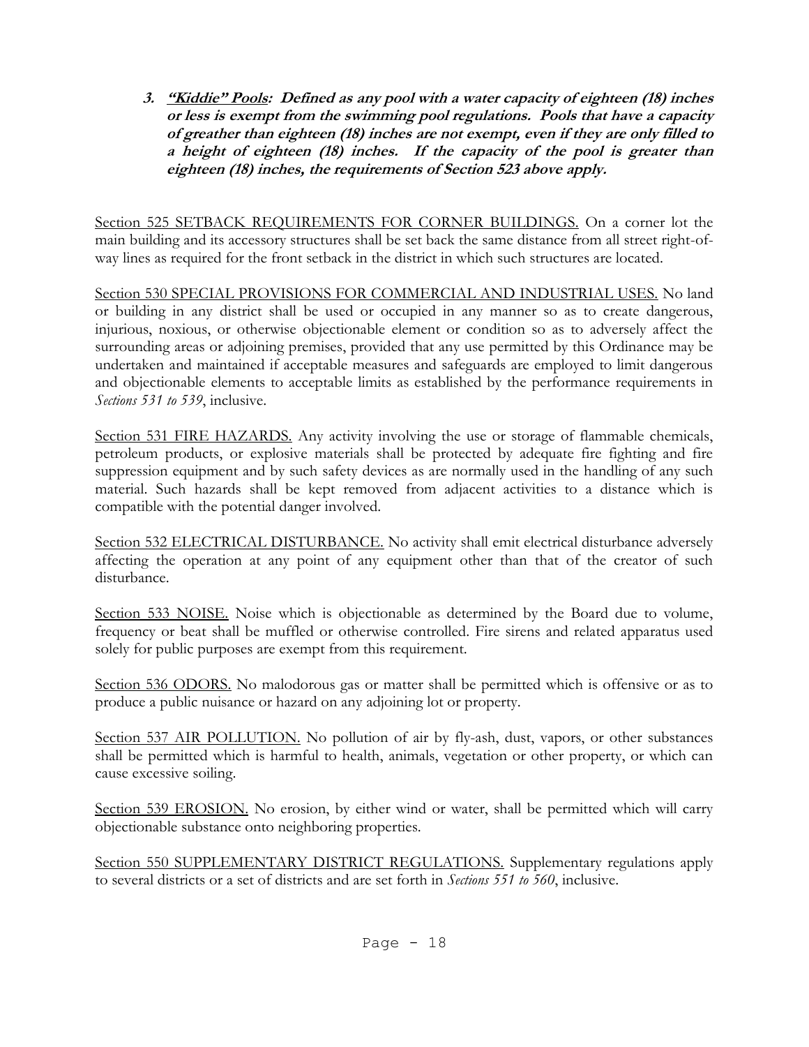3. ***<u>"Kiddie" Pools</u>*****: Defined as any pool with a water capacity of eighteen (18) inches or less is exempt from the swimming pool regulations. Pools that have a capacity of greather than eighteen (18) inches are not exempt, even if they are only filled to a height of eighteen (18) inches. If the capacity of the pool is greater than eighteen (18) inches, the requirements of Section 523 above apply.**

<u>Section 525 SETBACK REQUIREMENTS FOR CORNER BUILDINGS.</u> On a corner lot the main building and its accessory structures shall be set back the same distance from all street right-of-way lines as required for the front setback in the district in which such structures are located.

<u>Section 530 SPECIAL PROVISIONS FOR COMMERCIAL AND INDUSTRIAL USES.</u> No land or building in any district shall be used or occupied in any manner so as to create dangerous, injurious, noxious, or otherwise objectionable element or condition so as to adversely affect the surrounding areas or adjoining premises, provided that any use permitted by this Ordinance may be undertaken and maintained if acceptable measures and safeguards are employed to limit dangerous and objectionable elements to acceptable limits as established by the performance requirements in *Sections 531 to 539*, inclusive.

<u>Section 531 FIRE HAZARDS.</u> Any activity involving the use or storage of flammable chemicals, petroleum products, or explosive materials shall be protected by adequate fire fighting and fire suppression equipment and by such safety devices as are normally used in the handling of any such material. Such hazards shall be kept removed from adjacent activities to a distance which is compatible with the potential danger involved.

<u>Section 532 ELECTRICAL DISTURBANCE.</u> No activity shall emit electrical disturbance adversely affecting the operation at any point of any equipment other than that of the creator of such disturbance.

<u>Section 533 NOISE.</u> Noise which is objectionable as determined by the Board due to volume, frequency or beat shall be muffled or otherwise controlled. Fire sirens and related apparatus used solely for public purposes are exempt from this requirement.

<u>Section 536 ODORS.</u> No malodorous gas or matter shall be permitted which is offensive or as to produce a public nuisance or hazard on any adjoining lot or property.

<u>Section 537 AIR POLLUTION.</u> No pollution of air by fly-ash, dust, vapors, or other substances shall be permitted which is harmful to health, animals, vegetation or other property, or which can cause excessive soiling.

<u>Section 539 EROSION.</u> No erosion, by either wind or water, shall be permitted which will carry objectionable substance onto neighboring properties.

<u>Section 550 SUPPLEMENTARY DISTRICT REGULATIONS.</u> Supplementary regulations apply to several districts or a set of districts and are set forth in *Sections 551 to 560*, inclusive.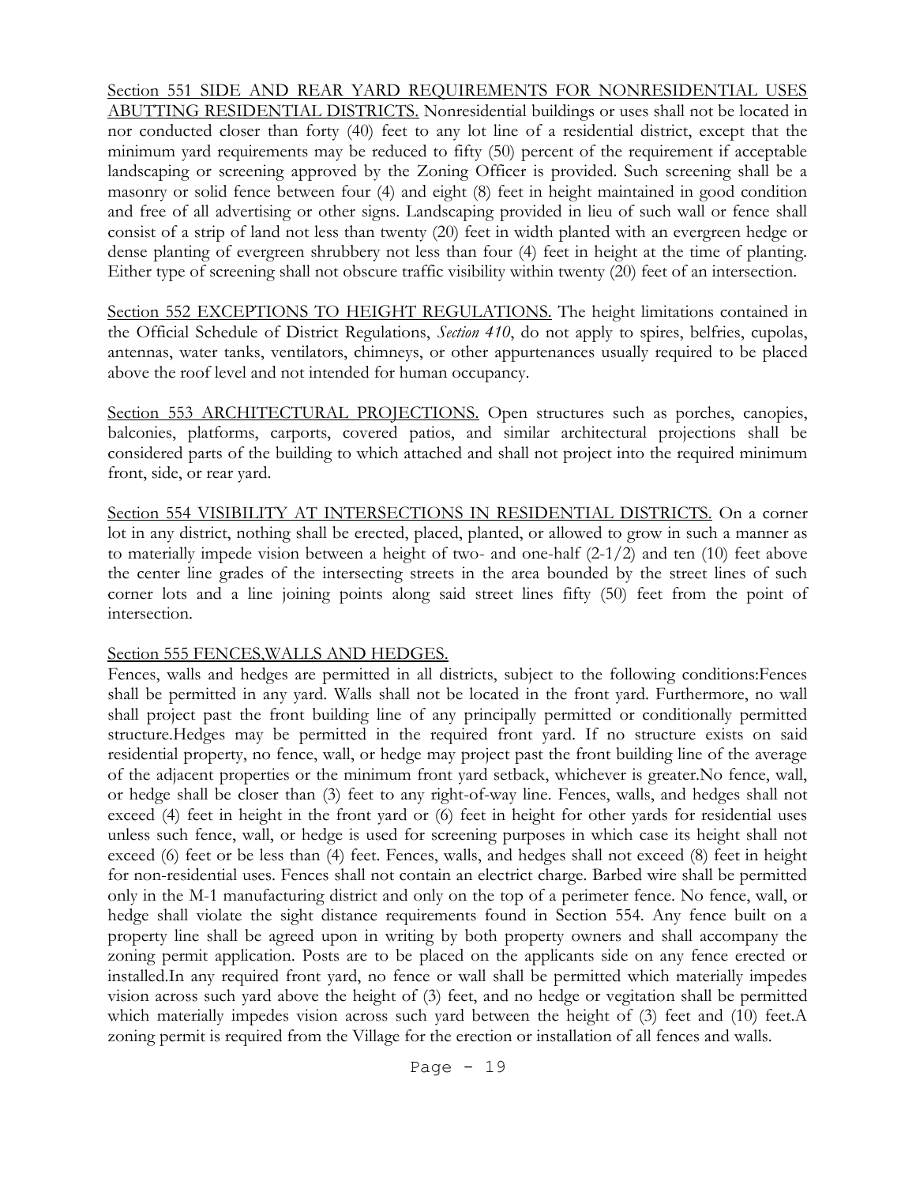Section 551 SIDE AND REAR YARD REQUIREMENTS FOR NONRESIDENTIAL USES ABUTTING RESIDENTIAL DISTRICTS. Nonresidential buildings or uses shall not be located in nor conducted closer than forty (40) feet to any lot line of a residential district, except that the minimum yard requirements may be reduced to fifty (50) percent of the requirement if acceptable landscaping or screening approved by the Zoning Officer is provided. Such screening shall be a masonry or solid fence between four (4) and eight (8) feet in height maintained in good condition and free of all advertising or other signs. Landscaping provided in lieu of such wall or fence shall consist of a strip of land not less than twenty (20) feet in width planted with an evergreen hedge or dense planting of evergreen shrubbery not less than four (4) feet in height at the time of planting. Either type of screening shall not obscure traffic visibility within twenty (20) feet of an intersection.

Section 552 EXCEPTIONS TO HEIGHT REGULATIONS. The height limitations contained in the Official Schedule of District Regulations, *Section 410*, do not apply to spires, belfries, cupolas, antennas, water tanks, ventilators, chimneys, or other appurtenances usually required to be placed above the roof level and not intended for human occupancy.

Section 553 ARCHITECTURAL PROJECTIONS. Open structures such as porches, canopies, balconies, platforms, carports, covered patios, and similar architectural projections shall be considered parts of the building to which attached and shall not project into the required minimum front, side, or rear yard.

Section 554 VISIBILITY AT INTERSECTIONS IN RESIDENTIAL DISTRICTS. On a corner lot in any district, nothing shall be erected, placed, planted, or allowed to grow in such a manner as to materially impede vision between a height of two- and one-half (2-1/2) and ten (10) feet above the center line grades of the intersecting streets in the area bounded by the street lines of such corner lots and a line joining points along said street lines fifty (50) feet from the point of intersection.

Section 555 FENCES,WALLS AND HEDGES.

Fences, walls and hedges are permitted in all districts, subject to the following conditions:Fences shall be permitted in any yard. Walls shall not be located in the front yard. Furthermore, no wall shall project past the front building line of any principally permitted or conditionally permitted structure.Hedges may be permitted in the required front yard. If no structure exists on said residential property, no fence, wall, or hedge may project past the front building line of the average of the adjacent properties or the minimum front yard setback, whichever is greater.No fence, wall, or hedge shall be closer than (3) feet to any right-of-way line. Fences, walls, and hedges shall not exceed (4) feet in height in the front yard or (6) feet in height for other yards for residential uses unless such fence, wall, or hedge is used for screening purposes in which case its height shall not exceed (6) feet or be less than (4) feet. Fences, walls, and hedges shall not exceed (8) feet in height for non-residential uses. Fences shall not contain an electrict charge. Barbed wire shall be permitted only in the M-1 manufacturing district and only on the top of a perimeter fence. No fence, wall, or hedge shall violate the sight distance requirements found in Section 554. Any fence built on a property line shall be agreed upon in writing by both property owners and shall accompany the zoning permit application. Posts are to be placed on the applicants side on any fence erected or installed.In any required front yard, no fence or wall shall be permitted which materially impedes vision across such yard above the height of (3) feet, and no hedge or vegitation shall be permitted which materially impedes vision across such yard between the height of (3) feet and (10) feet.A zoning permit is required from the Village for the erection or installation of all fences and walls.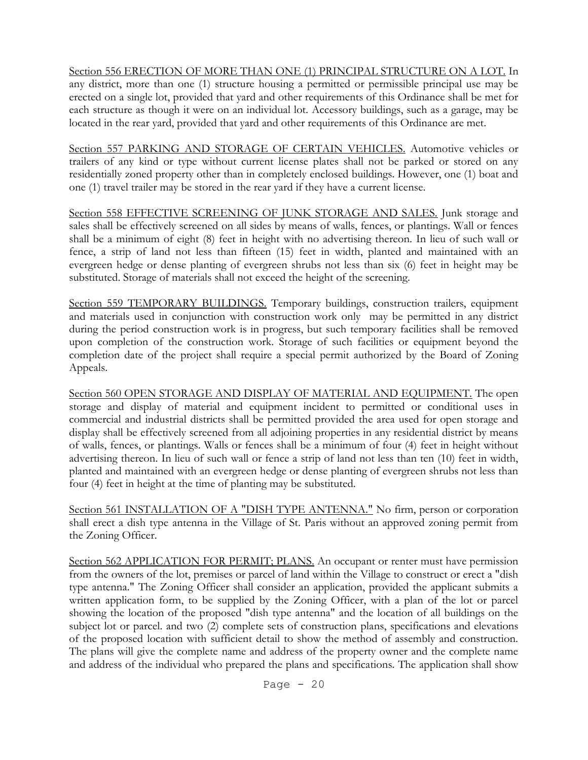<u>Section 556 ERECTION OF MORE THAN ONE (1) PRINCIPAL STRUCTURE ON A LOT.</u> In any district, more than one (1) structure housing a permitted or permissible principal use may be erected on a single lot, provided that yard and other requirements of this Ordinance shall be met for each structure as though it were on an individual lot. Accessory buildings, such as a garage, may be located in the rear yard, provided that yard and other requirements of this Ordinance are met.

<u>Section 557 PARKING AND STORAGE OF CERTAIN VEHICLES.</u> Automotive vehicles or trailers of any kind or type without current license plates shall not be parked or stored on any residentially zoned property other than in completely enclosed buildings. However, one (1) boat and one (1) travel trailer may be stored in the rear yard if they have a current license.

<u>Section 558 EFFECTIVE SCREENING OF JUNK STORAGE AND SALES.</u> Junk storage and sales shall be effectively screened on all sides by means of walls, fences, or plantings. Wall or fences shall be a minimum of eight (8) feet in height with no advertising thereon. In lieu of such wall or fence, a strip of land not less than fifteen (15) feet in width, planted and maintained with an evergreen hedge or dense planting of evergreen shrubs not less than six (6) feet in height may be substituted. Storage of materials shall not exceed the height of the screening.

<u>Section 559 TEMPORARY BUILDINGS.</u> Temporary buildings, construction trailers, equipment and materials used in conjunction with construction work only may be permitted in any district during the period construction work is in progress, but such temporary facilities shall be removed upon completion of the construction work. Storage of such facilities or equipment beyond the completion date of the project shall require a special permit authorized by the Board of Zoning Appeals.

<u>Section 560 OPEN STORAGE AND DISPLAY OF MATERIAL AND EQUIPMENT.</u> The open storage and display of material and equipment incident to permitted or conditional uses in commercial and industrial districts shall be permitted provided the area used for open storage and display shall be effectively screened from all adjoining properties in any residential district by means of walls, fences, or plantings. Walls or fences shall be a minimum of four (4) feet in height without advertising thereon. In lieu of such wall or fence a strip of land not less than ten (10) feet in width, planted and maintained with an evergreen hedge or dense planting of evergreen shrubs not less than four (4) feet in height at the time of planting may be substituted.

<u>Section 561 INSTALLATION OF A "DISH TYPE ANTENNA."</u> No firm, person or corporation shall erect a dish type antenna in the Village of St. Paris without an approved zoning permit from the Zoning Officer.

<u>Section 562 APPLICATION FOR PERMIT; PLANS.</u> An occupant or renter must have permission from the owners of the lot, premises or parcel of land within the Village to construct or erect a "dish type antenna." The Zoning Officer shall consider an application, provided the applicant submits a written application form, to be supplied by the Zoning Officer, with a plan of the lot or parcel showing the location of the proposed "dish type antenna" and the location of all buildings on the subject lot or parcel. and two (2) complete sets of construction plans, specifications and elevations of the proposed location with sufficient detail to show the method of assembly and construction. The plans will give the complete name and address of the property owner and the complete name and address of the individual who prepared the plans and specifications. The application shall show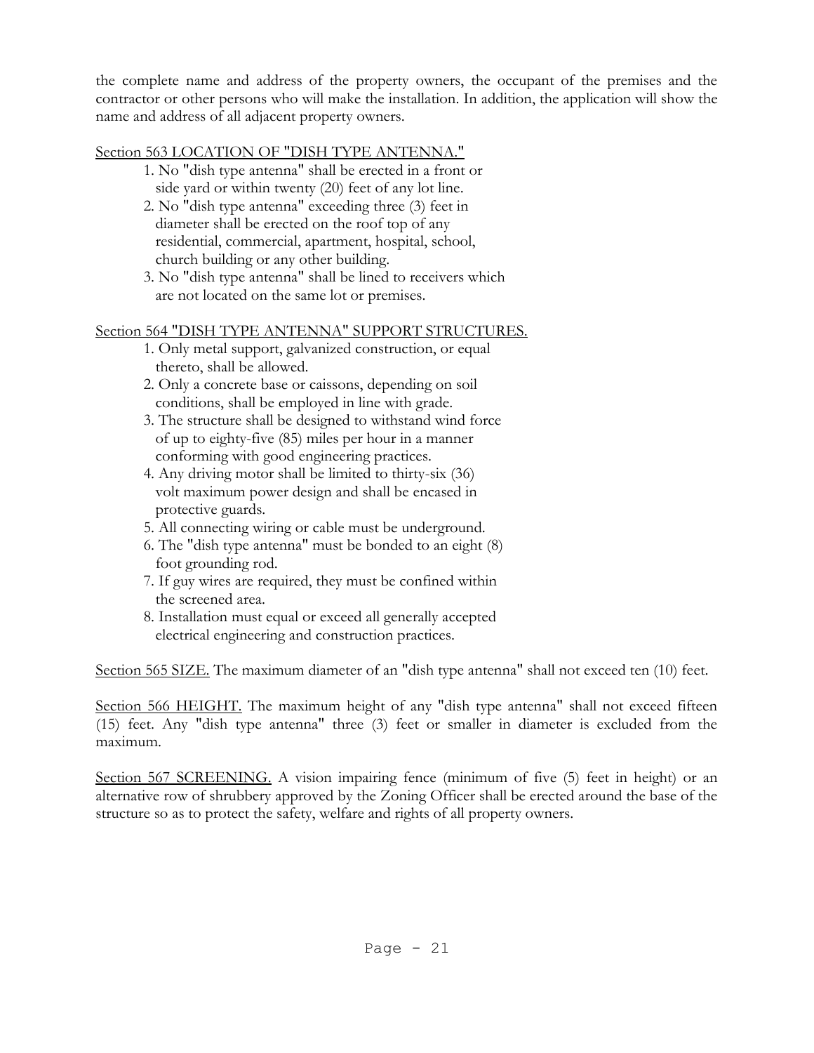the complete name and address of the property owners, the occupant of the premises and the contractor or other persons who will make the installation. In addition, the application will show the name and address of all adjacent property owners.

Section 563 LOCATION OF "DISH TYPE ANTENNA."

1. No "dish type antenna" shall be erected in a front or side yard or within twenty (20) feet of any lot line.
2. No "dish type antenna" exceeding three (3) feet in diameter shall be erected on the roof top of any residential, commercial, apartment, hospital, school, church building or any other building.
3. No "dish type antenna" shall be lined to receivers which are not located on the same lot or premises.

Section 564 "DISH TYPE ANTENNA" SUPPORT STRUCTURES.

1. Only metal support, galvanized construction, or equal thereto, shall be allowed.
2. Only a concrete base or caissons, depending on soil conditions, shall be employed in line with grade.
3. The structure shall be designed to withstand wind force of up to eighty-five (85) miles per hour in a manner conforming with good engineering practices.
4. Any driving motor shall be limited to thirty-six (36) volt maximum power design and shall be encased in protective guards.
5. All connecting wiring or cable must be underground.
6. The "dish type antenna" must be bonded to an eight (8) foot grounding rod.
7. If guy wires are required, they must be confined within the screened area.
8. Installation must equal or exceed all generally accepted electrical engineering and construction practices.

Section 565 SIZE. The maximum diameter of an "dish type antenna" shall not exceed ten (10) feet.

Section 566 HEIGHT. The maximum height of any "dish type antenna" shall not exceed fifteen (15) feet. Any "dish type antenna" three (3) feet or smaller in diameter is excluded from the maximum.

Section 567 SCREENING. A vision impairing fence (minimum of five (5) feet in height) or an alternative row of shrubbery approved by the Zoning Officer shall be erected around the base of the structure so as to protect the safety, welfare and rights of all property owners.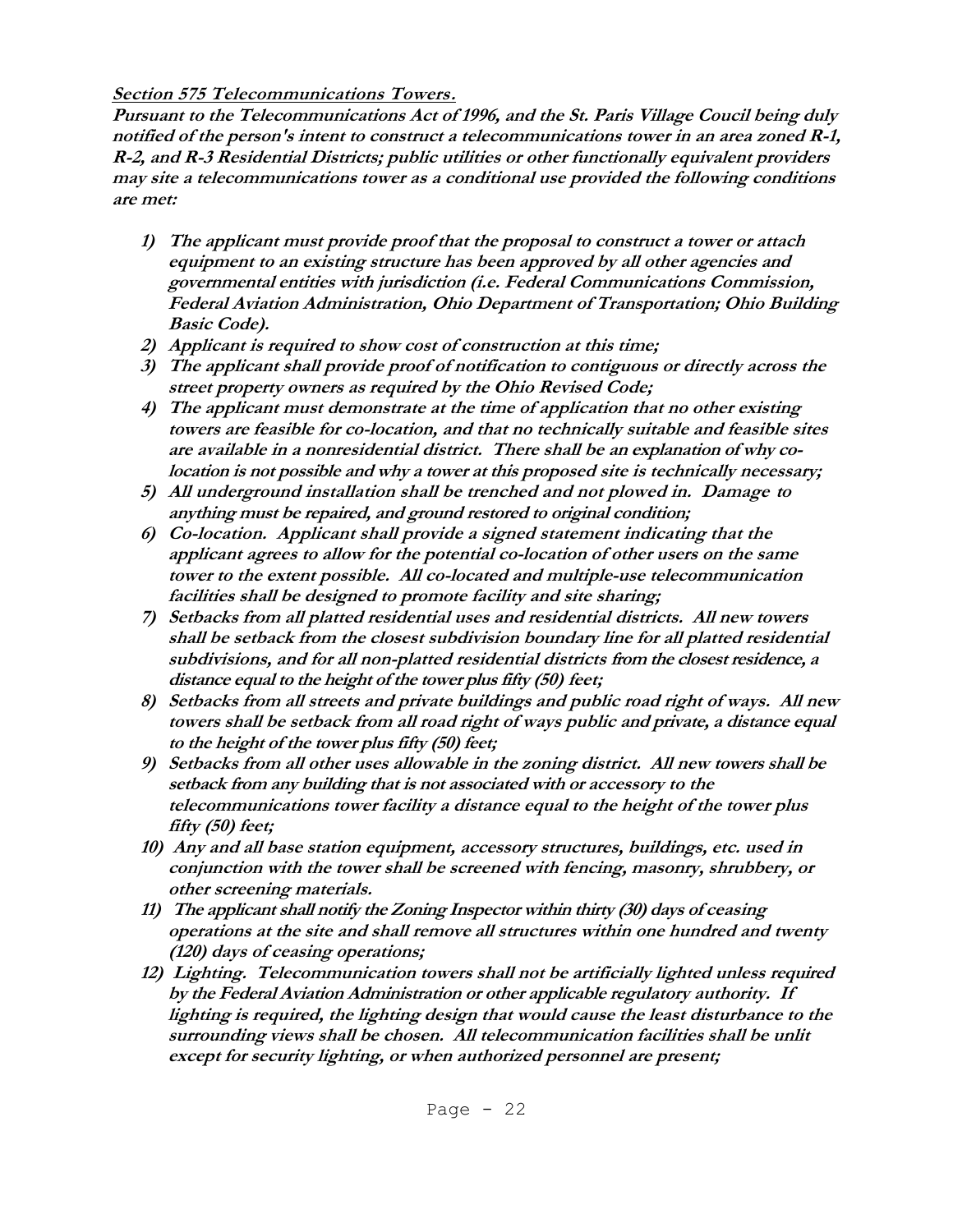***Section 575 Telecommunications Towers.***

***Pursuant to the Telecommunications Act of 1996, and the St. Paris Village Coucil being duly notified of the person's intent to construct a telecommunications tower in an area zoned R-1, R-2, and R-3 Residential Districts; public utilities or other functionally equivalent providers may site a telecommunications tower as a conditional use provided the following conditions are met:***

1) ***The applicant must provide proof that the proposal to construct a tower or attach equipment to an existing structure has been approved by all other agencies and governmental entities with jurisdiction (i.e. Federal Communications Commission, Federal Aviation Administration, Ohio Department of Transportation; Ohio Building Basic Code).***
2) ***Applicant is required to show cost of construction at this time;***
3) ***The applicant shall provide proof of notification to contiguous or directly across the street property owners as required by the Ohio Revised Code;***
4) ***The applicant must demonstrate at the time of application that no other existing towers are feasible for co-location, and that no technically suitable and feasible sites are available in a nonresidential district. There shall be an explanation of why co-location is not possible and why a tower at this proposed site is technically necessary;***
5) ***All underground installation shall be trenched and not plowed in. Damage to anything must be repaired, and ground restored to original condition;***
6) ***Co-location. Applicant shall provide a signed statement indicating that the applicant agrees to allow for the potential co-location of other users on the same tower to the extent possible. All co-located and multiple-use telecommunication facilities shall be designed to promote facility and site sharing;***
7) ***Setbacks from all platted residential uses and residential districts. All new towers shall be setback from the closest subdivision boundary line for all platted residential subdivisions, and for all non-platted residential districts from the closest residence, a distance equal to the height of the tower plus fifty (50) feet;***
8) ***Setbacks from all streets and private buildings and public road right of ways. All new towers shall be setback from all road right of ways public and private, a distance equal to the height of the tower plus fifty (50) feet;***
9) ***Setbacks from all other uses allowable in the zoning district. All new towers shall be setback from any building that is not associated with or accessory to the telecommunications tower facility a distance equal to the height of the tower plus fifty (50) feet;***
10) ***Any and all base station equipment, accessory structures, buildings, etc. used in conjunction with the tower shall be screened with fencing, masonry, shrubbery, or other screening materials.***
11) ***The applicant shall notify the Zoning Inspector within thirty (30) days of ceasing operations at the site and shall remove all structures within one hundred and twenty (120) days of ceasing operations;***
12) ***Lighting. Telecommunication towers shall not be artificially lighted unless required by the Federal Aviation Administration or other applicable regulatory authority. If lighting is required, the lighting design that would cause the least disturbance to the surrounding views shall be chosen. All telecommunication facilities shall be unlit except for security lighting, or when authorized personnel are present;***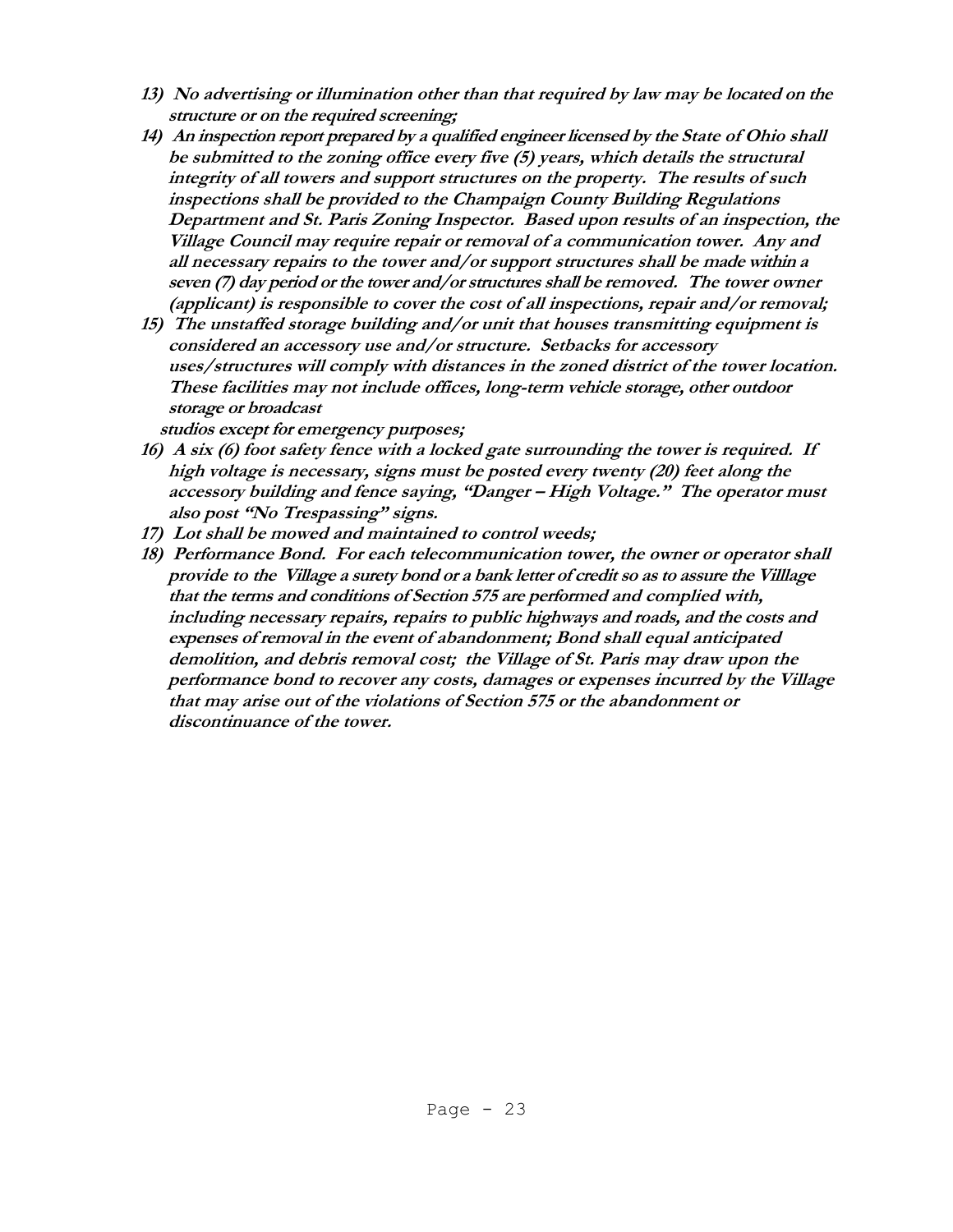13) **No advertising or illumination other than that required by law may be located on the structure or on the required screening;**
14) **An inspection report prepared by a qualified engineer licensed by the State of Ohio shall be submitted to the zoning office every five (5) years, which details the structural integrity of all towers and support structures on the property. The results of such inspections shall be provided to the Champaign County Building Regulations Department and St. Paris Zoning Inspector. Based upon results of an inspection, the Village Council may require repair or removal of a communication tower. Any and all necessary repairs to the tower and/or support structures shall be made within a seven (7) day period or the tower and/or structures shall be removed. The tower owner (applicant) is responsible to cover the cost of all inspections, repair and/or removal;**
15) **The unstaffed storage building and/or unit that houses transmitting equipment is considered an accessory use and/or structure. Setbacks for accessory uses/structures will comply with distances in the zoned district of the tower location. These facilities may not include offices, long-term vehicle storage, other outdoor storage or broadcast studios except for emergency purposes;**
16) **A six (6) foot safety fence with a locked gate surrounding the tower is required. If high voltage is necessary, signs must be posted every twenty (20) feet along the accessory building and fence saying, "Danger – High Voltage." The operator must also post "No Trespassing" signs.**
17) **Lot shall be mowed and maintained to control weeds;**
18) **Performance Bond. For each telecommunication tower, the owner or operator shall provide to the Village a surety bond or a bank letter of credit so as to assure the Villlage that the terms and conditions of Section 575 are performed and complied with, including necessary repairs, repairs to public highways and roads, and the costs and expenses of removal in the event of abandonment; Bond shall equal anticipated demolition, and debris removal cost; the Village of St. Paris may draw upon the performance bond to recover any costs, damages or expenses incurred by the Village that may arise out of the violations of Section 575 or the abandonment or discontinuance of the tower.**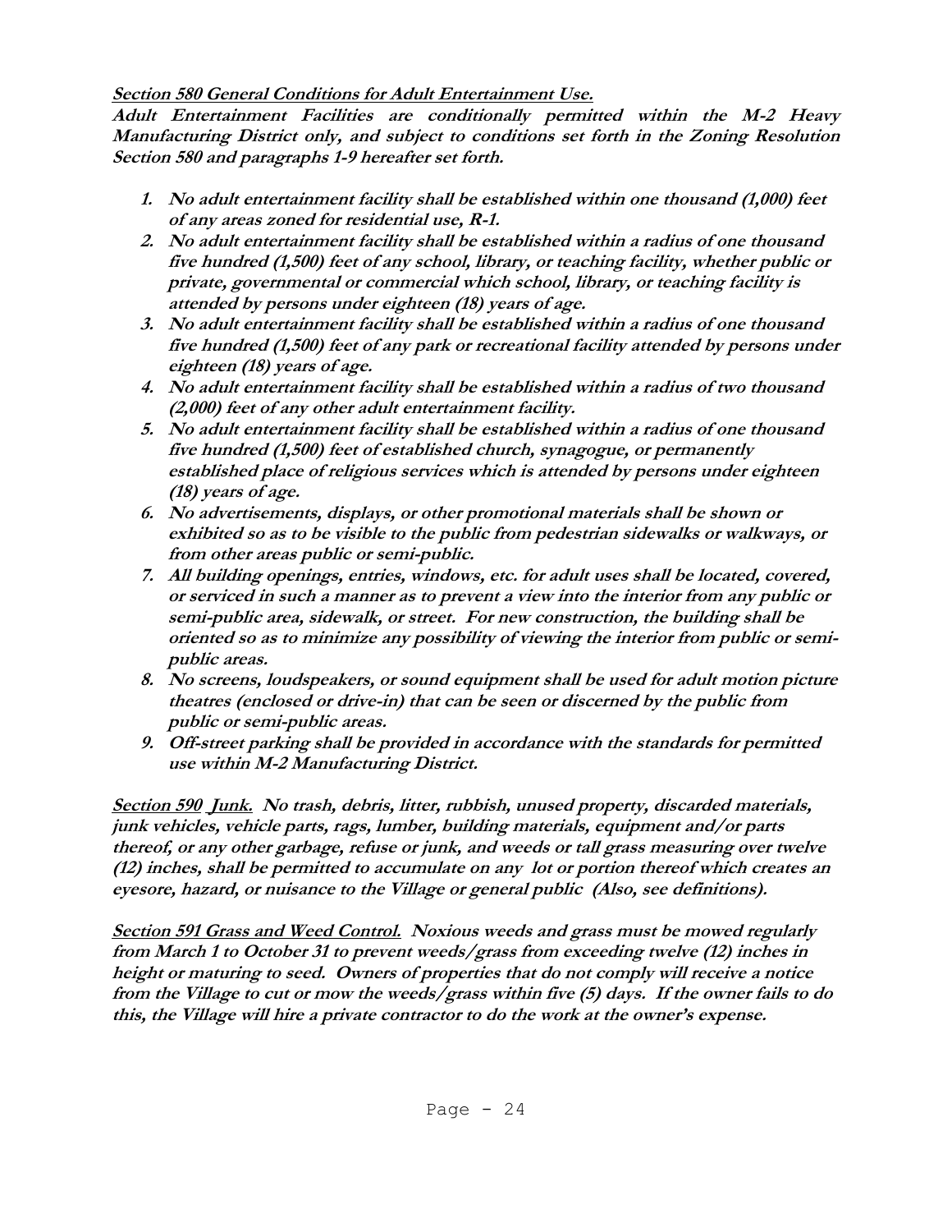***<u>Section 580 General Conditions for Adult Entertainment Use.</u>***

***Adult Entertainment Facilities are conditionally permitted within the M-2 Heavy Manufacturing District only, and subject to conditions set forth in the Zoning Resolution Section 580 and paragraphs 1-9 hereafter set forth.***

1. ***No adult entertainment facility shall be established within one thousand (1,000) feet of any areas zoned for residential use, R-1.***
2. ***No adult entertainment facility shall be established within a radius of one thousand five hundred (1,500) feet of any school, library, or teaching facility, whether public or private, governmental or commercial which school, library, or teaching facility is attended by persons under eighteen (18) years of age.***
3. ***No adult entertainment facility shall be established within a radius of one thousand five hundred (1,500) feet of any park or recreational facility attended by persons under eighteen (18) years of age.***
4. ***No adult entertainment facility shall be established within a radius of two thousand (2,000) feet of any other adult entertainment facility.***
5. ***No adult entertainment facility shall be established within a radius of one thousand five hundred (1,500) feet of established church, synagogue, or permanently established place of religious services which is attended by persons under eighteen (18) years of age.***
6. ***No advertisements, displays, or other promotional materials shall be shown or exhibited so as to be visible to the public from pedestrian sidewalks or walkways, or from other areas public or semi-public.***
7. ***All building openings, entries, windows, etc. for adult uses shall be located, covered, or serviced in such a manner as to prevent a view into the interior from any public or semi-public area, sidewalk, or street. For new construction, the building shall be oriented so as to minimize any possibility of viewing the interior from public or semi-public areas.***
8. ***No screens, loudspeakers, or sound equipment shall be used for adult motion picture theatres (enclosed or drive-in) that can be seen or discerned by the public from public or semi-public areas.***
9. ***Off-street parking shall be provided in accordance with the standards for permitted use within M-2 Manufacturing District.***

***<u>Section 590 Junk.</u> No trash, debris, litter, rubbish, unused property, discarded materials, junk vehicles, vehicle parts, rags, lumber, building materials, equipment and/or parts thereof, or any other garbage, refuse or junk, and weeds or tall grass measuring over twelve (12) inches, shall be permitted to accumulate on any lot or portion thereof which creates an eyesore, hazard, or nuisance to the Village or general public (Also, see definitions).***

***<u>Section 591 Grass and Weed Control.</u> Noxious weeds and grass must be mowed regularly from March 1 to October 31 to prevent weeds/grass from exceeding twelve (12) inches in height or maturing to seed. Owners of properties that do not comply will receive a notice from the Village to cut or mow the weeds/grass within five (5) days. If the owner fails to do this, the Village will hire a private contractor to do the work at the owner's expense.***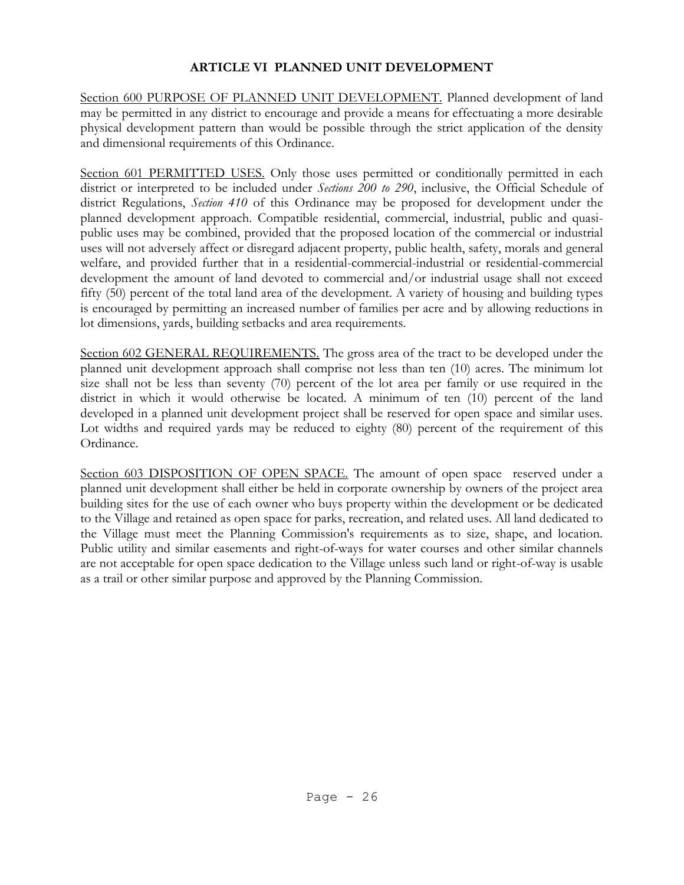# ARTICLE VI PLANNED UNIT DEVELOPMENT

Section 600 PURPOSE OF PLANNED UNIT DEVELOPMENT. Planned development of land may be permitted in any district to encourage and provide a means for effectuating a more desirable physical development pattern than would be possible through the strict application of the density and dimensional requirements of this Ordinance.

Section 601 PERMITTED USES. Only those uses permitted or conditionally permitted in each district or interpreted to be included under *Sections 200 to 290*, inclusive, the Official Schedule of district Regulations, *Section 410* of this Ordinance may be proposed for development under the planned development approach. Compatible residential, commercial, industrial, public and quasi-public uses may be combined, provided that the proposed location of the commercial or industrial uses will not adversely affect or disregard adjacent property, public health, safety, morals and general welfare, and provided further that in a residential-commercial-industrial or residential-commercial development the amount of land devoted to commercial and/or industrial usage shall not exceed fifty (50) percent of the total land area of the development. A variety of housing and building types is encouraged by permitting an increased number of families per acre and by allowing reductions in lot dimensions, yards, building setbacks and area requirements.

Section 602 GENERAL REQUIREMENTS. The gross area of the tract to be developed under the planned unit development approach shall comprise not less than ten (10) acres. The minimum lot size shall not be less than seventy (70) percent of the lot area per family or use required in the district in which it would otherwise be located. A minimum of ten (10) percent of the land developed in a planned unit development project shall be reserved for open space and similar uses. Lot widths and required yards may be reduced to eighty (80) percent of the requirement of this Ordinance.

Section 603 DISPOSITION OF OPEN SPACE. The amount of open space reserved under a planned unit development shall either be held in corporate ownership by owners of the project area building sites for the use of each owner who buys property within the development or be dedicated to the Village and retained as open space for parks, recreation, and related uses. All land dedicated to the Village must meet the Planning Commission's requirements as to size, shape, and location. Public utility and similar easements and right-of-ways for water courses and other similar channels are not acceptable for open space dedication to the Village unless such land or right-of-way is usable as a trail or other similar purpose and approved by the Planning Commission.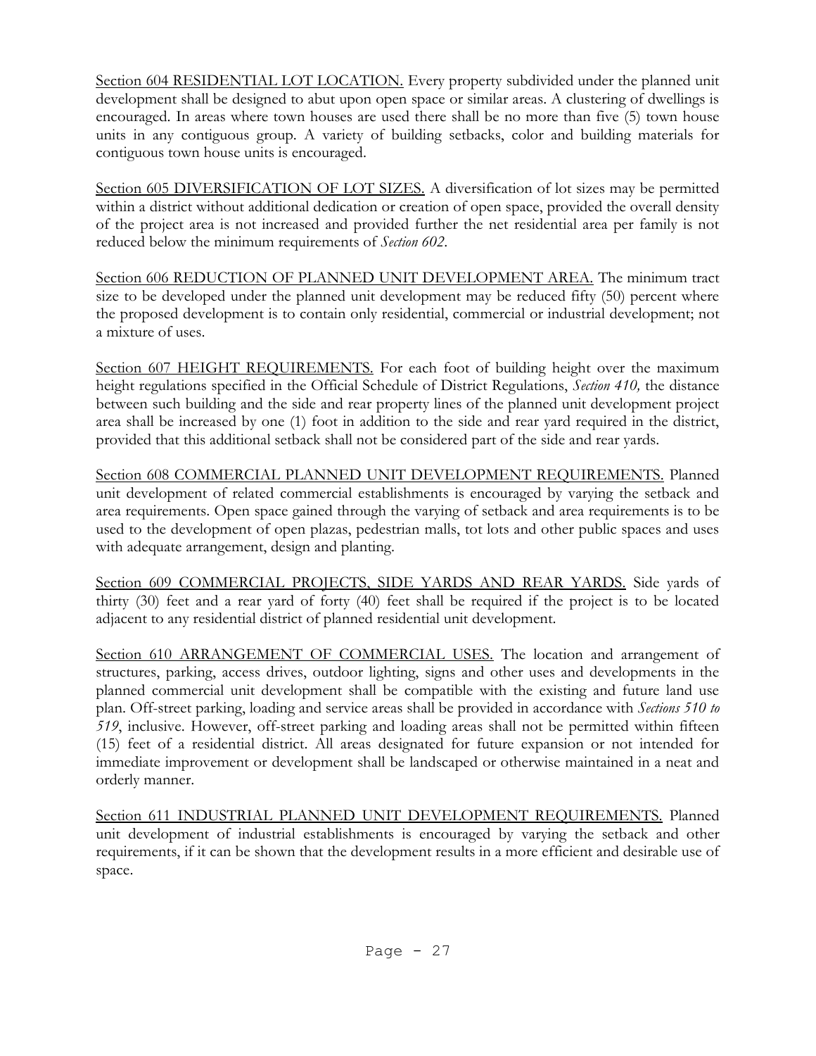Section 604 RESIDENTIAL LOT LOCATION. Every property subdivided under the planned unit development shall be designed to abut upon open space or similar areas. A clustering of dwellings is encouraged. In areas where town houses are used there shall be no more than five (5) town house units in any contiguous group. A variety of building setbacks, color and building materials for contiguous town house units is encouraged.

Section 605 DIVERSIFICATION OF LOT SIZES. A diversification of lot sizes may be permitted within a district without additional dedication or creation of open space, provided the overall density of the project area is not increased and provided further the net residential area per family is not reduced below the minimum requirements of *Section 602*.

Section 606 REDUCTION OF PLANNED UNIT DEVELOPMENT AREA. The minimum tract size to be developed under the planned unit development may be reduced fifty (50) percent where the proposed development is to contain only residential, commercial or industrial development; not a mixture of uses.

Section 607 HEIGHT REQUIREMENTS. For each foot of building height over the maximum height regulations specified in the Official Schedule of District Regulations, *Section 410,* the distance between such building and the side and rear property lines of the planned unit development project area shall be increased by one (1) foot in addition to the side and rear yard required in the district, provided that this additional setback shall not be considered part of the side and rear yards.

Section 608 COMMERCIAL PLANNED UNIT DEVELOPMENT REQUIREMENTS. Planned unit development of related commercial establishments is encouraged by varying the setback and area requirements. Open space gained through the varying of setback and area requirements is to be used to the development of open plazas, pedestrian malls, tot lots and other public spaces and uses with adequate arrangement, design and planting.

Section 609 COMMERCIAL PROJECTS, SIDE YARDS AND REAR YARDS. Side yards of thirty (30) feet and a rear yard of forty (40) feet shall be required if the project is to be located adjacent to any residential district of planned residential unit development.

Section 610 ARRANGEMENT OF COMMERCIAL USES. The location and arrangement of structures, parking, access drives, outdoor lighting, signs and other uses and developments in the planned commercial unit development shall be compatible with the existing and future land use plan. Off-street parking, loading and service areas shall be provided in accordance with *Sections 510 to 519*, inclusive. However, off-street parking and loading areas shall not be permitted within fifteen (15) feet of a residential district. All areas designated for future expansion or not intended for immediate improvement or development shall be landscaped or otherwise maintained in a neat and orderly manner.

Section 611 INDUSTRIAL PLANNED UNIT DEVELOPMENT REQUIREMENTS. Planned unit development of industrial establishments is encouraged by varying the setback and other requirements, if it can be shown that the development results in a more efficient and desirable use of space.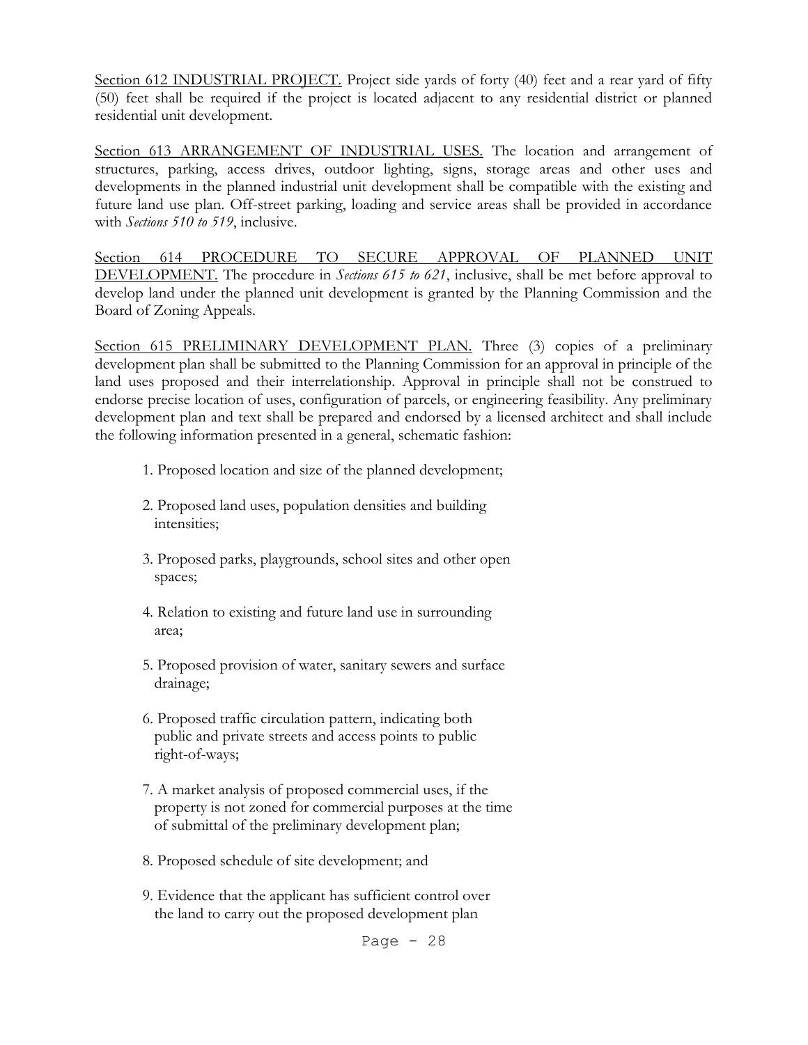<u>Section 612 INDUSTRIAL PROJECT.</u> Project side yards of forty (40) feet and a rear yard of fifty (50) feet shall be required if the project is located adjacent to any residential district or planned residential unit development.

<u>Section 613 ARRANGEMENT OF INDUSTRIAL USES.</u> The location and arrangement of structures, parking, access drives, outdoor lighting, signs, storage areas and other uses and developments in the planned industrial unit development shall be compatible with the existing and future land use plan. Off-street parking, loading and service areas shall be provided in accordance with *Sections 510 to 519*, inclusive.

<u>Section 614 PROCEDURE TO SECURE APPROVAL OF PLANNED UNIT DEVELOPMENT.</u> The procedure in *Sections 615 to 621*, inclusive, shall be met before approval to develop land under the planned unit development is granted by the Planning Commission and the Board of Zoning Appeals.

<u>Section 615 PRELIMINARY DEVELOPMENT PLAN.</u> Three (3) copies of a preliminary development plan shall be submitted to the Planning Commission for an approval in principle of the land uses proposed and their interrelationship. Approval in principle shall not be construed to endorse precise location of uses, configuration of parcels, or engineering feasibility. Any preliminary development plan and text shall be prepared and endorsed by a licensed architect and shall include the following information presented in a general, schematic fashion:

1. Proposed location and size of the planned development;
2. Proposed land uses, population densities and building intensities;
3. Proposed parks, playgrounds, school sites and other open spaces;
4. Relation to existing and future land use in surrounding area;
5. Proposed provision of water, sanitary sewers and surface drainage;
6. Proposed traffic circulation pattern, indicating both public and private streets and access points to public right-of-ways;
7. A market analysis of proposed commercial uses, if the property is not zoned for commercial purposes at the time of submittal of the preliminary development plan;
8. Proposed schedule of site development; and
9. Evidence that the applicant has sufficient control over the land to carry out the proposed development plan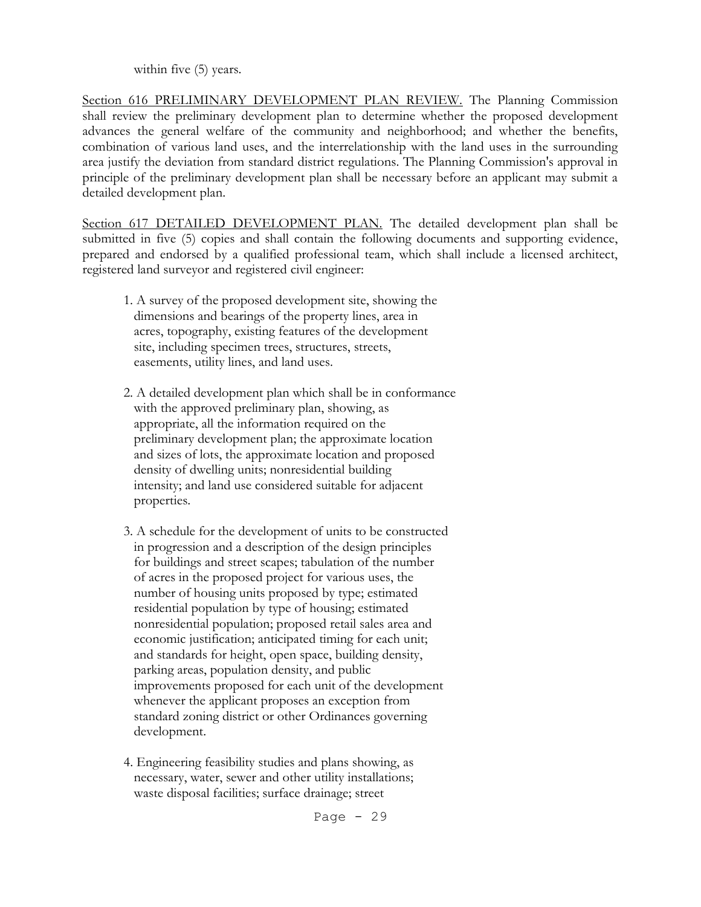within five (5) years.

<u>Section 616 PRELIMINARY DEVELOPMENT PLAN REVIEW.</u> The Planning Commission shall review the preliminary development plan to determine whether the proposed development advances the general welfare of the community and neighborhood; and whether the benefits, combination of various land uses, and the interrelationship with the land uses in the surrounding area justify the deviation from standard district regulations. The Planning Commission's approval in principle of the preliminary development plan shall be necessary before an applicant may submit a detailed development plan.

<u>Section 617 DETAILED DEVELOPMENT PLAN.</u> The detailed development plan shall be submitted in five (5) copies and shall contain the following documents and supporting evidence, prepared and endorsed by a qualified professional team, which shall include a licensed architect, registered land surveyor and registered civil engineer:

1. A survey of the proposed development site, showing the dimensions and bearings of the property lines, area in acres, topography, existing features of the development site, including specimen trees, structures, streets, easements, utility lines, and land uses.

2. A detailed development plan which shall be in conformance with the approved preliminary plan, showing, as appropriate, all the information required on the preliminary development plan; the approximate location and sizes of lots, the approximate location and proposed density of dwelling units; nonresidential building intensity; and land use considered suitable for adjacent properties.

3. A schedule for the development of units to be constructed in progression and a description of the design principles for buildings and street scapes; tabulation of the number of acres in the proposed project for various uses, the number of housing units proposed by type; estimated residential population by type of housing; estimated nonresidential population; proposed retail sales area and economic justification; anticipated timing for each unit; and standards for height, open space, building density, parking areas, population density, and public improvements proposed for each unit of the development whenever the applicant proposes an exception from standard zoning district or other Ordinances governing development.

4. Engineering feasibility studies and plans showing, as necessary, water, sewer and other utility installations; waste disposal facilities; surface drainage; street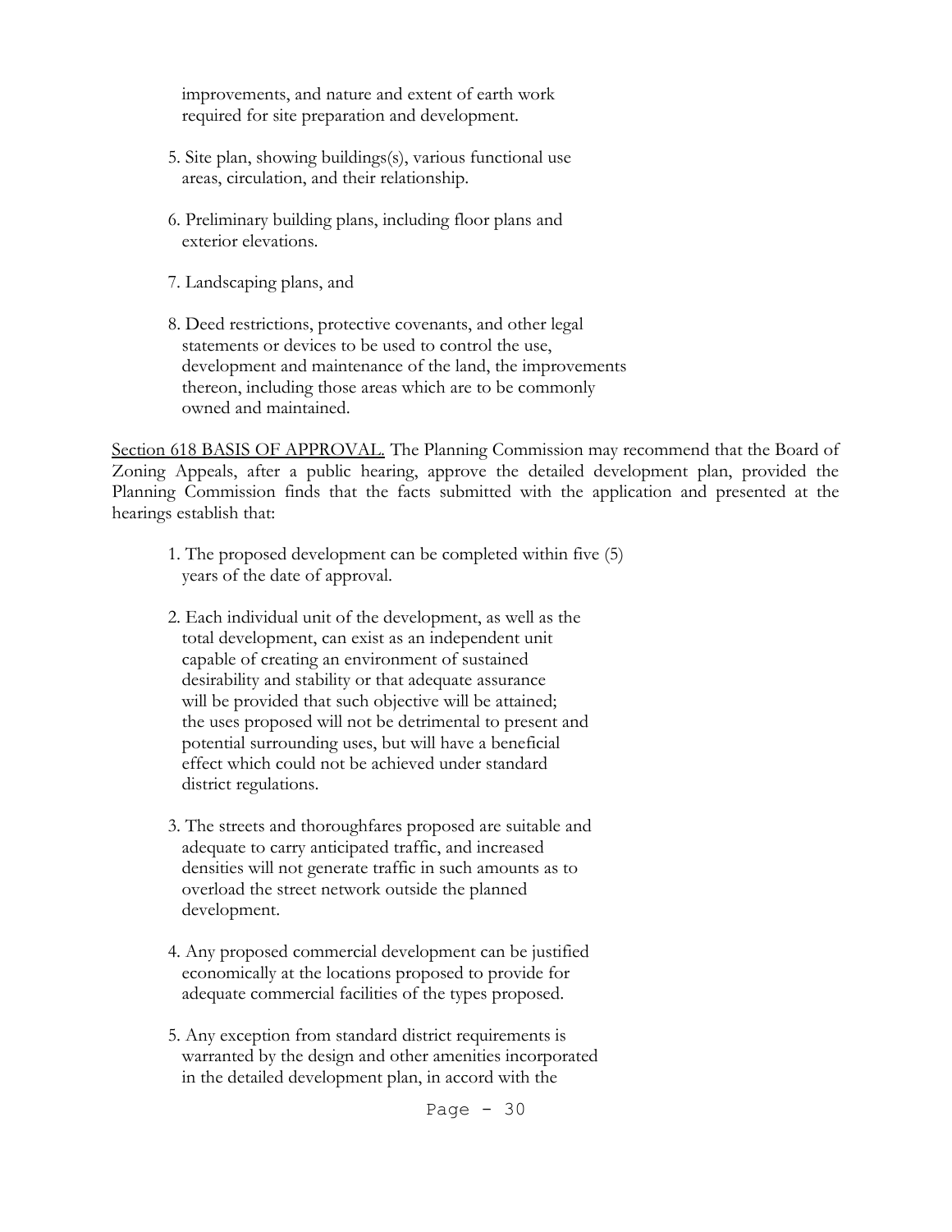improvements, and nature and extent of earth work required for site preparation and development.

5. Site plan, showing buildings(s), various functional use areas, circulation, and their relationship.

6. Preliminary building plans, including floor plans and exterior elevations.

7. Landscaping plans, and

8. Deed restrictions, protective covenants, and other legal statements or devices to be used to control the use, development and maintenance of the land, the improvements thereon, including those areas which are to be commonly owned and maintained.

Section 618 BASIS OF APPROVAL. The Planning Commission may recommend that the Board of Zoning Appeals, after a public hearing, approve the detailed development plan, provided the Planning Commission finds that the facts submitted with the application and presented at the hearings establish that:

1. The proposed development can be completed within five (5) years of the date of approval.

2. Each individual unit of the development, as well as the total development, can exist as an independent unit capable of creating an environment of sustained desirability and stability or that adequate assurance will be provided that such objective will be attained; the uses proposed will not be detrimental to present and potential surrounding uses, but will have a beneficial effect which could not be achieved under standard district regulations.

3. The streets and thoroughfares proposed are suitable and adequate to carry anticipated traffic, and increased densities will not generate traffic in such amounts as to overload the street network outside the planned development.

4. Any proposed commercial development can be justified economically at the locations proposed to provide for adequate commercial facilities of the types proposed.

5. Any exception from standard district requirements is warranted by the design and other amenities incorporated in the detailed development plan, in accord with the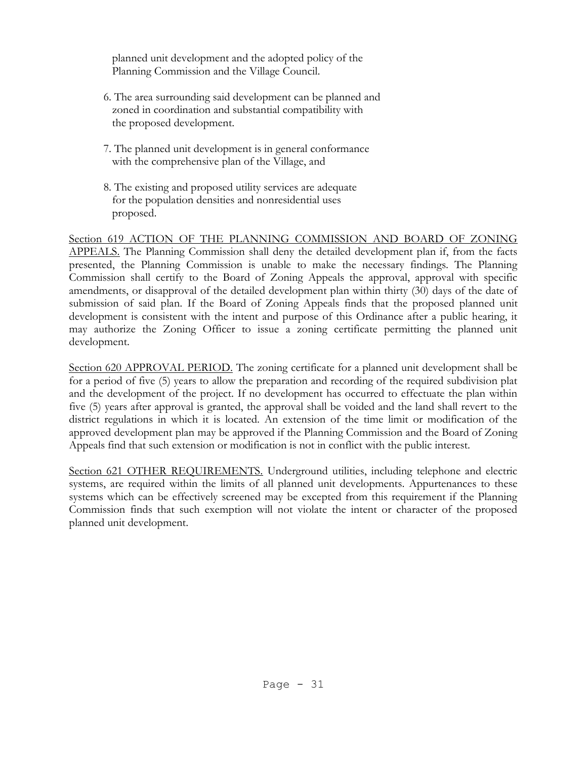planned unit development and the adopted policy of the Planning Commission and the Village Council.

6. The area surrounding said development can be planned and zoned in coordination and substantial compatibility with the proposed development.

7. The planned unit development is in general conformance with the comprehensive plan of the Village, and

8. The existing and proposed utility services are adequate for the population densities and nonresidential uses proposed.

<u>Section 619 ACTION OF THE PLANNING COMMISSION AND BOARD OF ZONING APPEALS.</u> The Planning Commission shall deny the detailed development plan if, from the facts presented, the Planning Commission is unable to make the necessary findings. The Planning Commission shall certify to the Board of Zoning Appeals the approval, approval with specific amendments, or disapproval of the detailed development plan within thirty (30) days of the date of submission of said plan. If the Board of Zoning Appeals finds that the proposed planned unit development is consistent with the intent and purpose of this Ordinance after a public hearing, it may authorize the Zoning Officer to issue a zoning certificate permitting the planned unit development.

<u>Section 620 APPROVAL PERIOD.</u> The zoning certificate for a planned unit development shall be for a period of five (5) years to allow the preparation and recording of the required subdivision plat and the development of the project. If no development has occurred to effectuate the plan within five (5) years after approval is granted, the approval shall be voided and the land shall revert to the district regulations in which it is located. An extension of the time limit or modification of the approved development plan may be approved if the Planning Commission and the Board of Zoning Appeals find that such extension or modification is not in conflict with the public interest.

<u>Section 621 OTHER REQUIREMENTS.</u> Underground utilities, including telephone and electric systems, are required within the limits of all planned unit developments. Appurtenances to these systems which can be effectively screened may be excepted from this requirement if the Planning Commission finds that such exemption will not violate the intent or character of the proposed planned unit development.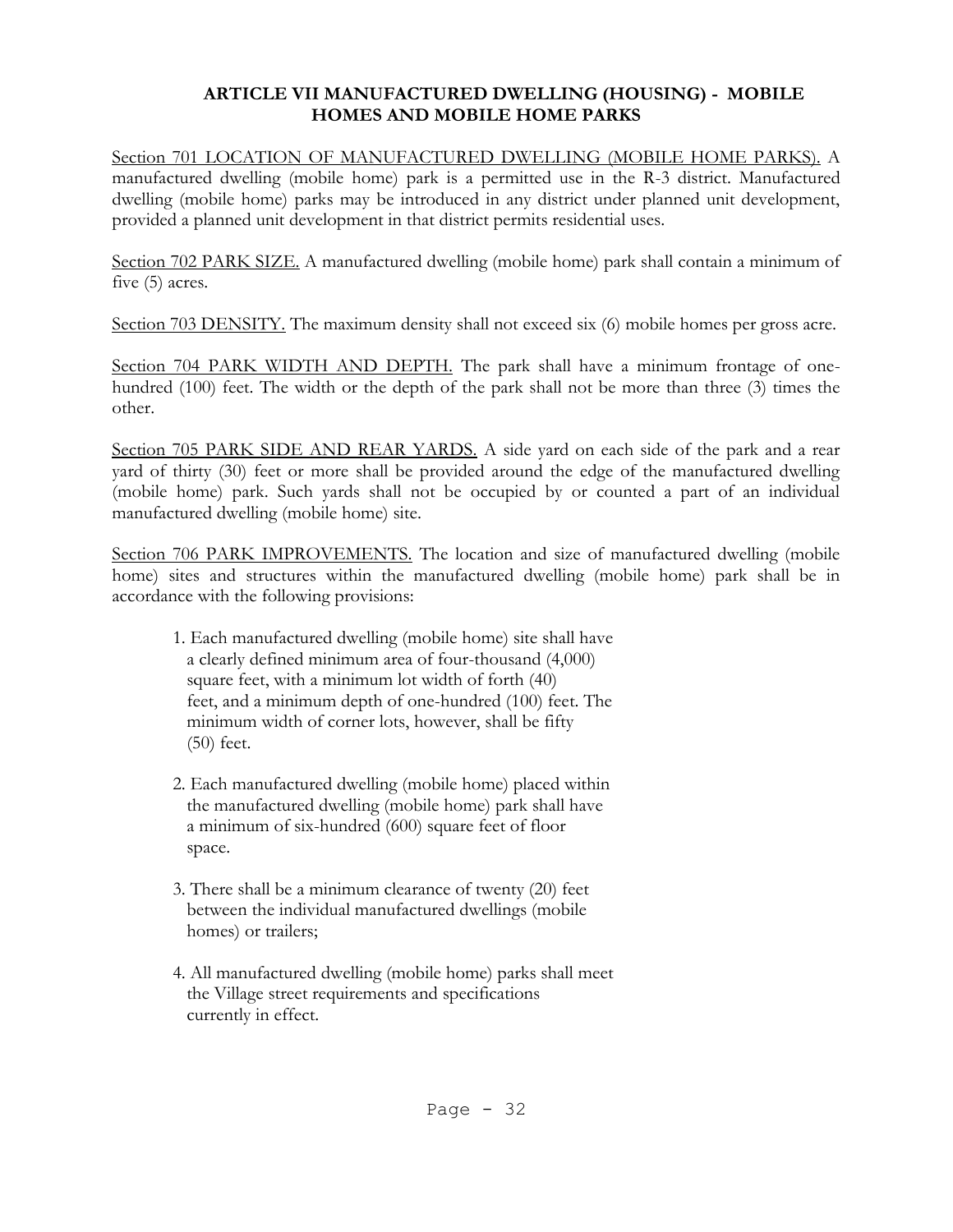## ARTICLE VII MANUFACTURED DWELLING (HOUSING) - MOBILE HOMES AND MOBILE HOME PARKS

<u>Section 701 LOCATION OF MANUFACTURED DWELLING (MOBILE HOME PARKS).</u> A manufactured dwelling (mobile home) park is a permitted use in the R-3 district. Manufactured dwelling (mobile home) parks may be introduced in any district under planned unit development, provided a planned unit development in that district permits residential uses.

<u>Section 702 PARK SIZE.</u> A manufactured dwelling (mobile home) park shall contain a minimum of five (5) acres.

<u>Section 703 DENSITY.</u> The maximum density shall not exceed six (6) mobile homes per gross acre.

<u>Section 704 PARK WIDTH AND DEPTH.</u> The park shall have a minimum frontage of one-hundred (100) feet. The width or the depth of the park shall not be more than three (3) times the other.

<u>Section 705 PARK SIDE AND REAR YARDS.</u> A side yard on each side of the park and a rear yard of thirty (30) feet or more shall be provided around the edge of the manufactured dwelling (mobile home) park. Such yards shall not be occupied by or counted a part of an individual manufactured dwelling (mobile home) site.

<u>Section 706 PARK IMPROVEMENTS.</u> The location and size of manufactured dwelling (mobile home) sites and structures within the manufactured dwelling (mobile home) park shall be in accordance with the following provisions:

1. Each manufactured dwelling (mobile home) site shall have a clearly defined minimum area of four-thousand (4,000) square feet, with a minimum lot width of forth (40) feet, and a minimum depth of one-hundred (100) feet. The minimum width of corner lots, however, shall be fifty (50) feet.

2. Each manufactured dwelling (mobile home) placed within the manufactured dwelling (mobile home) park shall have a minimum of six-hundred (600) square feet of floor space.

3. There shall be a minimum clearance of twenty (20) feet between the individual manufactured dwellings (mobile homes) or trailers;

4. All manufactured dwelling (mobile home) parks shall meet the Village street requirements and specifications currently in effect.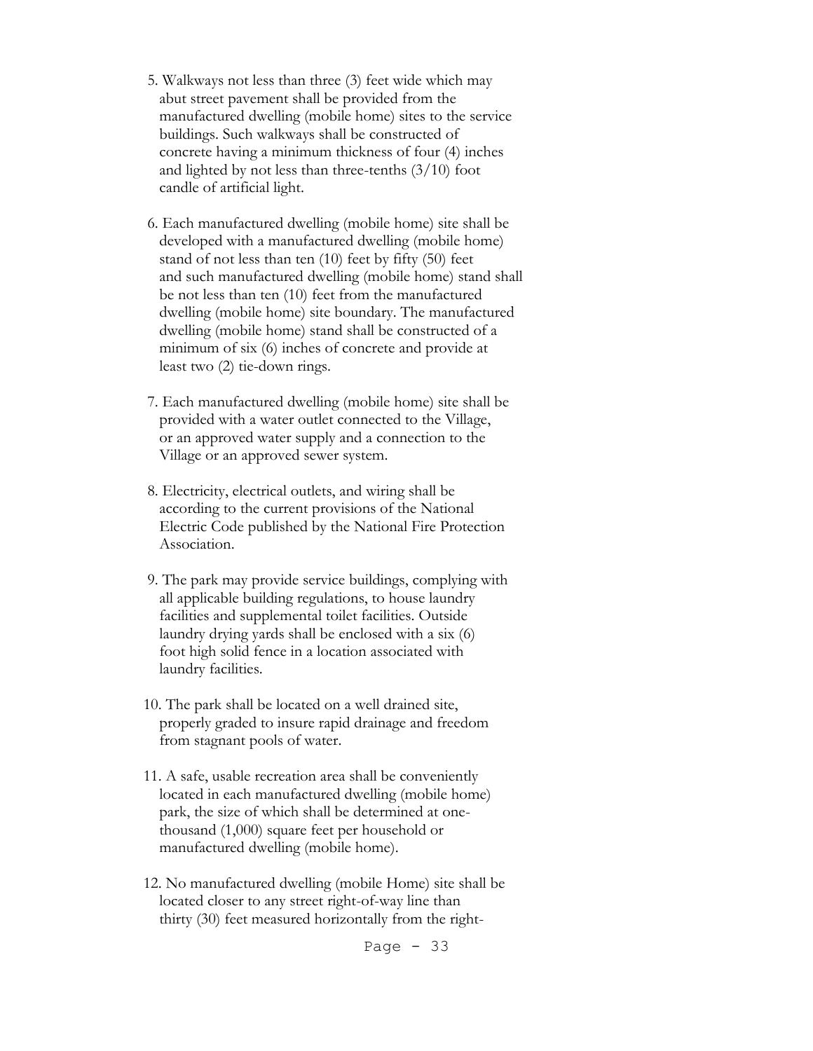5. Walkways not less than three (3) feet wide which may abut street pavement shall be provided from the manufactured dwelling (mobile home) sites to the service buildings. Such walkways shall be constructed of concrete having a minimum thickness of four (4) inches and lighted by not less than three-tenths (3/10) foot candle of artificial light.

6. Each manufactured dwelling (mobile home) site shall be developed with a manufactured dwelling (mobile home) stand of not less than ten (10) feet by fifty (50) feet and such manufactured dwelling (mobile home) stand shall be not less than ten (10) feet from the manufactured dwelling (mobile home) site boundary. The manufactured dwelling (mobile home) stand shall be constructed of a minimum of six (6) inches of concrete and provide at least two (2) tie-down rings.

7. Each manufactured dwelling (mobile home) site shall be provided with a water outlet connected to the Village, or an approved water supply and a connection to the Village or an approved sewer system.

8. Electricity, electrical outlets, and wiring shall be according to the current provisions of the National Electric Code published by the National Fire Protection Association.

9. The park may provide service buildings, complying with all applicable building regulations, to house laundry facilities and supplemental toilet facilities. Outside laundry drying yards shall be enclosed with a six (6) foot high solid fence in a location associated with laundry facilities.

10. The park shall be located on a well drained site, properly graded to insure rapid drainage and freedom from stagnant pools of water.

11. A safe, usable recreation area shall be conveniently located in each manufactured dwelling (mobile home) park, the size of which shall be determined at one-thousand (1,000) square feet per household or manufactured dwelling (mobile home).

12. No manufactured dwelling (mobile Home) site shall be located closer to any street right-of-way line than thirty (30) feet measured horizontally from the right-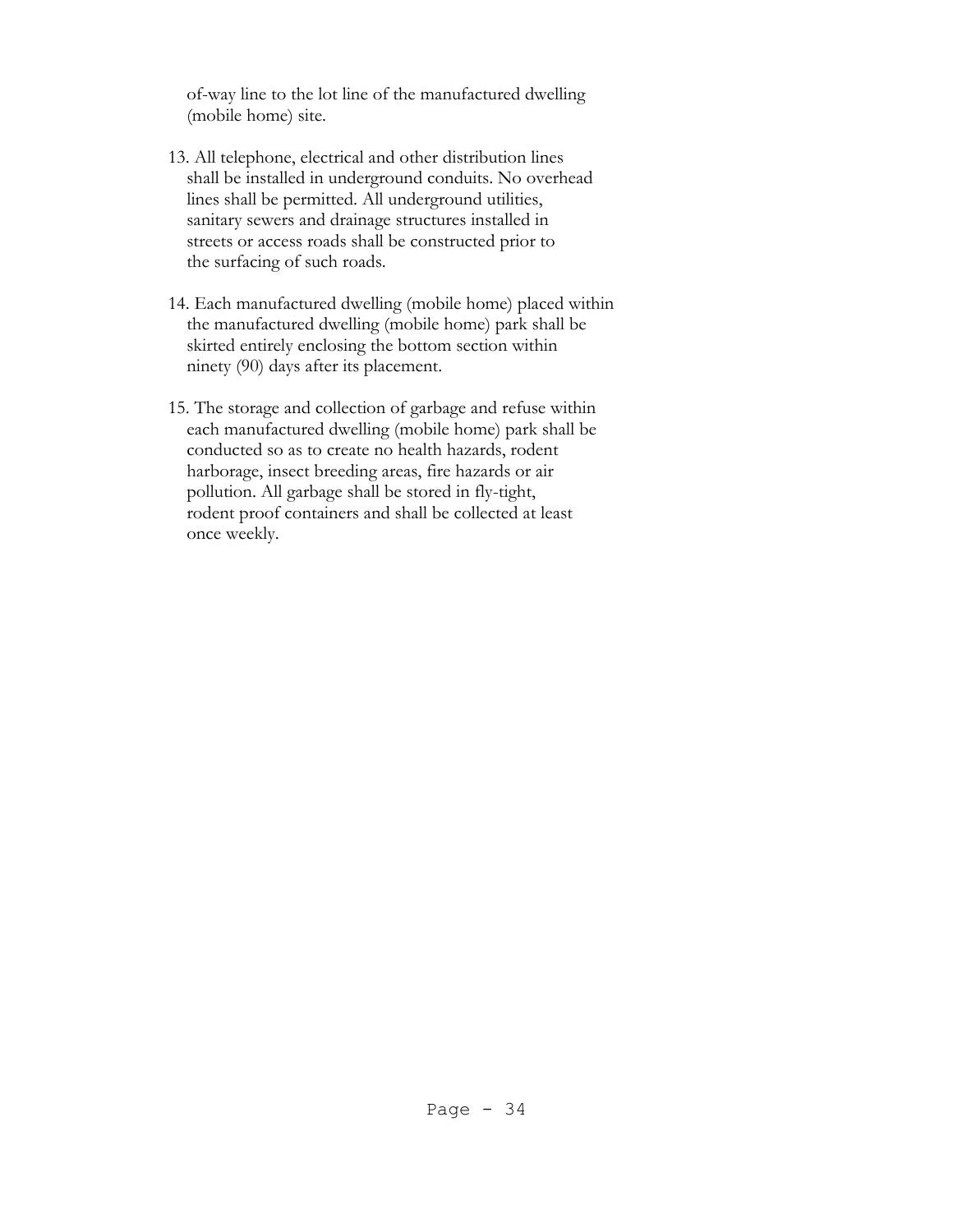of-way line to the lot line of the manufactured dwelling (mobile home) site.

13. All telephone, electrical and other distribution lines shall be installed in underground conduits. No overhead lines shall be permitted. All underground utilities, sanitary sewers and drainage structures installed in streets or access roads shall be constructed prior to the surfacing of such roads.

14. Each manufactured dwelling (mobile home) placed within the manufactured dwelling (mobile home) park shall be skirted entirely enclosing the bottom section within ninety (90) days after its placement.

15. The storage and collection of garbage and refuse within each manufactured dwelling (mobile home) park shall be conducted so as to create no health hazards, rodent harborage, insect breeding areas, fire hazards or air pollution. All garbage shall be stored in fly-tight, rodent proof containers and shall be collected at least once weekly.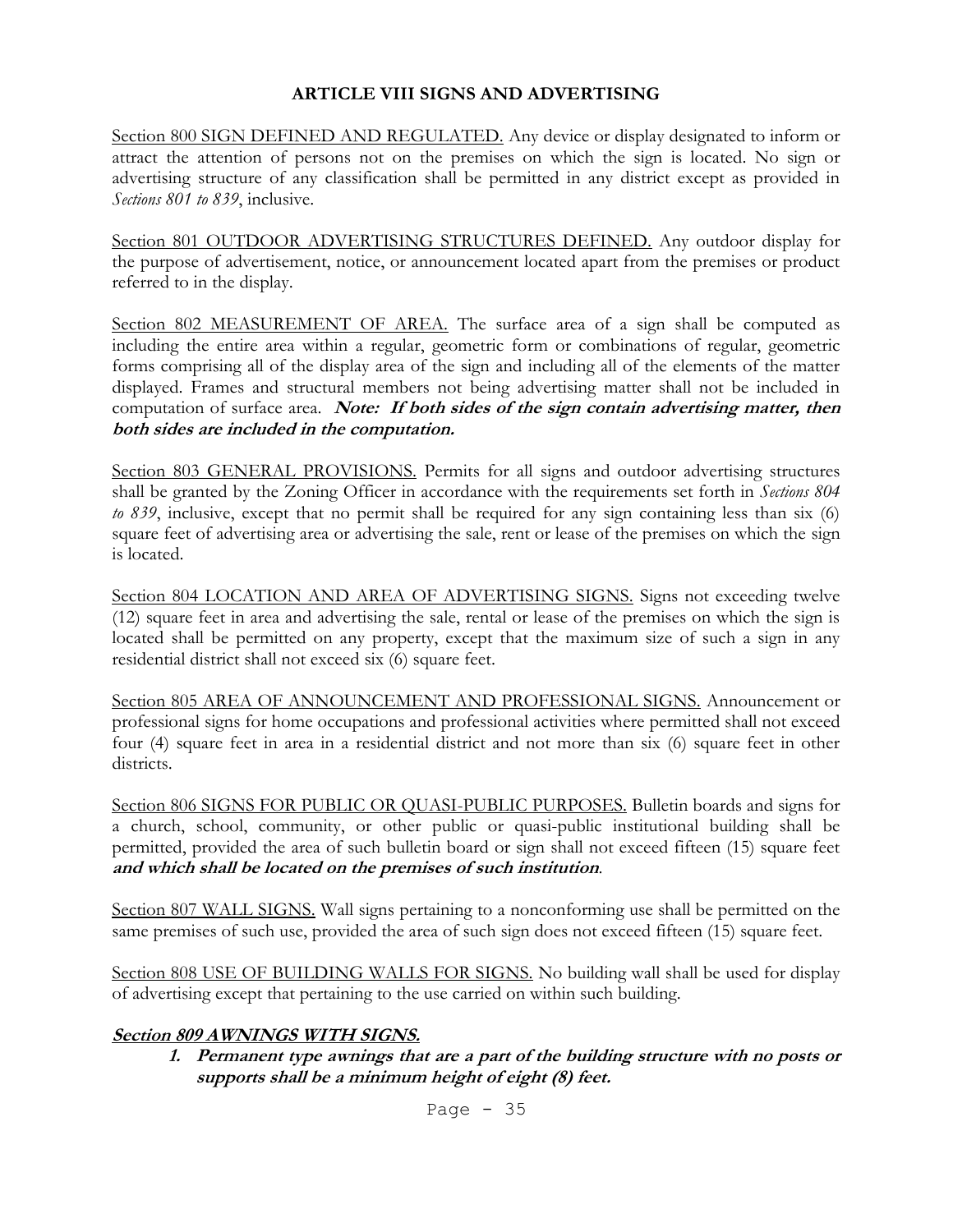# ARTICLE VIII SIGNS AND ADVERTISING

Section 800 SIGN DEFINED AND REGULATED. Any device or display designated to inform or attract the attention of persons not on the premises on which the sign is located. No sign or advertising structure of any classification shall be permitted in any district except as provided in *Sections 801 to 839*, inclusive.

Section 801 OUTDOOR ADVERTISING STRUCTURES DEFINED. Any outdoor display for the purpose of advertisement, notice, or announcement located apart from the premises or product referred to in the display.

Section 802 MEASUREMENT OF AREA. The surface area of a sign shall be computed as including the entire area within a regular, geometric form or combinations of regular, geometric forms comprising all of the display area of the sign and including all of the elements of the matter displayed. Frames and structural members not being advertising matter shall not be included in computation of surface area. ***Note: If both sides of the sign contain advertising matter, then both sides are included in the computation.***

Section 803 GENERAL PROVISIONS. Permits for all signs and outdoor advertising structures shall be granted by the Zoning Officer in accordance with the requirements set forth in *Sections 804 to 839*, inclusive, except that no permit shall be required for any sign containing less than six (6) square feet of advertising area or advertising the sale, rent or lease of the premises on which the sign is located.

Section 804 LOCATION AND AREA OF ADVERTISING SIGNS. Signs not exceeding twelve (12) square feet in area and advertising the sale, rental or lease of the premises on which the sign is located shall be permitted on any property, except that the maximum size of such a sign in any residential district shall not exceed six (6) square feet.

Section 805 AREA OF ANNOUNCEMENT AND PROFESSIONAL SIGNS. Announcement or professional signs for home occupations and professional activities where permitted shall not exceed four (4) square feet in area in a residential district and not more than six (6) square feet in other districts.

Section 806 SIGNS FOR PUBLIC OR QUASI-PUBLIC PURPOSES. Bulletin boards and signs for a church, school, community, or other public or quasi-public institutional building shall be permitted, provided the area of such bulletin board or sign shall not exceed fifteen (15) square feet ***and which shall be located on the premises of such institution***.

Section 807 WALL SIGNS. Wall signs pertaining to a nonconforming use shall be permitted on the same premises of such use, provided the area of such sign does not exceed fifteen (15) square feet.

Section 808 USE OF BUILDING WALLS FOR SIGNS. No building wall shall be used for display of advertising except that pertaining to the use carried on within such building.

***Section 809 AWNINGS WITH SIGNS.***

1. ***Permanent type awnings that are a part of the building structure with no posts or supports shall be a minimum height of eight (8) feet.***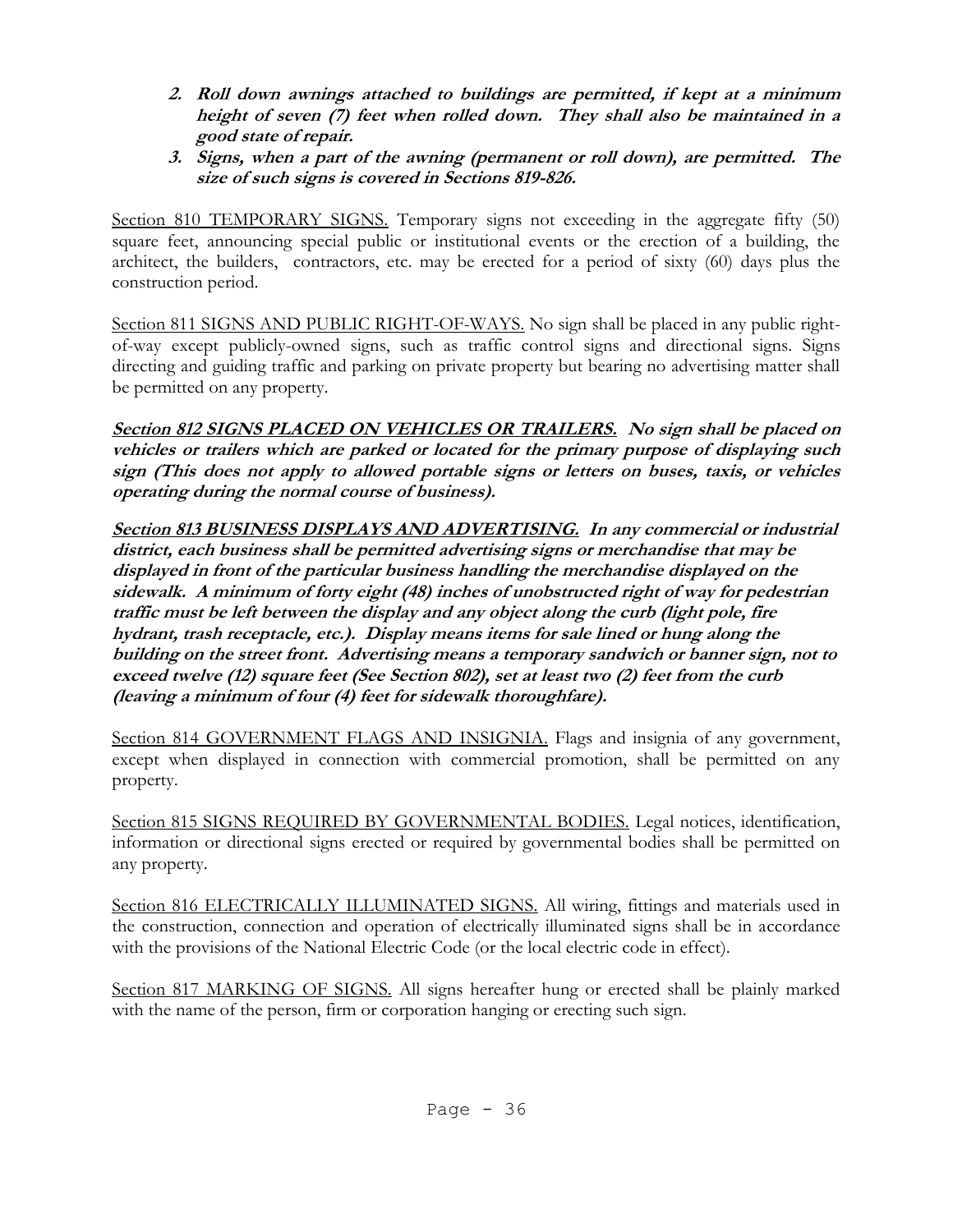2. ***Roll down awnings attached to buildings are permitted, if kept at a minimum height of seven (7) feet when rolled down. They shall also be maintained in a good state of repair.***
3. ***Signs, when a part of the awning (permanent or roll down), are permitted. The size of such signs is covered in Sections 819-826.***

Section 810 TEMPORARY SIGNS. Temporary signs not exceeding in the aggregate fifty (50) square feet, announcing special public or institutional events or the erection of a building, the architect, the builders, contractors, etc. may be erected for a period of sixty (60) days plus the construction period.

Section 811 SIGNS AND PUBLIC RIGHT-OF-WAYS. No sign shall be placed in any public right-of-way except publicly-owned signs, such as traffic control signs and directional signs. Signs directing and guiding traffic and parking on private property but bearing no advertising matter shall be permitted on any property.

***Section 812 SIGNS PLACED ON VEHICLES OR TRAILERS. No sign shall be placed on vehicles or trailers which are parked or located for the primary purpose of displaying such sign (This does not apply to allowed portable signs or letters on buses, taxis, or vehicles operating during the normal course of business).***

***Section 813 BUSINESS DISPLAYS AND ADVERTISING. In any commercial or industrial district, each business shall be permitted advertising signs or merchandise that may be displayed in front of the particular business handling the merchandise displayed on the sidewalk. A minimum of forty eight (48) inches of unobstructed right of way for pedestrian traffic must be left between the display and any object along the curb (light pole, fire hydrant, trash receptacle, etc.). Display means items for sale lined or hung along the building on the street front. Advertising means a temporary sandwich or banner sign, not to exceed twelve (12) square feet (See Section 802), set at least two (2) feet from the curb (leaving a minimum of four (4) feet for sidewalk thoroughfare).***

Section 814 GOVERNMENT FLAGS AND INSIGNIA. Flags and insignia of any government, except when displayed in connection with commercial promotion, shall be permitted on any property.

Section 815 SIGNS REQUIRED BY GOVERNMENTAL BODIES. Legal notices, identification, information or directional signs erected or required by governmental bodies shall be permitted on any property.

Section 816 ELECTRICALLY ILLUMINATED SIGNS. All wiring, fittings and materials used in the construction, connection and operation of electrically illuminated signs shall be in accordance with the provisions of the National Electric Code (or the local electric code in effect).

Section 817 MARKING OF SIGNS. All signs hereafter hung or erected shall be plainly marked with the name of the person, firm or corporation hanging or erecting such sign.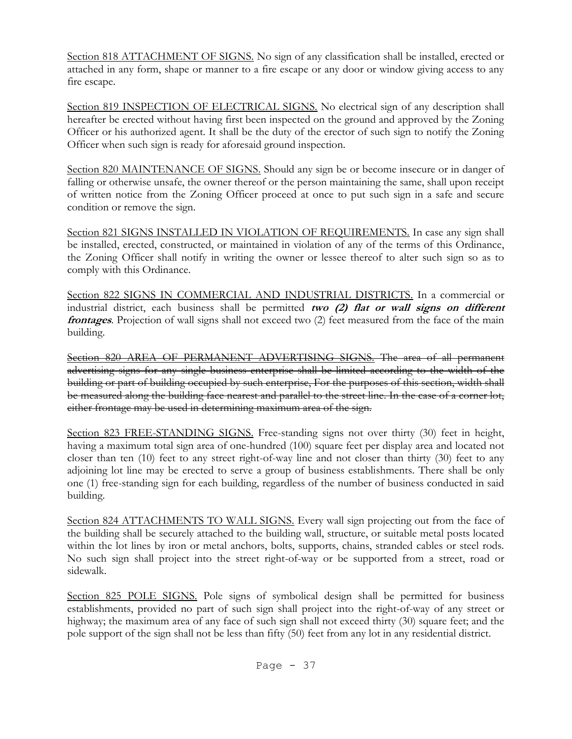<u>Section 818 ATTACHMENT OF SIGNS.</u> No sign of any classification shall be installed, erected or attached in any form, shape or manner to a fire escape or any door or window giving access to any fire escape.

<u>Section 819 INSPECTION OF ELECTRICAL SIGNS.</u> No electrical sign of any description shall hereafter be erected without having first been inspected on the ground and approved by the Zoning Officer or his authorized agent. It shall be the duty of the erector of such sign to notify the Zoning Officer when such sign is ready for aforesaid ground inspection.

<u>Section 820 MAINTENANCE OF SIGNS.</u> Should any sign be or become insecure or in danger of falling or otherwise unsafe, the owner thereof or the person maintaining the same, shall upon receipt of written notice from the Zoning Officer proceed at once to put such sign in a safe and secure condition or remove the sign.

<u>Section 821 SIGNS INSTALLED IN VIOLATION OF REQUIREMENTS.</u> In case any sign shall be installed, erected, constructed, or maintained in violation of any of the terms of this Ordinance, the Zoning Officer shall notify in writing the owner or lessee thereof to alter such sign so as to comply with this Ordinance.

<u>Section 822 SIGNS IN COMMERCIAL AND INDUSTRIAL DISTRICTS.</u> In a commercial or industrial district, each business shall be permitted ***two (2) flat or wall signs on different frontages***. Projection of wall signs shall not exceed two (2) feet measured from the face of the main building.

~~Section 820 AREA OF PERMANENT ADVERTISING SIGNS. The area of all permanent advertising signs for any single business enterprise shall be limited according to the width of the building or part of building occupied by such enterprise, For the purposes of this section, width shall be measured along the building face nearest and parallel to the street line. In the case of a corner lot, either frontage may be used in determining maximum area of the sign.~~

<u>Section 823 FREE-STANDING SIGNS.</u> Free-standing signs not over thirty (30) feet in height, having a maximum total sign area of one-hundred (100) square feet per display area and located not closer than ten (10) feet to any street right-of-way line and not closer than thirty (30) feet to any adjoining lot line may be erected to serve a group of business establishments. There shall be only one (1) free-standing sign for each building, regardless of the number of business conducted in said building.

<u>Section 824 ATTACHMENTS TO WALL SIGNS.</u> Every wall sign projecting out from the face of the building shall be securely attached to the building wall, structure, or suitable metal posts located within the lot lines by iron or metal anchors, bolts, supports, chains, stranded cables or steel rods. No such sign shall project into the street right-of-way or be supported from a street, road or sidewalk.

<u>Section 825 POLE SIGNS.</u> Pole signs of symbolical design shall be permitted for business establishments, provided no part of such sign shall project into the right-of-way of any street or highway; the maximum area of any face of such sign shall not exceed thirty (30) square feet; and the pole support of the sign shall not be less than fifty (50) feet from any lot in any residential district.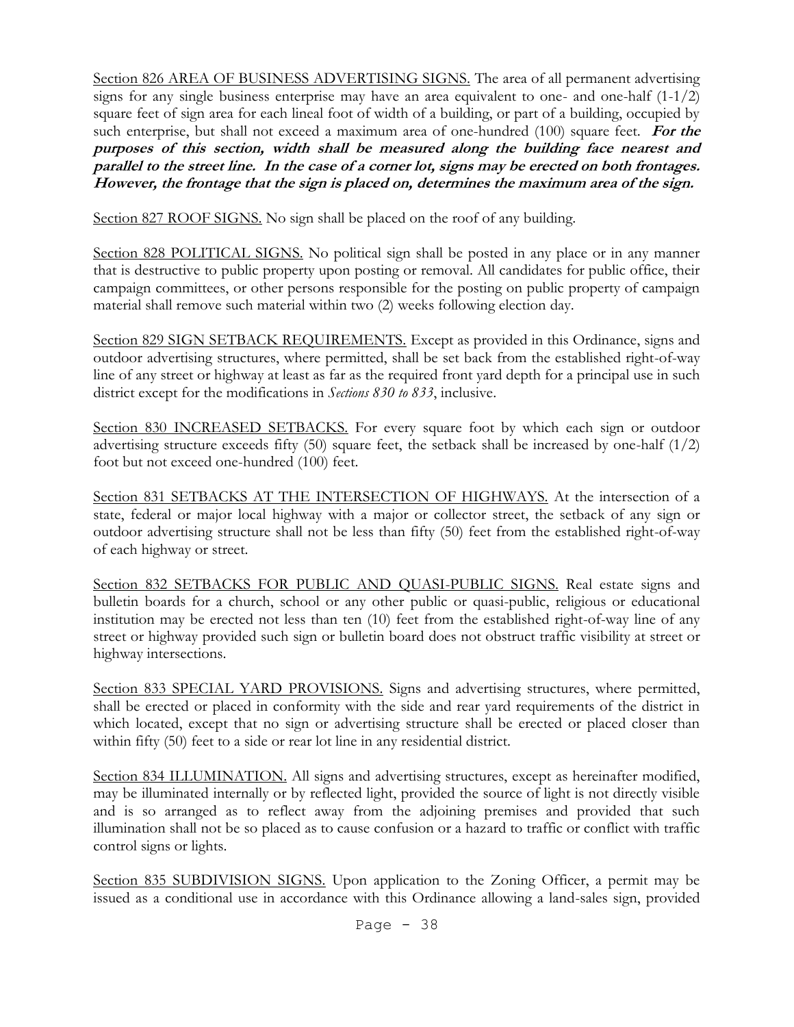Section 826 AREA OF BUSINESS ADVERTISING SIGNS. The area of all permanent advertising signs for any single business enterprise may have an area equivalent to one- and one-half (1-1/2) square feet of sign area for each lineal foot of width of a building, or part of a building, occupied by such enterprise, but shall not exceed a maximum area of one-hundred (100) square feet. ***For the purposes of this section, width shall be measured along the building face nearest and parallel to the street line. In the case of a corner lot, signs may be erected on both frontages. However, the frontage that the sign is placed on, determines the maximum area of the sign.***

Section 827 ROOF SIGNS. No sign shall be placed on the roof of any building.

Section 828 POLITICAL SIGNS. No political sign shall be posted in any place or in any manner that is destructive to public property upon posting or removal. All candidates for public office, their campaign committees, or other persons responsible for the posting on public property of campaign material shall remove such material within two (2) weeks following election day.

Section 829 SIGN SETBACK REQUIREMENTS. Except as provided in this Ordinance, signs and outdoor advertising structures, where permitted, shall be set back from the established right-of-way line of any street or highway at least as far as the required front yard depth for a principal use in such district except for the modifications in *Sections 830 to 833*, inclusive.

Section 830 INCREASED SETBACKS. For every square foot by which each sign or outdoor advertising structure exceeds fifty (50) square feet, the setback shall be increased by one-half (1/2) foot but not exceed one-hundred (100) feet.

Section 831 SETBACKS AT THE INTERSECTION OF HIGHWAYS. At the intersection of a state, federal or major local highway with a major or collector street, the setback of any sign or outdoor advertising structure shall not be less than fifty (50) feet from the established right-of-way of each highway or street.

Section 832 SETBACKS FOR PUBLIC AND QUASI-PUBLIC SIGNS. Real estate signs and bulletin boards for a church, school or any other public or quasi-public, religious or educational institution may be erected not less than ten (10) feet from the established right-of-way line of any street or highway provided such sign or bulletin board does not obstruct traffic visibility at street or highway intersections.

Section 833 SPECIAL YARD PROVISIONS. Signs and advertising structures, where permitted, shall be erected or placed in conformity with the side and rear yard requirements of the district in which located, except that no sign or advertising structure shall be erected or placed closer than within fifty (50) feet to a side or rear lot line in any residential district.

Section 834 ILLUMINATION. All signs and advertising structures, except as hereinafter modified, may be illuminated internally or by reflected light, provided the source of light is not directly visible and is so arranged as to reflect away from the adjoining premises and provided that such illumination shall not be so placed as to cause confusion or a hazard to traffic or conflict with traffic control signs or lights.

Section 835 SUBDIVISION SIGNS. Upon application to the Zoning Officer, a permit may be issued as a conditional use in accordance with this Ordinance allowing a land-sales sign, provided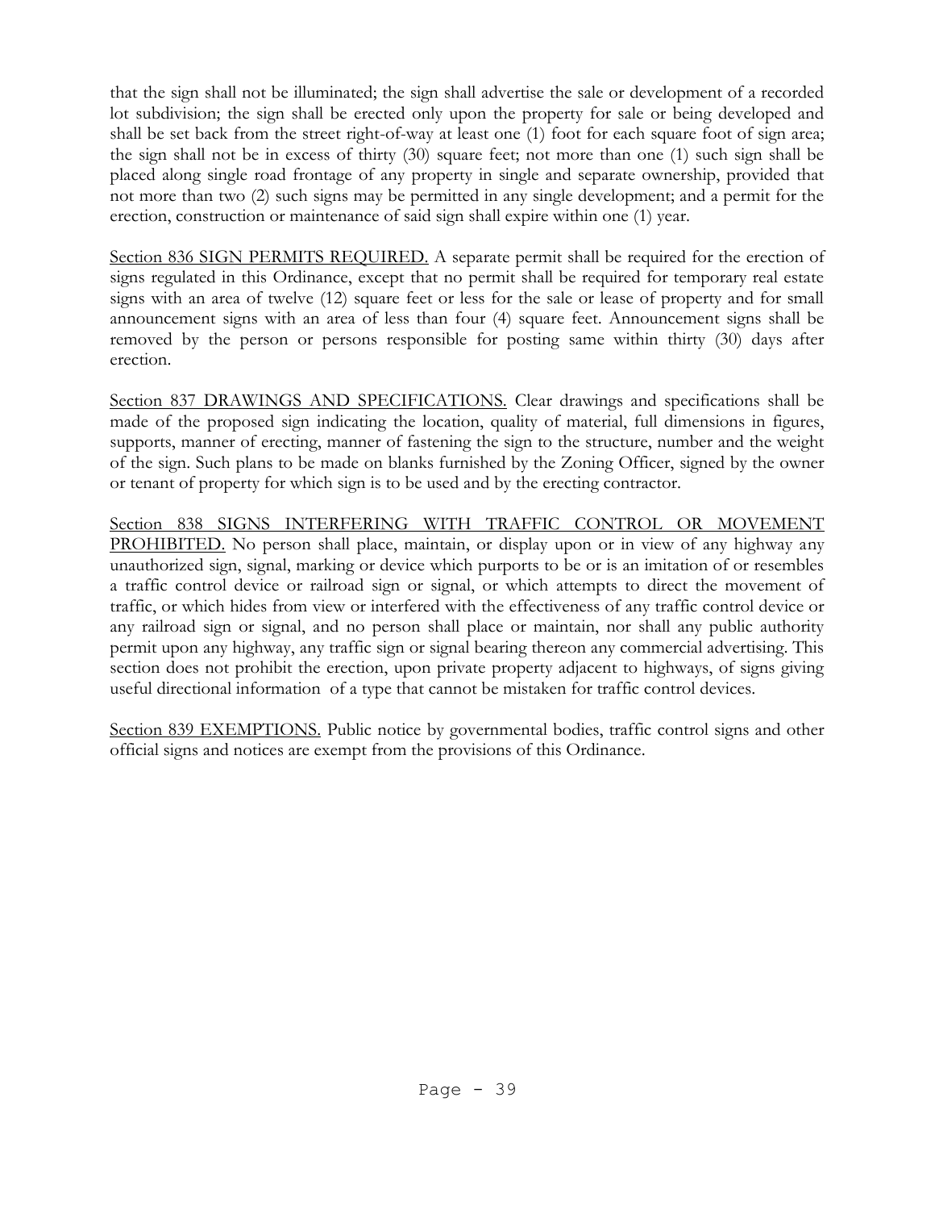that the sign shall not be illuminated; the sign shall advertise the sale or development of a recorded lot subdivision; the sign shall be erected only upon the property for sale or being developed and shall be set back from the street right-of-way at least one (1) foot for each square foot of sign area; the sign shall not be in excess of thirty (30) square feet; not more than one (1) such sign shall be placed along single road frontage of any property in single and separate ownership, provided that not more than two (2) such signs may be permitted in any single development; and a permit for the erection, construction or maintenance of said sign shall expire within one (1) year.

<u>Section 836 SIGN PERMITS REQUIRED.</u> A separate permit shall be required for the erection of signs regulated in this Ordinance, except that no permit shall be required for temporary real estate signs with an area of twelve (12) square feet or less for the sale or lease of property and for small announcement signs with an area of less than four (4) square feet. Announcement signs shall be removed by the person or persons responsible for posting same within thirty (30) days after erection.

<u>Section 837 DRAWINGS AND SPECIFICATIONS.</u> Clear drawings and specifications shall be made of the proposed sign indicating the location, quality of material, full dimensions in figures, supports, manner of erecting, manner of fastening the sign to the structure, number and the weight of the sign. Such plans to be made on blanks furnished by the Zoning Officer, signed by the owner or tenant of property for which sign is to be used and by the erecting contractor.

<u>Section 838 SIGNS INTERFERING WITH TRAFFIC CONTROL OR MOVEMENT PROHIBITED.</u> No person shall place, maintain, or display upon or in view of any highway any unauthorized sign, signal, marking or device which purports to be or is an imitation of or resembles a traffic control device or railroad sign or signal, or which attempts to direct the movement of traffic, or which hides from view or interfered with the effectiveness of any traffic control device or any railroad sign or signal, and no person shall place or maintain, nor shall any public authority permit upon any highway, any traffic sign or signal bearing thereon any commercial advertising. This section does not prohibit the erection, upon private property adjacent to highways, of signs giving useful directional information of a type that cannot be mistaken for traffic control devices.

<u>Section 839 EXEMPTIONS.</u> Public notice by governmental bodies, traffic control signs and other official signs and notices are exempt from the provisions of this Ordinance.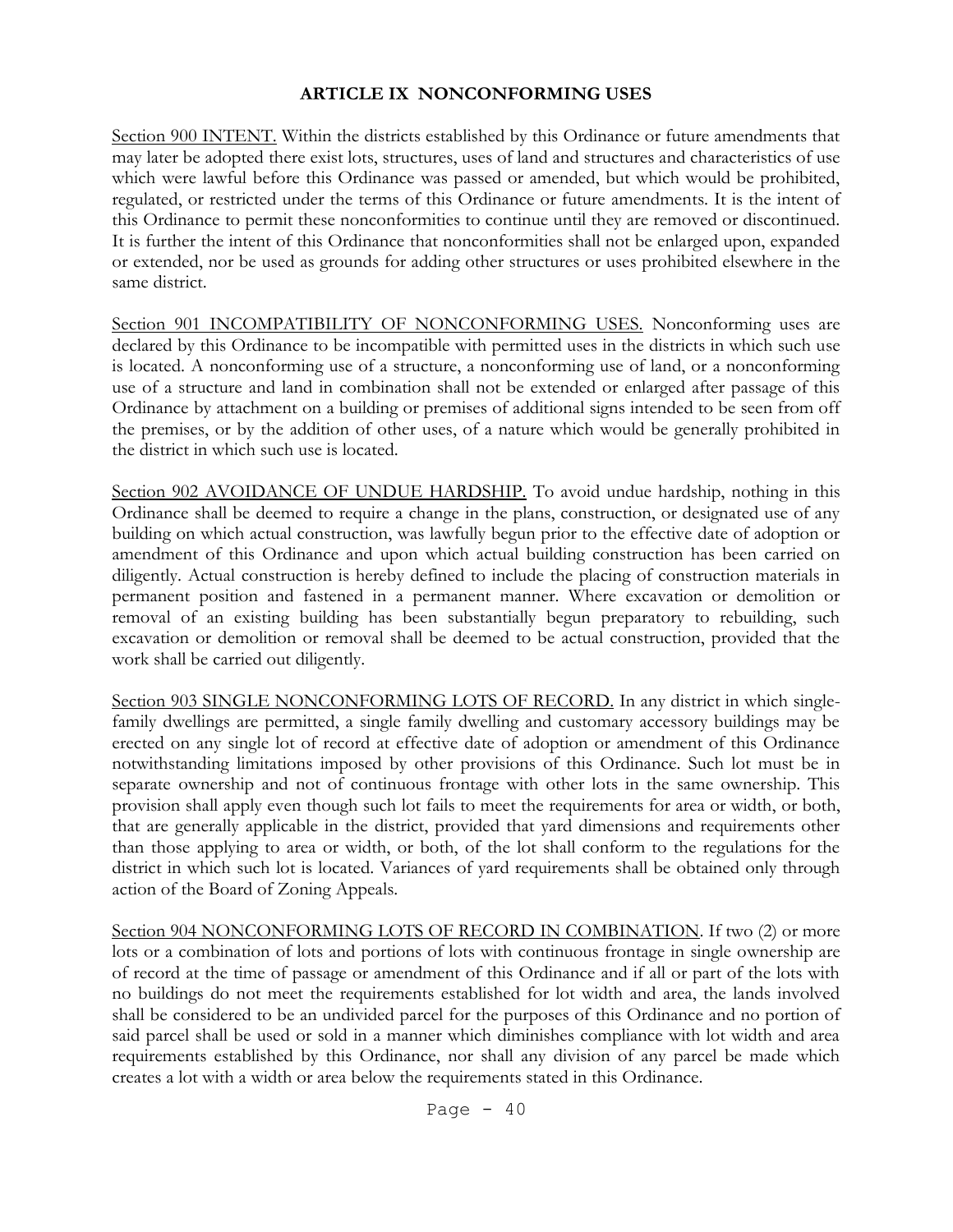## ARTICLE IX NONCONFORMING USES

Section 900 INTENT. Within the districts established by this Ordinance or future amendments that may later be adopted there exist lots, structures, uses of land and structures and characteristics of use which were lawful before this Ordinance was passed or amended, but which would be prohibited, regulated, or restricted under the terms of this Ordinance or future amendments. It is the intent of this Ordinance to permit these nonconformities to continue until they are removed or discontinued. It is further the intent of this Ordinance that nonconformities shall not be enlarged upon, expanded or extended, nor be used as grounds for adding other structures or uses prohibited elsewhere in the same district.

Section 901 INCOMPATIBILITY OF NONCONFORMING USES. Nonconforming uses are declared by this Ordinance to be incompatible with permitted uses in the districts in which such use is located. A nonconforming use of a structure, a nonconforming use of land, or a nonconforming use of a structure and land in combination shall not be extended or enlarged after passage of this Ordinance by attachment on a building or premises of additional signs intended to be seen from off the premises, or by the addition of other uses, of a nature which would be generally prohibited in the district in which such use is located.

Section 902 AVOIDANCE OF UNDUE HARDSHIP. To avoid undue hardship, nothing in this Ordinance shall be deemed to require a change in the plans, construction, or designated use of any building on which actual construction, was lawfully begun prior to the effective date of adoption or amendment of this Ordinance and upon which actual building construction has been carried on diligently. Actual construction is hereby defined to include the placing of construction materials in permanent position and fastened in a permanent manner. Where excavation or demolition or removal of an existing building has been substantially begun preparatory to rebuilding, such excavation or demolition or removal shall be deemed to be actual construction, provided that the work shall be carried out diligently.

Section 903 SINGLE NONCONFORMING LOTS OF RECORD. In any district in which single-family dwellings are permitted, a single family dwelling and customary accessory buildings may be erected on any single lot of record at effective date of adoption or amendment of this Ordinance notwithstanding limitations imposed by other provisions of this Ordinance. Such lot must be in separate ownership and not of continuous frontage with other lots in the same ownership. This provision shall apply even though such lot fails to meet the requirements for area or width, or both, that are generally applicable in the district, provided that yard dimensions and requirements other than those applying to area or width, or both, of the lot shall conform to the regulations for the district in which such lot is located. Variances of yard requirements shall be obtained only through action of the Board of Zoning Appeals.

Section 904 NONCONFORMING LOTS OF RECORD IN COMBINATION. If two (2) or more lots or a combination of lots and portions of lots with continuous frontage in single ownership are of record at the time of passage or amendment of this Ordinance and if all or part of the lots with no buildings do not meet the requirements established for lot width and area, the lands involved shall be considered to be an undivided parcel for the purposes of this Ordinance and no portion of said parcel shall be used or sold in a manner which diminishes compliance with lot width and area requirements established by this Ordinance, nor shall any division of any parcel be made which creates a lot with a width or area below the requirements stated in this Ordinance.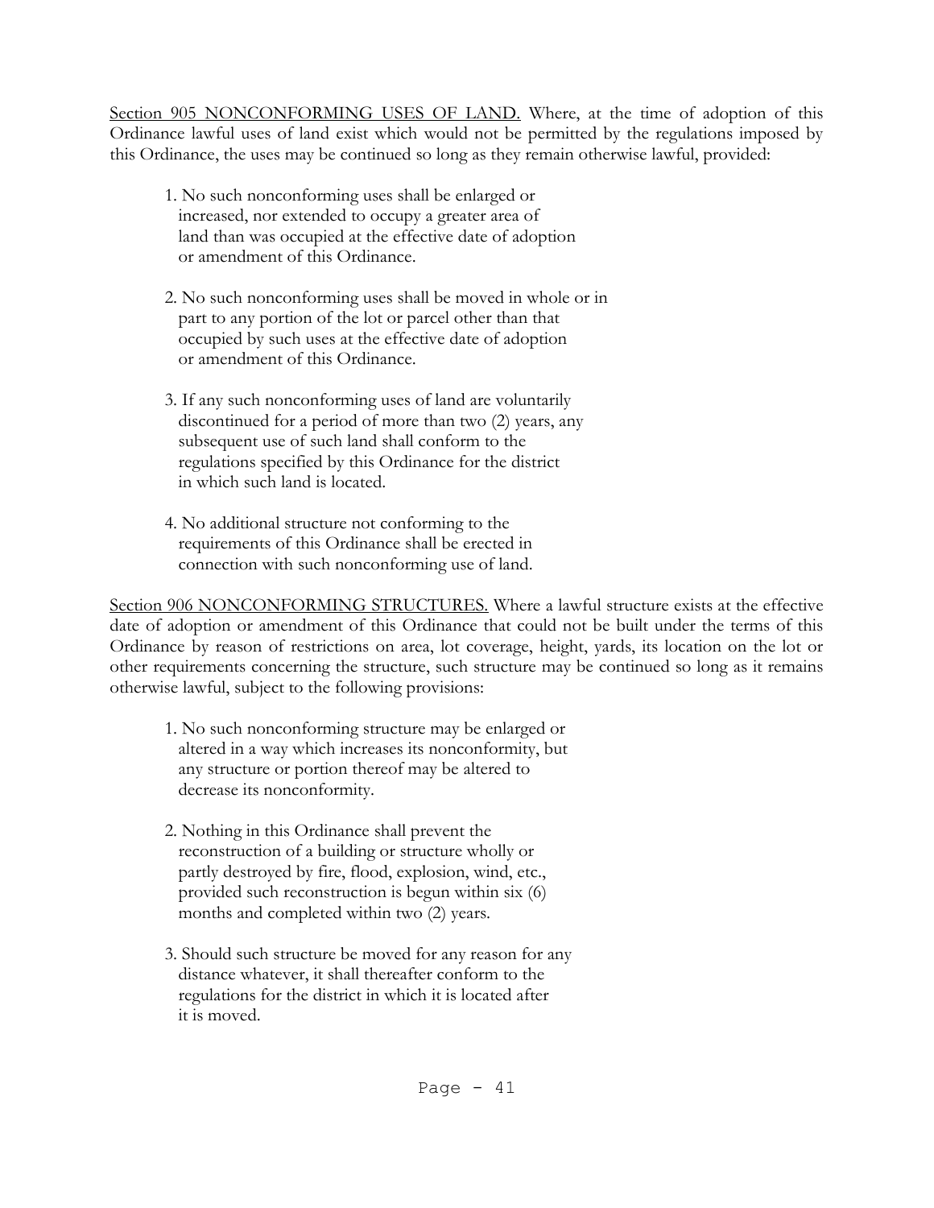<u>Section 905 NONCONFORMING USES OF LAND.</u> Where, at the time of adoption of this Ordinance lawful uses of land exist which would not be permitted by the regulations imposed by this Ordinance, the uses may be continued so long as they remain otherwise lawful, provided:

1. No such nonconforming uses shall be enlarged or increased, nor extended to occupy a greater area of land than was occupied at the effective date of adoption or amendment of this Ordinance.

2. No such nonconforming uses shall be moved in whole or in part to any portion of the lot or parcel other than that occupied by such uses at the effective date of adoption or amendment of this Ordinance.

3. If any such nonconforming uses of land are voluntarily discontinued for a period of more than two (2) years, any subsequent use of such land shall conform to the regulations specified by this Ordinance for the district in which such land is located.

4. No additional structure not conforming to the requirements of this Ordinance shall be erected in connection with such nonconforming use of land.

<u>Section 906 NONCONFORMING STRUCTURES.</u> Where a lawful structure exists at the effective date of adoption or amendment of this Ordinance that could not be built under the terms of this Ordinance by reason of restrictions on area, lot coverage, height, yards, its location on the lot or other requirements concerning the structure, such structure may be continued so long as it remains otherwise lawful, subject to the following provisions:

1. No such nonconforming structure may be enlarged or altered in a way which increases its nonconformity, but any structure or portion thereof may be altered to decrease its nonconformity.

2. Nothing in this Ordinance shall prevent the reconstruction of a building or structure wholly or partly destroyed by fire, flood, explosion, wind, etc., provided such reconstruction is begun within six (6) months and completed within two (2) years.

3. Should such structure be moved for any reason for any distance whatever, it shall thereafter conform to the regulations for the district in which it is located after it is moved.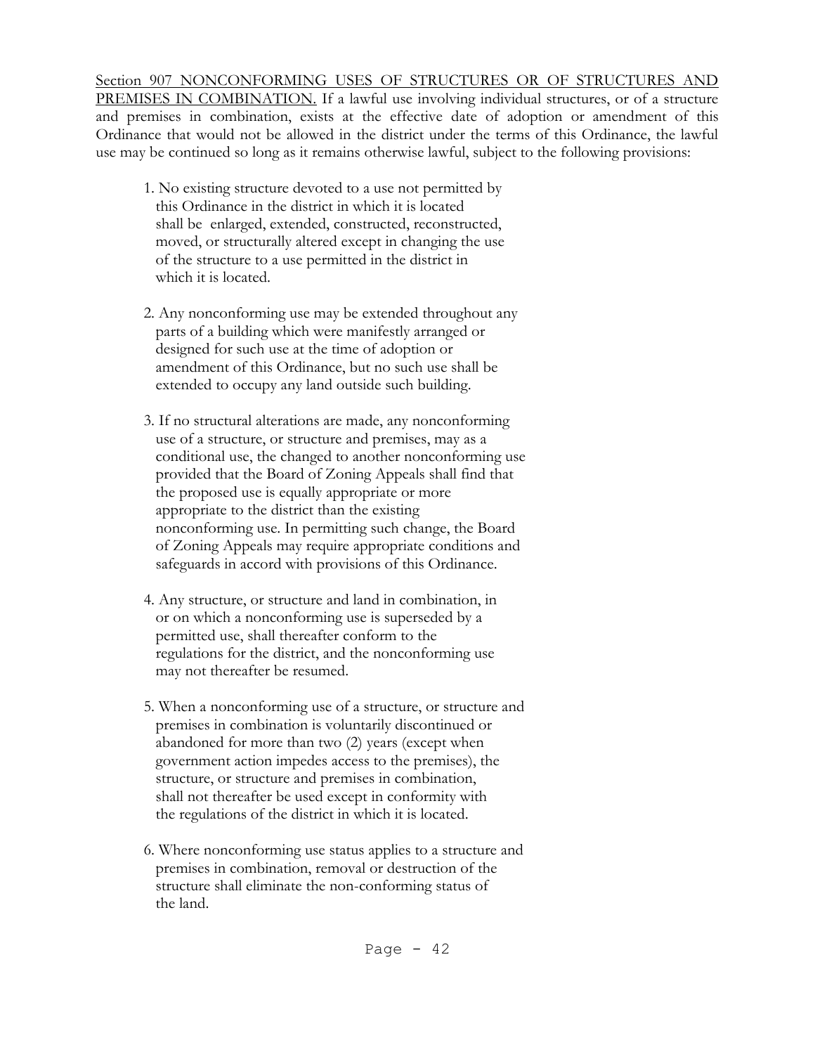Section 907 NONCONFORMING USES OF STRUCTURES OR OF STRUCTURES AND PREMISES IN COMBINATION. If a lawful use involving individual structures, or of a structure and premises in combination, exists at the effective date of adoption or amendment of this Ordinance that would not be allowed in the district under the terms of this Ordinance, the lawful use may be continued so long as it remains otherwise lawful, subject to the following provisions:

1. No existing structure devoted to a use not permitted by this Ordinance in the district in which it is located shall be enlarged, extended, constructed, reconstructed, moved, or structurally altered except in changing the use of the structure to a use permitted in the district in which it is located.

2. Any nonconforming use may be extended throughout any parts of a building which were manifestly arranged or designed for such use at the time of adoption or amendment of this Ordinance, but no such use shall be extended to occupy any land outside such building.

3. If no structural alterations are made, any nonconforming use of a structure, or structure and premises, may as a conditional use, the changed to another nonconforming use provided that the Board of Zoning Appeals shall find that the proposed use is equally appropriate or more appropriate to the district than the existing nonconforming use. In permitting such change, the Board of Zoning Appeals may require appropriate conditions and safeguards in accord with provisions of this Ordinance.

4. Any structure, or structure and land in combination, in or on which a nonconforming use is superseded by a permitted use, shall thereafter conform to the regulations for the district, and the nonconforming use may not thereafter be resumed.

5. When a nonconforming use of a structure, or structure and premises in combination is voluntarily discontinued or abandoned for more than two (2) years (except when government action impedes access to the premises), the structure, or structure and premises in combination, shall not thereafter be used except in conformity with the regulations of the district in which it is located.

6. Where nonconforming use status applies to a structure and premises in combination, removal or destruction of the structure shall eliminate the non-conforming status of the land.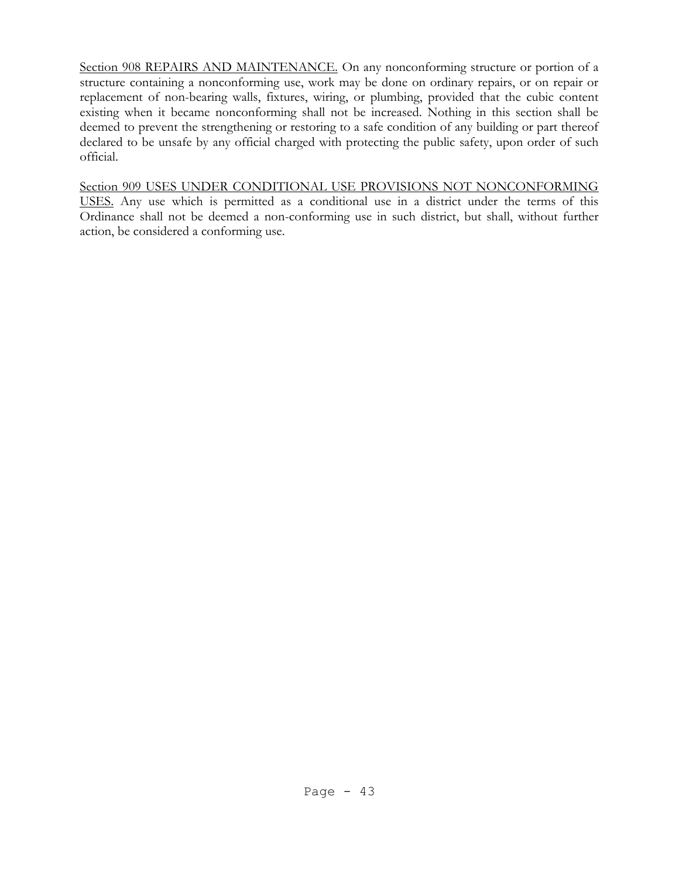<u>Section 908 REPAIRS AND MAINTENANCE.</u> On any nonconforming structure or portion of a structure containing a nonconforming use, work may be done on ordinary repairs, or on repair or replacement of non-bearing walls, fixtures, wiring, or plumbing, provided that the cubic content existing when it became nonconforming shall not be increased. Nothing in this section shall be deemed to prevent the strengthening or restoring to a safe condition of any building or part thereof declared to be unsafe by any official charged with protecting the public safety, upon order of such official.

<u>Section 909 USES UNDER CONDITIONAL USE PROVISIONS NOT NONCONFORMING USES.</u> Any use which is permitted as a conditional use in a district under the terms of this Ordinance shall not be deemed a non-conforming use in such district, but shall, without further action, be considered a conforming use.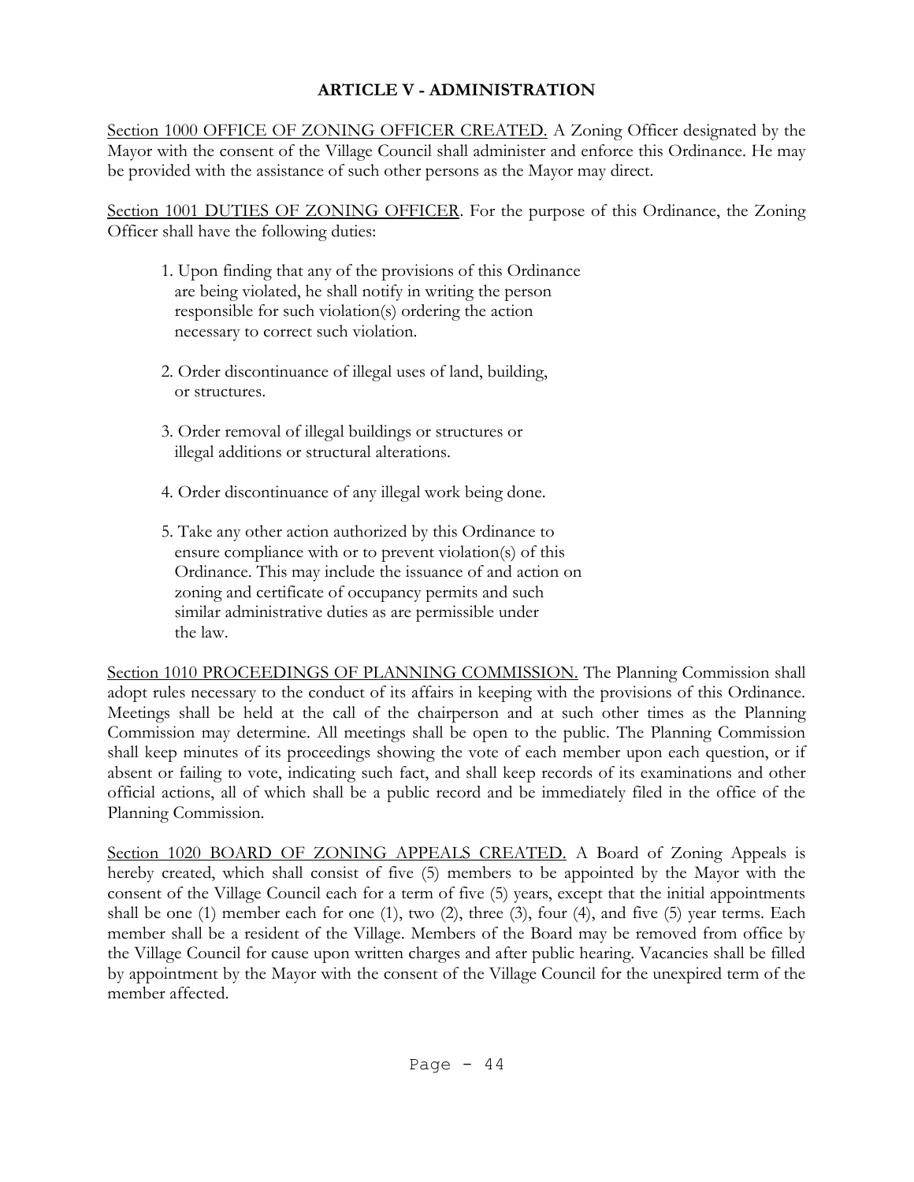## ARTICLE V - ADMINISTRATION

<u>Section 1000 OFFICE OF ZONING OFFICER CREATED.</u> A Zoning Officer designated by the Mayor with the consent of the Village Council shall administer and enforce this Ordinance. He may be provided with the assistance of such other persons as the Mayor may direct.

<u>Section 1001 DUTIES OF ZONING OFFICER</u>. For the purpose of this Ordinance, the Zoning Officer shall have the following duties:

1. Upon finding that any of the provisions of this Ordinance are being violated, he shall notify in writing the person responsible for such violation(s) ordering the action necessary to correct such violation.

2. Order discontinuance of illegal uses of land, building, or structures.

3. Order removal of illegal buildings or structures or illegal additions or structural alterations.

4. Order discontinuance of any illegal work being done.

5. Take any other action authorized by this Ordinance to ensure compliance with or to prevent violation(s) of this Ordinance. This may include the issuance of and action on zoning and certificate of occupancy permits and such similar administrative duties as are permissible under the law.

<u>Section 1010 PROCEEDINGS OF PLANNING COMMISSION.</u> The Planning Commission shall adopt rules necessary to the conduct of its affairs in keeping with the provisions of this Ordinance. Meetings shall be held at the call of the chairperson and at such other times as the Planning Commission may determine. All meetings shall be open to the public. The Planning Commission shall keep minutes of its proceedings showing the vote of each member upon each question, or if absent or failing to vote, indicating such fact, and shall keep records of its examinations and other official actions, all of which shall be a public record and be immediately filed in the office of the Planning Commission.

<u>Section 1020 BOARD OF ZONING APPEALS CREATED.</u> A Board of Zoning Appeals is hereby created, which shall consist of five (5) members to be appointed by the Mayor with the consent of the Village Council each for a term of five (5) years, except that the initial appointments shall be one (1) member each for one (1), two (2), three (3), four (4), and five (5) year terms. Each member shall be a resident of the Village. Members of the Board may be removed from office by the Village Council for cause upon written charges and after public hearing. Vacancies shall be filled by appointment by the Mayor with the consent of the Village Council for the unexpired term of the member affected.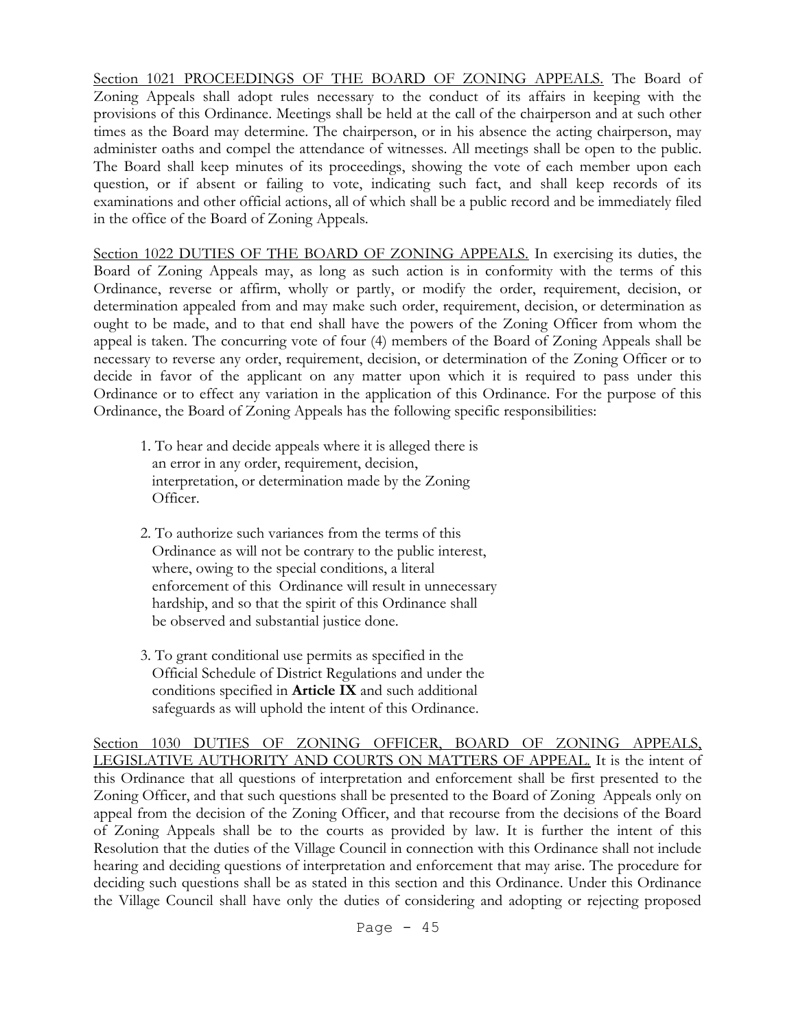<u>Section 1021 PROCEEDINGS OF THE BOARD OF ZONING APPEALS.</u> The Board of Zoning Appeals shall adopt rules necessary to the conduct of its affairs in keeping with the provisions of this Ordinance. Meetings shall be held at the call of the chairperson and at such other times as the Board may determine. The chairperson, or in his absence the acting chairperson, may administer oaths and compel the attendance of witnesses. All meetings shall be open to the public. The Board shall keep minutes of its proceedings, showing the vote of each member upon each question, or if absent or failing to vote, indicating such fact, and shall keep records of its examinations and other official actions, all of which shall be a public record and be immediately filed in the office of the Board of Zoning Appeals.

<u>Section 1022 DUTIES OF THE BOARD OF ZONING APPEALS.</u> In exercising its duties, the Board of Zoning Appeals may, as long as such action is in conformity with the terms of this Ordinance, reverse or affirm, wholly or partly, or modify the order, requirement, decision, or determination appealed from and may make such order, requirement, decision, or determination as ought to be made, and to that end shall have the powers of the Zoning Officer from whom the appeal is taken. The concurring vote of four (4) members of the Board of Zoning Appeals shall be necessary to reverse any order, requirement, decision, or determination of the Zoning Officer or to decide in favor of the applicant on any matter upon which it is required to pass under this Ordinance or to effect any variation in the application of this Ordinance. For the purpose of this Ordinance, the Board of Zoning Appeals has the following specific responsibilities:

1. To hear and decide appeals where it is alleged there is an error in any order, requirement, decision, interpretation, or determination made by the Zoning Officer.

2. To authorize such variances from the terms of this Ordinance as will not be contrary to the public interest, where, owing to the special conditions, a literal enforcement of this Ordinance will result in unnecessary hardship, and so that the spirit of this Ordinance shall be observed and substantial justice done.

3. To grant conditional use permits as specified in the Official Schedule of District Regulations and under the conditions specified in **Article IX** and such additional safeguards as will uphold the intent of this Ordinance.

<u>Section 1030 DUTIES OF ZONING OFFICER, BOARD OF ZONING APPEALS, LEGISLATIVE AUTHORITY AND COURTS ON MATTERS OF APPEAL.</u> It is the intent of this Ordinance that all questions of interpretation and enforcement shall be first presented to the Zoning Officer, and that such questions shall be presented to the Board of Zoning Appeals only on appeal from the decision of the Zoning Officer, and that recourse from the decisions of the Board of Zoning Appeals shall be to the courts as provided by law. It is further the intent of this Resolution that the duties of the Village Council in connection with this Ordinance shall not include hearing and deciding questions of interpretation and enforcement that may arise. The procedure for deciding such questions shall be as stated in this section and this Ordinance. Under this Ordinance the Village Council shall have only the duties of considering and adopting or rejecting proposed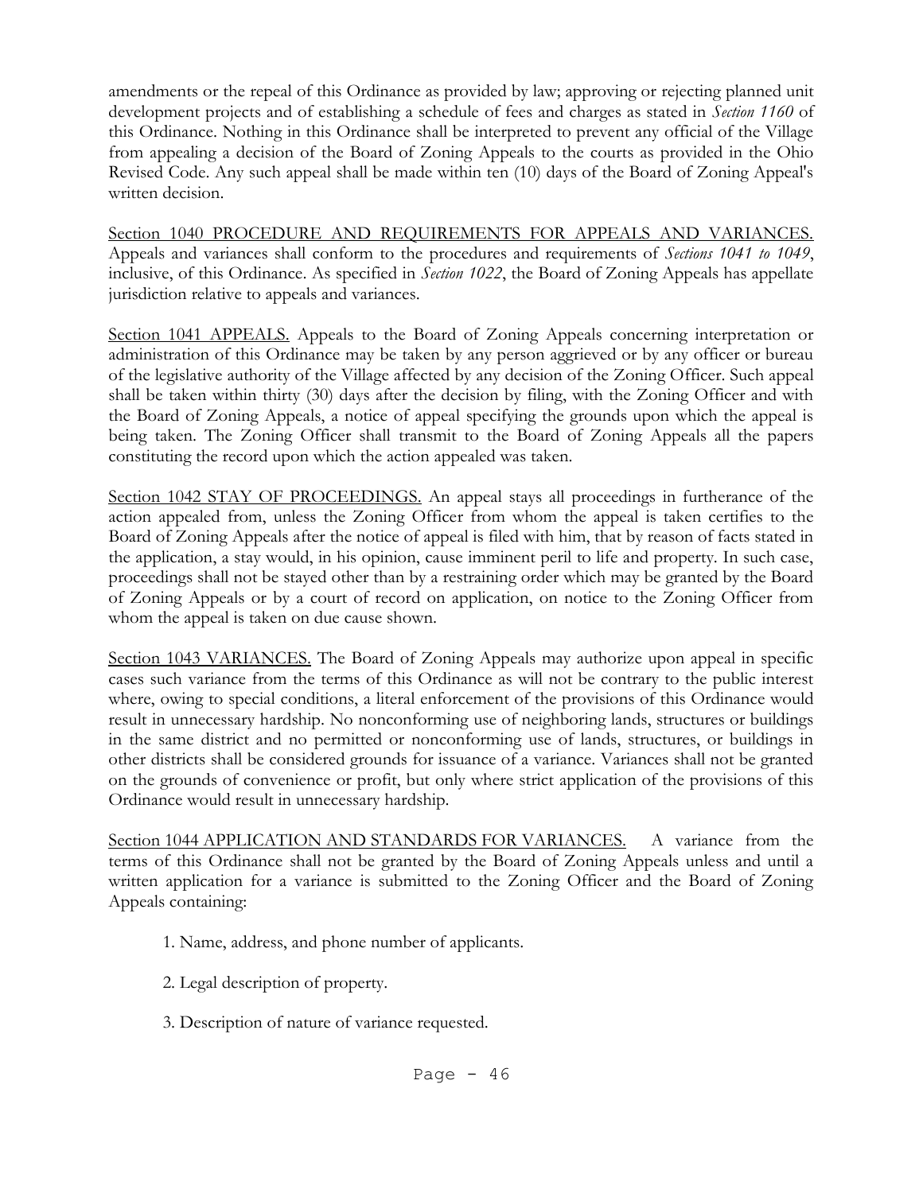amendments or the repeal of this Ordinance as provided by law; approving or rejecting planned unit development projects and of establishing a schedule of fees and charges as stated in *Section 1160* of this Ordinance. Nothing in this Ordinance shall be interpreted to prevent any official of the Village from appealing a decision of the Board of Zoning Appeals to the courts as provided in the Ohio Revised Code. Any such appeal shall be made within ten (10) days of the Board of Zoning Appeal's written decision.

Section 1040 PROCEDURE AND REQUIREMENTS FOR APPEALS AND VARIANCES. Appeals and variances shall conform to the procedures and requirements of *Sections 1041 to 1049*, inclusive, of this Ordinance. As specified in *Section 1022*, the Board of Zoning Appeals has appellate jurisdiction relative to appeals and variances.

Section 1041 APPEALS. Appeals to the Board of Zoning Appeals concerning interpretation or administration of this Ordinance may be taken by any person aggrieved or by any officer or bureau of the legislative authority of the Village affected by any decision of the Zoning Officer. Such appeal shall be taken within thirty (30) days after the decision by filing, with the Zoning Officer and with the Board of Zoning Appeals, a notice of appeal specifying the grounds upon which the appeal is being taken. The Zoning Officer shall transmit to the Board of Zoning Appeals all the papers constituting the record upon which the action appealed was taken.

Section 1042 STAY OF PROCEEDINGS. An appeal stays all proceedings in furtherance of the action appealed from, unless the Zoning Officer from whom the appeal is taken certifies to the Board of Zoning Appeals after the notice of appeal is filed with him, that by reason of facts stated in the application, a stay would, in his opinion, cause imminent peril to life and property. In such case, proceedings shall not be stayed other than by a restraining order which may be granted by the Board of Zoning Appeals or by a court of record on application, on notice to the Zoning Officer from whom the appeal is taken on due cause shown.

Section 1043 VARIANCES. The Board of Zoning Appeals may authorize upon appeal in specific cases such variance from the terms of this Ordinance as will not be contrary to the public interest where, owing to special conditions, a literal enforcement of the provisions of this Ordinance would result in unnecessary hardship. No nonconforming use of neighboring lands, structures or buildings in the same district and no permitted or nonconforming use of lands, structures, or buildings in other districts shall be considered grounds for issuance of a variance. Variances shall not be granted on the grounds of convenience or profit, but only where strict application of the provisions of this Ordinance would result in unnecessary hardship.

Section 1044 APPLICATION AND STANDARDS FOR VARIANCES. A variance from the terms of this Ordinance shall not be granted by the Board of Zoning Appeals unless and until a written application for a variance is submitted to the Zoning Officer and the Board of Zoning Appeals containing:

1. Name, address, and phone number of applicants.

2. Legal description of property.

3. Description of nature of variance requested.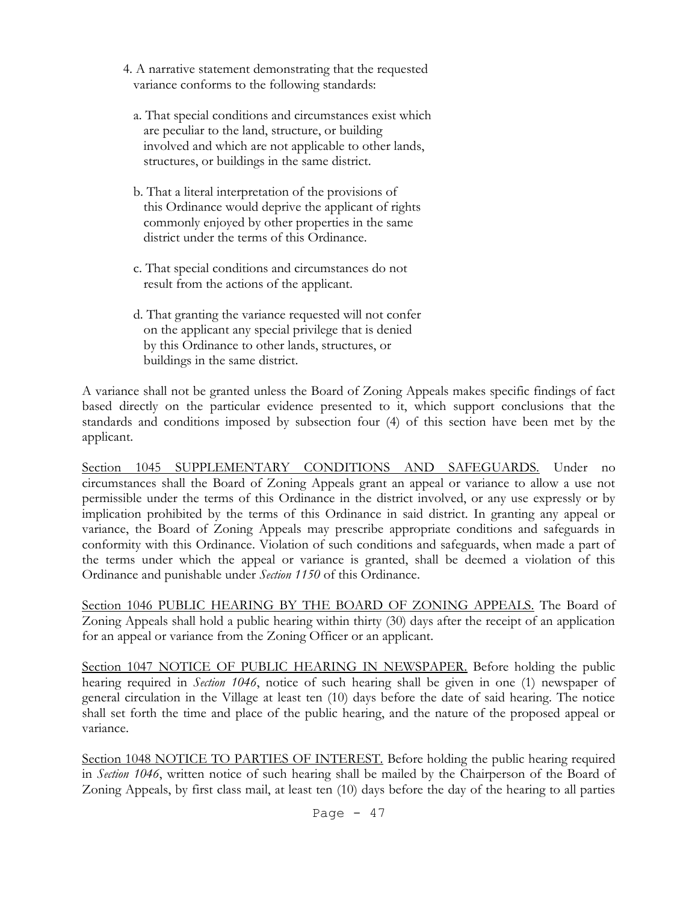4. A narrative statement demonstrating that the requested variance conforms to the following standards:

   a. That special conditions and circumstances exist which are peculiar to the land, structure, or building involved and which are not applicable to other lands, structures, or buildings in the same district.

   b. That a literal interpretation of the provisions of this Ordinance would deprive the applicant of rights commonly enjoyed by other properties in the same district under the terms of this Ordinance.

   c. That special conditions and circumstances do not result from the actions of the applicant.

   d. That granting the variance requested will not confer on the applicant any special privilege that is denied by this Ordinance to other lands, structures, or buildings in the same district.

A variance shall not be granted unless the Board of Zoning Appeals makes specific findings of fact based directly on the particular evidence presented to it, which support conclusions that the standards and conditions imposed by subsection four (4) of this section have been met by the applicant.

<u>Section 1045 SUPPLEMENTARY CONDITIONS AND SAFEGUARDS.</u> Under no circumstances shall the Board of Zoning Appeals grant an appeal or variance to allow a use not permissible under the terms of this Ordinance in the district involved, or any use expressly or by implication prohibited by the terms of this Ordinance in said district. In granting any appeal or variance, the Board of Zoning Appeals may prescribe appropriate conditions and safeguards in conformity with this Ordinance. Violation of such conditions and safeguards, when made a part of the terms under which the appeal or variance is granted, shall be deemed a violation of this Ordinance and punishable under *Section 1150* of this Ordinance.

<u>Section 1046 PUBLIC HEARING BY THE BOARD OF ZONING APPEALS.</u> The Board of Zoning Appeals shall hold a public hearing within thirty (30) days after the receipt of an application for an appeal or variance from the Zoning Officer or an applicant.

<u>Section 1047 NOTICE OF PUBLIC HEARING IN NEWSPAPER.</u> Before holding the public hearing required in *Section 1046*, notice of such hearing shall be given in one (1) newspaper of general circulation in the Village at least ten (10) days before the date of said hearing. The notice shall set forth the time and place of the public hearing, and the nature of the proposed appeal or variance.

<u>Section 1048 NOTICE TO PARTIES OF INTEREST.</u> Before holding the public hearing required in *Section 1046*, written notice of such hearing shall be mailed by the Chairperson of the Board of Zoning Appeals, by first class mail, at least ten (10) days before the day of the hearing to all parties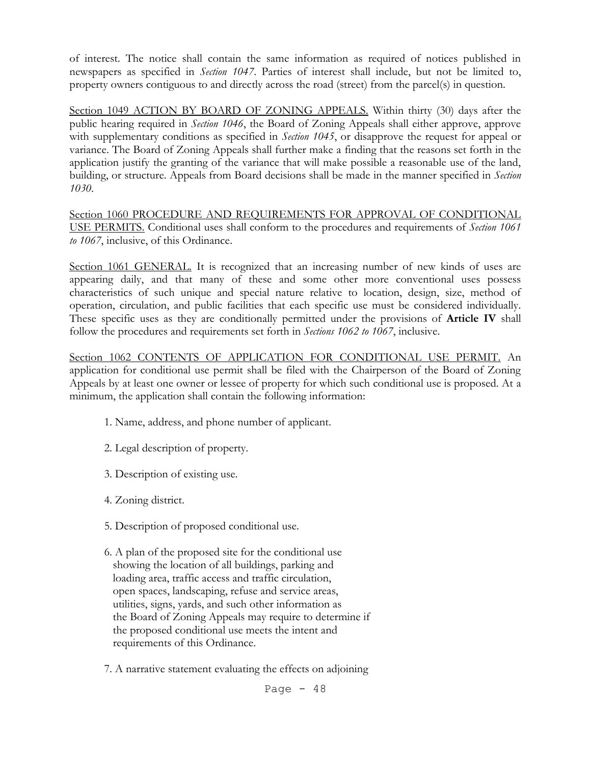of interest. The notice shall contain the same information as required of notices published in newspapers as specified in *Section 1047*. Parties of interest shall include, but not be limited to, property owners contiguous to and directly across the road (street) from the parcel(s) in question.

<u>Section 1049 ACTION BY BOARD OF ZONING APPEALS.</u> Within thirty (30) days after the public hearing required in *Section 1046*, the Board of Zoning Appeals shall either approve, approve with supplementary conditions as specified in *Section 1045*, or disapprove the request for appeal or variance. The Board of Zoning Appeals shall further make a finding that the reasons set forth in the application justify the granting of the variance that will make possible a reasonable use of the land, building, or structure. Appeals from Board decisions shall be made in the manner specified in *Section 1030*.

<u>Section 1060 PROCEDURE AND REQUIREMENTS FOR APPROVAL OF CONDITIONAL USE PERMITS.</u> Conditional uses shall conform to the procedures and requirements of *Section 1061 to 1067*, inclusive, of this Ordinance.

<u>Section 1061 GENERAL.</u> It is recognized that an increasing number of new kinds of uses are appearing daily, and that many of these and some other more conventional uses possess characteristics of such unique and special nature relative to location, design, size, method of operation, circulation, and public facilities that each specific use must be considered individually. These specific uses as they are conditionally permitted under the provisions of **Article IV** shall follow the procedures and requirements set forth in *Sections 1062 to 1067*, inclusive.

<u>Section 1062 CONTENTS OF APPLICATION FOR CONDITIONAL USE PERMIT.</u> An application for conditional use permit shall be filed with the Chairperson of the Board of Zoning Appeals by at least one owner or lessee of property for which such conditional use is proposed. At a minimum, the application shall contain the following information:

1. Name, address, and phone number of applicant.
2. Legal description of property.
3. Description of existing use.
4. Zoning district.
5. Description of proposed conditional use.
6. A plan of the proposed site for the conditional use showing the location of all buildings, parking and loading area, traffic access and traffic circulation, open spaces, landscaping, refuse and service areas, utilities, signs, yards, and such other information as the Board of Zoning Appeals may require to determine if the proposed conditional use meets the intent and requirements of this Ordinance.
7. A narrative statement evaluating the effects on adjoining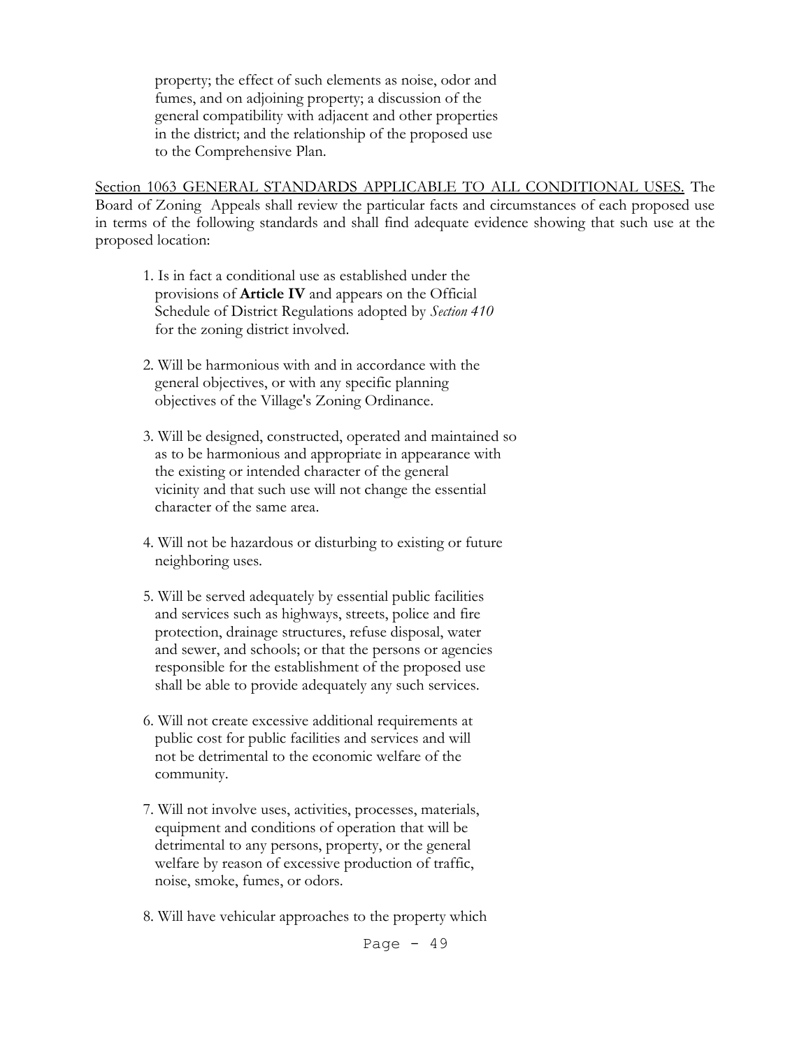property; the effect of such elements as noise, odor and fumes, and on adjoining property; a discussion of the general compatibility with adjacent and other properties in the district; and the relationship of the proposed use to the Comprehensive Plan.

Section 1063 GENERAL STANDARDS APPLICABLE TO ALL CONDITIONAL USES. The Board of Zoning Appeals shall review the particular facts and circumstances of each proposed use in terms of the following standards and shall find adequate evidence showing that such use at the proposed location:

1. Is in fact a conditional use as established under the provisions of **Article IV** and appears on the Official Schedule of District Regulations adopted by *Section 410* for the zoning district involved.

2. Will be harmonious with and in accordance with the general objectives, or with any specific planning objectives of the Village's Zoning Ordinance.

3. Will be designed, constructed, operated and maintained so as to be harmonious and appropriate in appearance with the existing or intended character of the general vicinity and that such use will not change the essential character of the same area.

4. Will not be hazardous or disturbing to existing or future neighboring uses.

5. Will be served adequately by essential public facilities and services such as highways, streets, police and fire protection, drainage structures, refuse disposal, water and sewer, and schools; or that the persons or agencies responsible for the establishment of the proposed use shall be able to provide adequately any such services.

6. Will not create excessive additional requirements at public cost for public facilities and services and will not be detrimental to the economic welfare of the community.

7. Will not involve uses, activities, processes, materials, equipment and conditions of operation that will be detrimental to any persons, property, or the general welfare by reason of excessive production of traffic, noise, smoke, fumes, or odors.

8. Will have vehicular approaches to the property which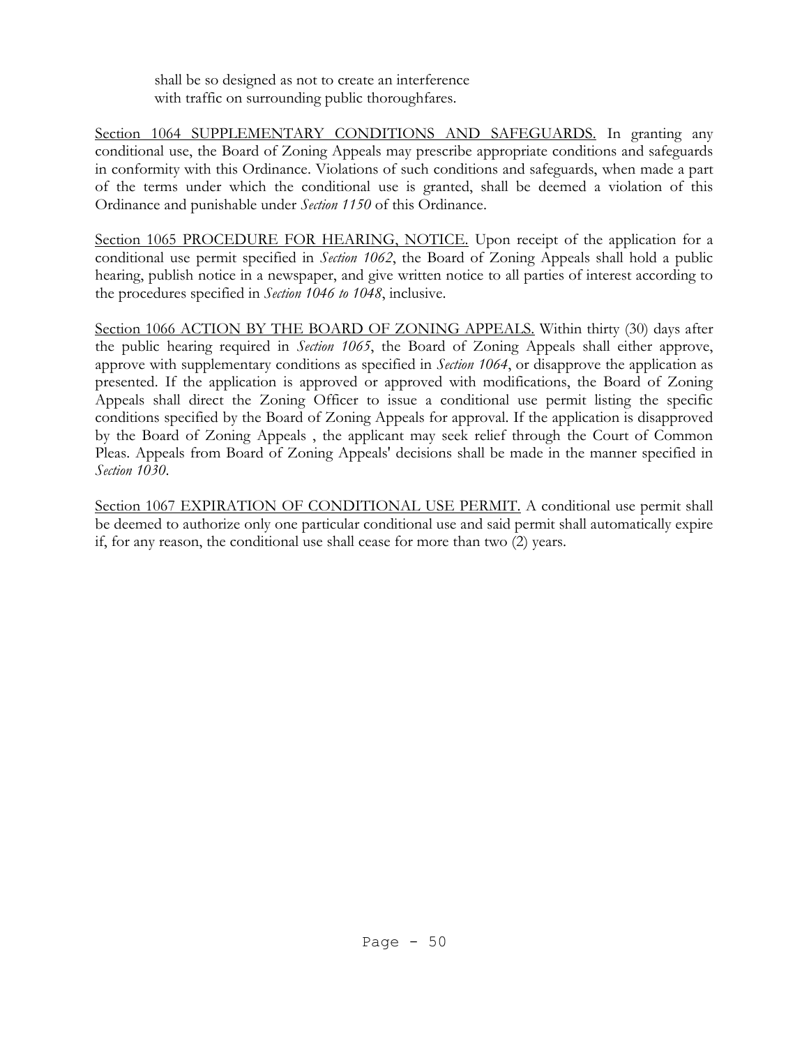shall be so designed as not to create an interference with traffic on surrounding public thoroughfares.

Section 1064 SUPPLEMENTARY CONDITIONS AND SAFEGUARDS. In granting any conditional use, the Board of Zoning Appeals may prescribe appropriate conditions and safeguards in conformity with this Ordinance. Violations of such conditions and safeguards, when made a part of the terms under which the conditional use is granted, shall be deemed a violation of this Ordinance and punishable under *Section 1150* of this Ordinance.

Section 1065 PROCEDURE FOR HEARING, NOTICE. Upon receipt of the application for a conditional use permit specified in *Section 1062*, the Board of Zoning Appeals shall hold a public hearing, publish notice in a newspaper, and give written notice to all parties of interest according to the procedures specified in *Section 1046 to 1048*, inclusive.

Section 1066 ACTION BY THE BOARD OF ZONING APPEALS. Within thirty (30) days after the public hearing required in *Section 1065*, the Board of Zoning Appeals shall either approve, approve with supplementary conditions as specified in *Section 1064*, or disapprove the application as presented. If the application is approved or approved with modifications, the Board of Zoning Appeals shall direct the Zoning Officer to issue a conditional use permit listing the specific conditions specified by the Board of Zoning Appeals for approval. If the application is disapproved by the Board of Zoning Appeals , the applicant may seek relief through the Court of Common Pleas. Appeals from Board of Zoning Appeals' decisions shall be made in the manner specified in *Section 1030*.

Section 1067 EXPIRATION OF CONDITIONAL USE PERMIT. A conditional use permit shall be deemed to authorize only one particular conditional use and said permit shall automatically expire if, for any reason, the conditional use shall cease for more than two (2) years.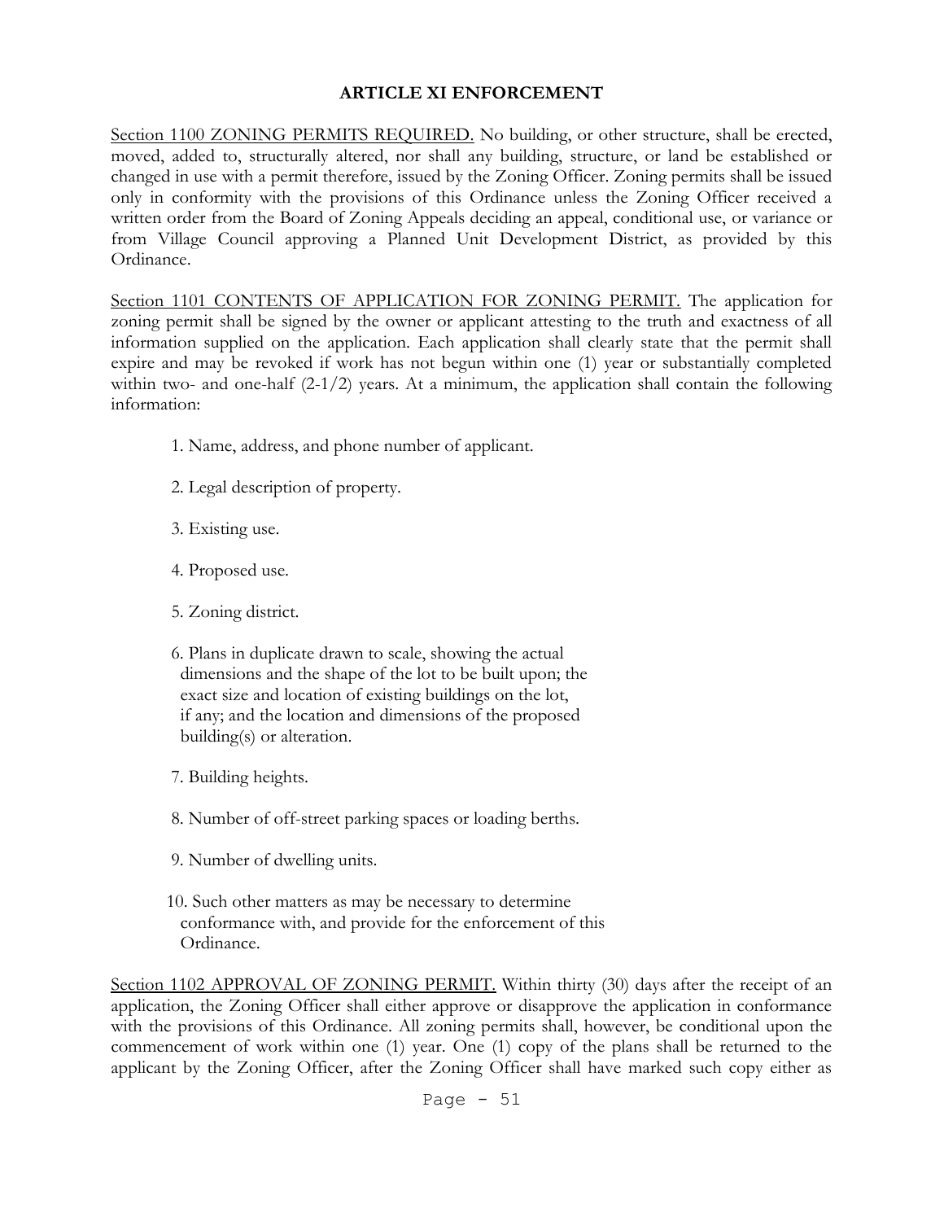## ARTICLE XI ENFORCEMENT

Section 1100 ZONING PERMITS REQUIRED. No building, or other structure, shall be erected, moved, added to, structurally altered, nor shall any building, structure, or land be established or changed in use with a permit therefore, issued by the Zoning Officer. Zoning permits shall be issued only in conformity with the provisions of this Ordinance unless the Zoning Officer received a written order from the Board of Zoning Appeals deciding an appeal, conditional use, or variance or from Village Council approving a Planned Unit Development District, as provided by this Ordinance.

Section 1101 CONTENTS OF APPLICATION FOR ZONING PERMIT. The application for zoning permit shall be signed by the owner or applicant attesting to the truth and exactness of all information supplied on the application. Each application shall clearly state that the permit shall expire and may be revoked if work has not begun within one (1) year or substantially completed within two- and one-half (2-1/2) years. At a minimum, the application shall contain the following information:

1. Name, address, and phone number of applicant.
2. Legal description of property.
3. Existing use.
4. Proposed use.
5. Zoning district.
6. Plans in duplicate drawn to scale, showing the actual dimensions and the shape of the lot to be built upon; the exact size and location of existing buildings on the lot, if any; and the location and dimensions of the proposed building(s) or alteration.
7. Building heights.
8. Number of off-street parking spaces or loading berths.
9. Number of dwelling units.
10. Such other matters as may be necessary to determine conformance with, and provide for the enforcement of this Ordinance.

Section 1102 APPROVAL OF ZONING PERMIT. Within thirty (30) days after the receipt of an application, the Zoning Officer shall either approve or disapprove the application in conformance with the provisions of this Ordinance. All zoning permits shall, however, be conditional upon the commencement of work within one (1) year. One (1) copy of the plans shall be returned to the applicant by the Zoning Officer, after the Zoning Officer shall have marked such copy either as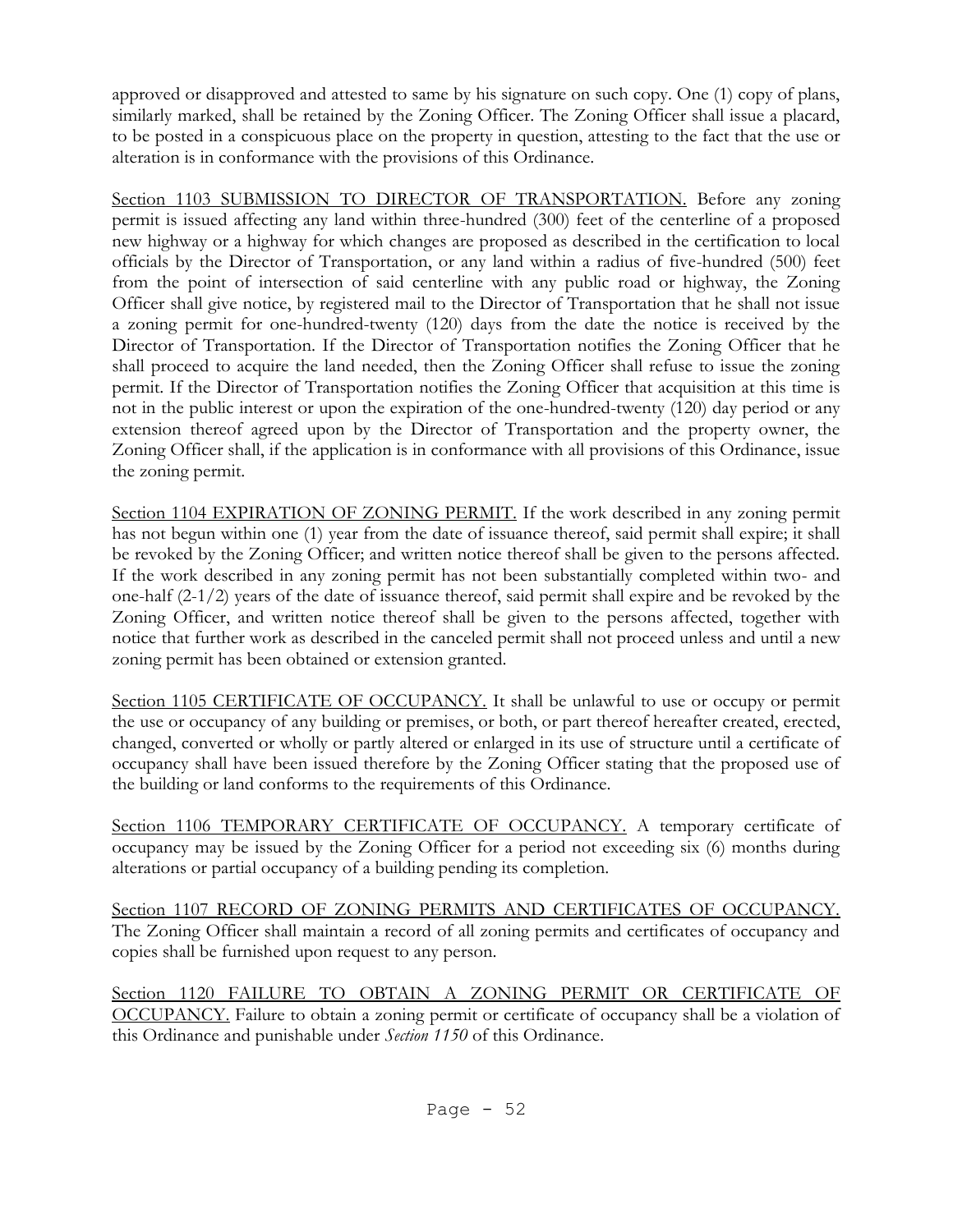approved or disapproved and attested to same by his signature on such copy. One (1) copy of plans, similarly marked, shall be retained by the Zoning Officer. The Zoning Officer shall issue a placard, to be posted in a conspicuous place on the property in question, attesting to the fact that the use or alteration is in conformance with the provisions of this Ordinance.

Section 1103 SUBMISSION TO DIRECTOR OF TRANSPORTATION. Before any zoning permit is issued affecting any land within three-hundred (300) feet of the centerline of a proposed new highway or a highway for which changes are proposed as described in the certification to local officials by the Director of Transportation, or any land within a radius of five-hundred (500) feet from the point of intersection of said centerline with any public road or highway, the Zoning Officer shall give notice, by registered mail to the Director of Transportation that he shall not issue a zoning permit for one-hundred-twenty (120) days from the date the notice is received by the Director of Transportation. If the Director of Transportation notifies the Zoning Officer that he shall proceed to acquire the land needed, then the Zoning Officer shall refuse to issue the zoning permit. If the Director of Transportation notifies the Zoning Officer that acquisition at this time is not in the public interest or upon the expiration of the one-hundred-twenty (120) day period or any extension thereof agreed upon by the Director of Transportation and the property owner, the Zoning Officer shall, if the application is in conformance with all provisions of this Ordinance, issue the zoning permit.

Section 1104 EXPIRATION OF ZONING PERMIT. If the work described in any zoning permit has not begun within one (1) year from the date of issuance thereof, said permit shall expire; it shall be revoked by the Zoning Officer; and written notice thereof shall be given to the persons affected. If the work described in any zoning permit has not been substantially completed within two- and one-half (2-1/2) years of the date of issuance thereof, said permit shall expire and be revoked by the Zoning Officer, and written notice thereof shall be given to the persons affected, together with notice that further work as described in the canceled permit shall not proceed unless and until a new zoning permit has been obtained or extension granted.

Section 1105 CERTIFICATE OF OCCUPANCY. It shall be unlawful to use or occupy or permit the use or occupancy of any building or premises, or both, or part thereof hereafter created, erected, changed, converted or wholly or partly altered or enlarged in its use of structure until a certificate of occupancy shall have been issued therefore by the Zoning Officer stating that the proposed use of the building or land conforms to the requirements of this Ordinance.

Section 1106 TEMPORARY CERTIFICATE OF OCCUPANCY. A temporary certificate of occupancy may be issued by the Zoning Officer for a period not exceeding six (6) months during alterations or partial occupancy of a building pending its completion.

Section 1107 RECORD OF ZONING PERMITS AND CERTIFICATES OF OCCUPANCY. The Zoning Officer shall maintain a record of all zoning permits and certificates of occupancy and copies shall be furnished upon request to any person.

Section 1120 FAILURE TO OBTAIN A ZONING PERMIT OR CERTIFICATE OF OCCUPANCY. Failure to obtain a zoning permit or certificate of occupancy shall be a violation of this Ordinance and punishable under *Section 1150* of this Ordinance.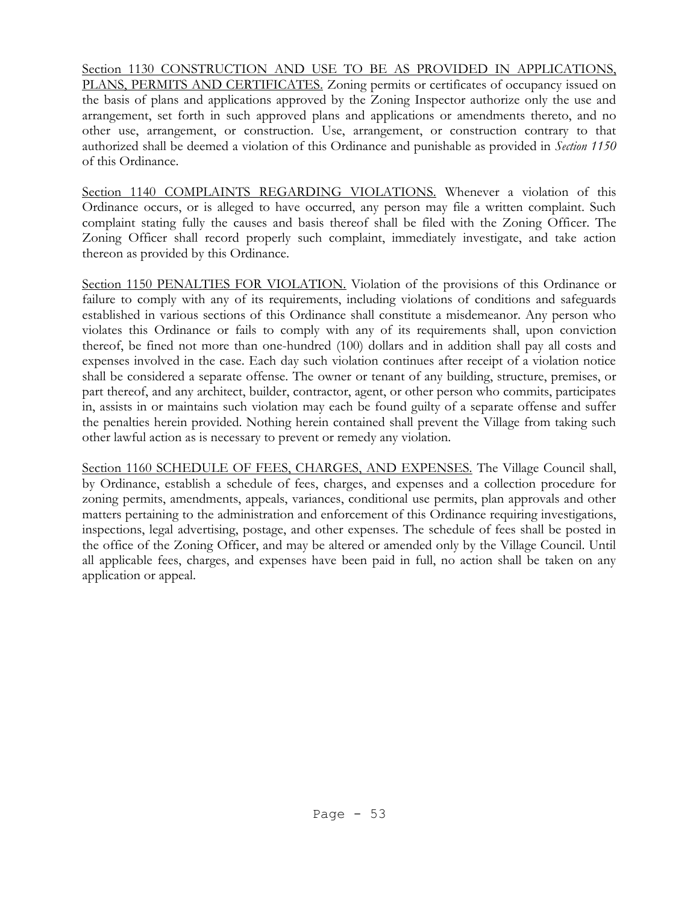<u>Section 1130 CONSTRUCTION AND USE TO BE AS PROVIDED IN APPLICATIONS, PLANS, PERMITS AND CERTIFICATES.</u> Zoning permits or certificates of occupancy issued on the basis of plans and applications approved by the Zoning Inspector authorize only the use and arrangement, set forth in such approved plans and applications or amendments thereto, and no other use, arrangement, or construction. Use, arrangement, or construction contrary to that authorized shall be deemed a violation of this Ordinance and punishable as provided in *Section 1150* of this Ordinance.

<u>Section 1140 COMPLAINTS REGARDING VIOLATIONS.</u> Whenever a violation of this Ordinance occurs, or is alleged to have occurred, any person may file a written complaint. Such complaint stating fully the causes and basis thereof shall be filed with the Zoning Officer. The Zoning Officer shall record properly such complaint, immediately investigate, and take action thereon as provided by this Ordinance.

<u>Section 1150 PENALTIES FOR VIOLATION.</u> Violation of the provisions of this Ordinance or failure to comply with any of its requirements, including violations of conditions and safeguards established in various sections of this Ordinance shall constitute a misdemeanor. Any person who violates this Ordinance or fails to comply with any of its requirements shall, upon conviction thereof, be fined not more than one-hundred (100) dollars and in addition shall pay all costs and expenses involved in the case. Each day such violation continues after receipt of a violation notice shall be considered a separate offense. The owner or tenant of any building, structure, premises, or part thereof, and any architect, builder, contractor, agent, or other person who commits, participates in, assists in or maintains such violation may each be found guilty of a separate offense and suffer the penalties herein provided. Nothing herein contained shall prevent the Village from taking such other lawful action as is necessary to prevent or remedy any violation.

<u>Section 1160 SCHEDULE OF FEES, CHARGES, AND EXPENSES.</u> The Village Council shall, by Ordinance, establish a schedule of fees, charges, and expenses and a collection procedure for zoning permits, amendments, appeals, variances, conditional use permits, plan approvals and other matters pertaining to the administration and enforcement of this Ordinance requiring investigations, inspections, legal advertising, postage, and other expenses. The schedule of fees shall be posted in the office of the Zoning Officer, and may be altered or amended only by the Village Council. Until all applicable fees, charges, and expenses have been paid in full, no action shall be taken on any application or appeal.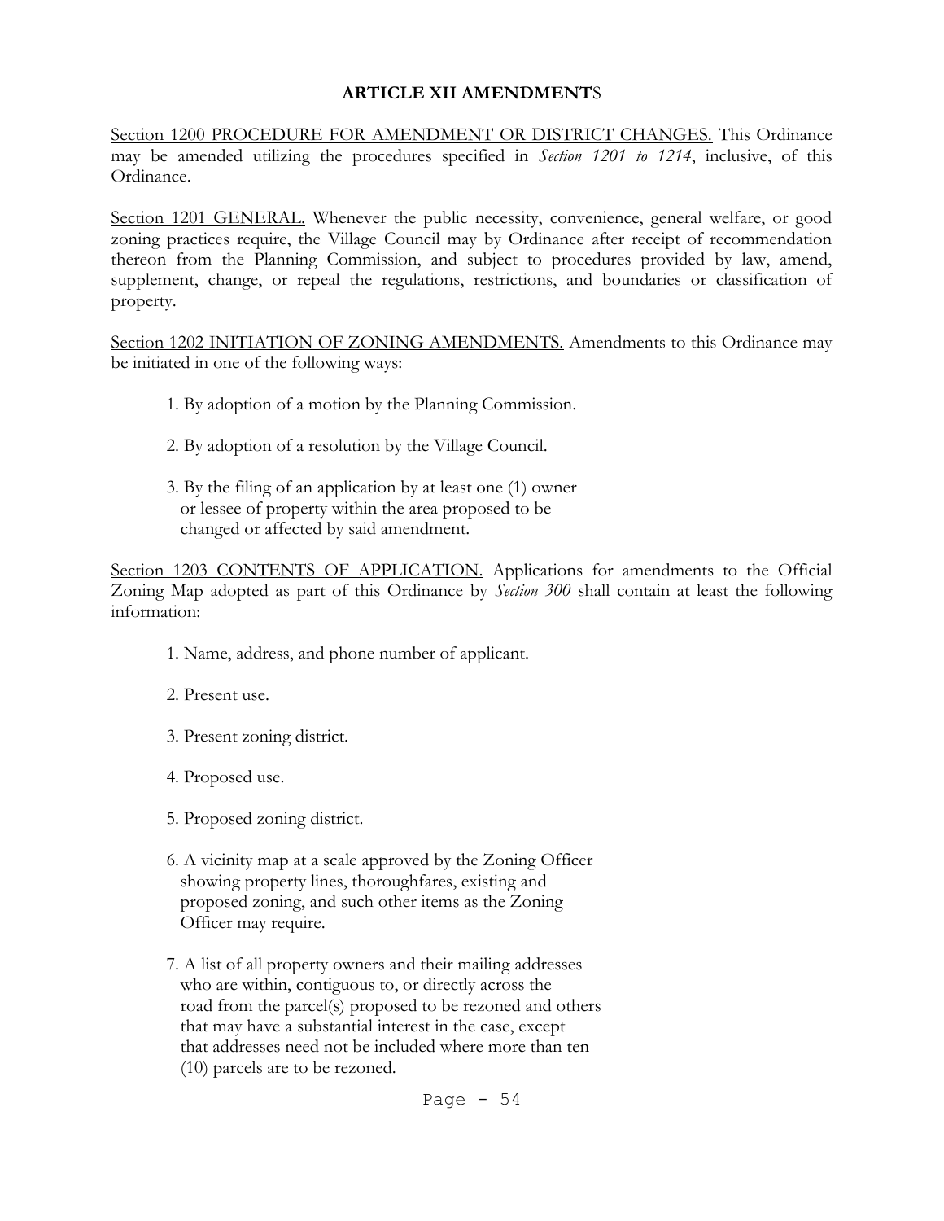## ARTICLE XII AMENDMENTS

Section 1200 PROCEDURE FOR AMENDMENT OR DISTRICT CHANGES. This Ordinance may be amended utilizing the procedures specified in *Section 1201 to 1214*, inclusive, of this Ordinance.

Section 1201 GENERAL. Whenever the public necessity, convenience, general welfare, or good zoning practices require, the Village Council may by Ordinance after receipt of recommendation thereon from the Planning Commission, and subject to procedures provided by law, amend, supplement, change, or repeal the regulations, restrictions, and boundaries or classification of property.

Section 1202 INITIATION OF ZONING AMENDMENTS. Amendments to this Ordinance may be initiated in one of the following ways:

1. By adoption of a motion by the Planning Commission.
2. By adoption of a resolution by the Village Council.
3. By the filing of an application by at least one (1) owner or lessee of property within the area proposed to be changed or affected by said amendment.

Section 1203 CONTENTS OF APPLICATION. Applications for amendments to the Official Zoning Map adopted as part of this Ordinance by *Section 300* shall contain at least the following information:

1. Name, address, and phone number of applicant.
2. Present use.
3. Present zoning district.
4. Proposed use.
5. Proposed zoning district.
6. A vicinity map at a scale approved by the Zoning Officer showing property lines, thoroughfares, existing and proposed zoning, and such other items as the Zoning Officer may require.
7. A list of all property owners and their mailing addresses who are within, contiguous to, or directly across the road from the parcel(s) proposed to be rezoned and others that may have a substantial interest in the case, except that addresses need not be included where more than ten (10) parcels are to be rezoned.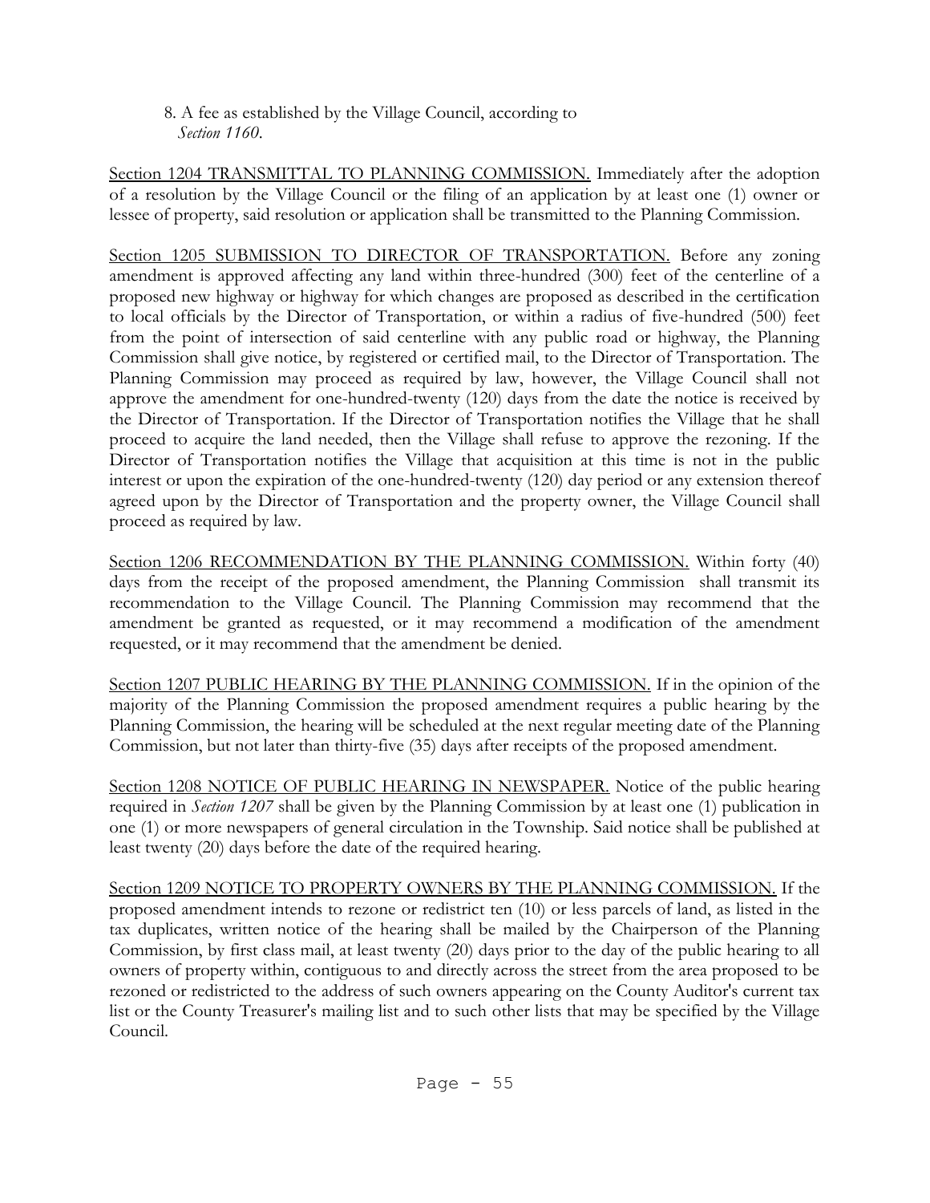8. A fee as established by the Village Council, according to *Section 1160*.

Section 1204 TRANSMITTAL TO PLANNING COMMISSION. Immediately after the adoption of a resolution by the Village Council or the filing of an application by at least one (1) owner or lessee of property, said resolution or application shall be transmitted to the Planning Commission.

Section 1205 SUBMISSION TO DIRECTOR OF TRANSPORTATION. Before any zoning amendment is approved affecting any land within three-hundred (300) feet of the centerline of a proposed new highway or highway for which changes are proposed as described in the certification to local officials by the Director of Transportation, or within a radius of five-hundred (500) feet from the point of intersection of said centerline with any public road or highway, the Planning Commission shall give notice, by registered or certified mail, to the Director of Transportation. The Planning Commission may proceed as required by law, however, the Village Council shall not approve the amendment for one-hundred-twenty (120) days from the date the notice is received by the Director of Transportation. If the Director of Transportation notifies the Village that he shall proceed to acquire the land needed, then the Village shall refuse to approve the rezoning. If the Director of Transportation notifies the Village that acquisition at this time is not in the public interest or upon the expiration of the one-hundred-twenty (120) day period or any extension thereof agreed upon by the Director of Transportation and the property owner, the Village Council shall proceed as required by law.

Section 1206 RECOMMENDATION BY THE PLANNING COMMISSION. Within forty (40) days from the receipt of the proposed amendment, the Planning Commission shall transmit its recommendation to the Village Council. The Planning Commission may recommend that the amendment be granted as requested, or it may recommend a modification of the amendment requested, or it may recommend that the amendment be denied.

Section 1207 PUBLIC HEARING BY THE PLANNING COMMISSION. If in the opinion of the majority of the Planning Commission the proposed amendment requires a public hearing by the Planning Commission, the hearing will be scheduled at the next regular meeting date of the Planning Commission, but not later than thirty-five (35) days after receipts of the proposed amendment.

Section 1208 NOTICE OF PUBLIC HEARING IN NEWSPAPER. Notice of the public hearing required in *Section 1207* shall be given by the Planning Commission by at least one (1) publication in one (1) or more newspapers of general circulation in the Township. Said notice shall be published at least twenty (20) days before the date of the required hearing.

Section 1209 NOTICE TO PROPERTY OWNERS BY THE PLANNING COMMISSION. If the proposed amendment intends to rezone or redistrict ten (10) or less parcels of land, as listed in the tax duplicates, written notice of the hearing shall be mailed by the Chairperson of the Planning Commission, by first class mail, at least twenty (20) days prior to the day of the public hearing to all owners of property within, contiguous to and directly across the street from the area proposed to be rezoned or redistricted to the address of such owners appearing on the County Auditor's current tax list or the County Treasurer's mailing list and to such other lists that may be specified by the Village Council.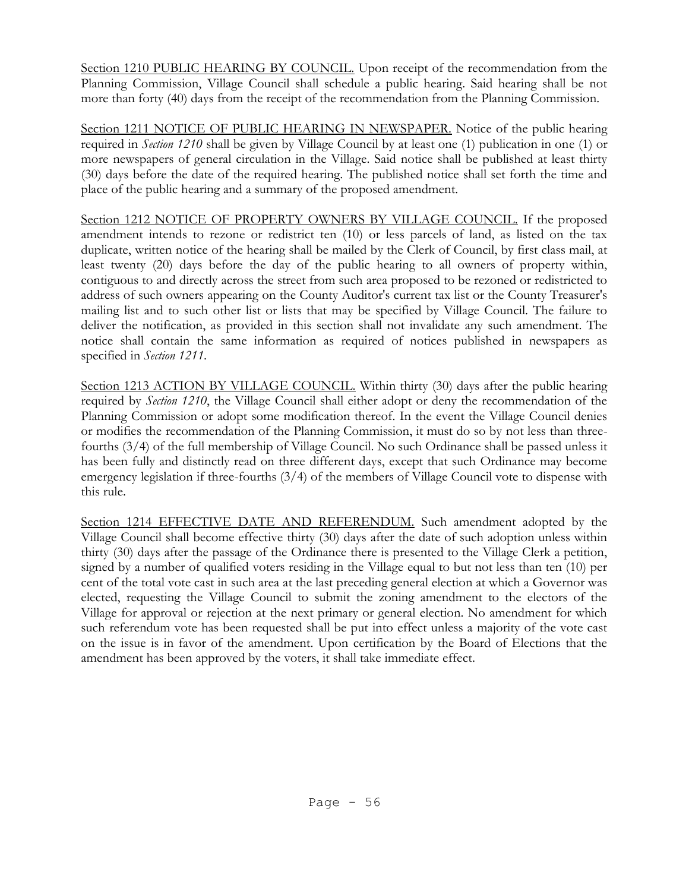<u>Section 1210 PUBLIC HEARING BY COUNCIL.</u> Upon receipt of the recommendation from the Planning Commission, Village Council shall schedule a public hearing. Said hearing shall be not more than forty (40) days from the receipt of the recommendation from the Planning Commission.

<u>Section 1211 NOTICE OF PUBLIC HEARING IN NEWSPAPER.</u> Notice of the public hearing required in *Section 1210* shall be given by Village Council by at least one (1) publication in one (1) or more newspapers of general circulation in the Village. Said notice shall be published at least thirty (30) days before the date of the required hearing. The published notice shall set forth the time and place of the public hearing and a summary of the proposed amendment.

<u>Section 1212 NOTICE OF PROPERTY OWNERS BY VILLAGE COUNCIL.</u> If the proposed amendment intends to rezone or redistrict ten (10) or less parcels of land, as listed on the tax duplicate, written notice of the hearing shall be mailed by the Clerk of Council, by first class mail, at least twenty (20) days before the day of the public hearing to all owners of property within, contiguous to and directly across the street from such area proposed to be rezoned or redistricted to address of such owners appearing on the County Auditor's current tax list or the County Treasurer's mailing list and to such other list or lists that may be specified by Village Council. The failure to deliver the notification, as provided in this section shall not invalidate any such amendment. The notice shall contain the same information as required of notices published in newspapers as specified in *Section 1211*.

<u>Section 1213 ACTION BY VILLAGE COUNCIL.</u> Within thirty (30) days after the public hearing required by *Section 1210*, the Village Council shall either adopt or deny the recommendation of the Planning Commission or adopt some modification thereof. In the event the Village Council denies or modifies the recommendation of the Planning Commission, it must do so by not less than three-fourths (3/4) of the full membership of Village Council. No such Ordinance shall be passed unless it has been fully and distinctly read on three different days, except that such Ordinance may become emergency legislation if three-fourths (3/4) of the members of Village Council vote to dispense with this rule.

<u>Section 1214 EFFECTIVE DATE AND REFERENDUM.</u> Such amendment adopted by the Village Council shall become effective thirty (30) days after the date of such adoption unless within thirty (30) days after the passage of the Ordinance there is presented to the Village Clerk a petition, signed by a number of qualified voters residing in the Village equal to but not less than ten (10) per cent of the total vote cast in such area at the last preceding general election at which a Governor was elected, requesting the Village Council to submit the zoning amendment to the electors of the Village for approval or rejection at the next primary or general election. No amendment for which such referendum vote has been requested shall be put into effect unless a majority of the vote cast on the issue is in favor of the amendment. Upon certification by the Board of Elections that the amendment has been approved by the voters, it shall take immediate effect.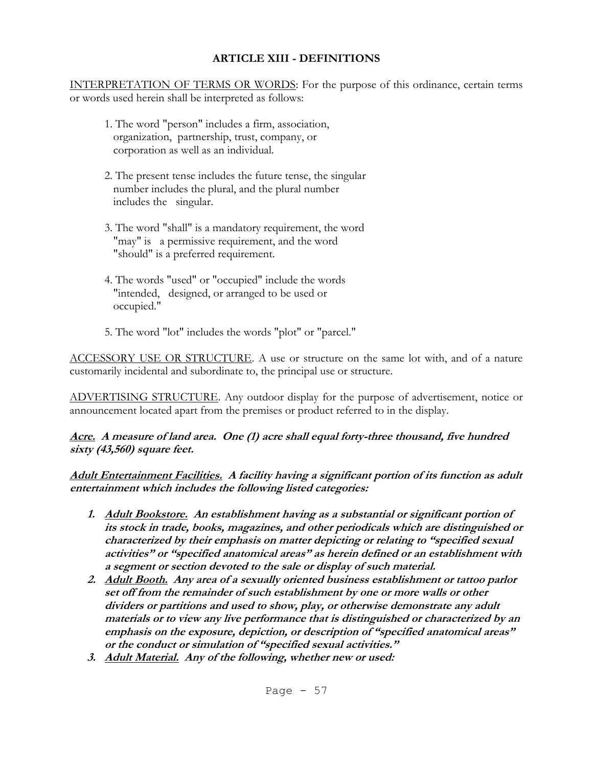## ARTICLE XIII - DEFINITIONS

<u>INTERPRETATION OF TERMS OR WORDS</u>: For the purpose of this ordinance, certain terms or words used herein shall be interpreted as follows:

1. The word "person" includes a firm, association, organization, partnership, trust, company, or corporation as well as an individual.

2. The present tense includes the future tense, the singular number includes the plural, and the plural number includes the singular.

3. The word "shall" is a mandatory requirement, the word "may" is a permissive requirement, and the word "should" is a preferred requirement.

4. The words "used" or "occupied" include the words "intended, designed, or arranged to be used or occupied."

5. The word "lot" includes the words "plot" or "parcel."

<u>ACCESSORY USE OR STRUCTURE</u>. A use or structure on the same lot with, and of a nature customarily incidental and subordinate to, the principal use or structure.

<u>ADVERTISING STRUCTURE</u>. Any outdoor display for the purpose of advertisement, notice or announcement located apart from the premises or product referred to in the display.

***<u>Acre.</u> A measure of land area. One (1) acre shall equal forty-three thousand, five hundred sixty (43,560) square feet.***

***<u>Adult Entertainment Facilities.</u> A facility having a significant portion of its function as adult entertainment which includes the following listed categories:***

1. ***<u>Adult Bookstore.</u> An establishment having as a substantial or significant portion of its stock in trade, books, magazines, and other periodicals which are distinguished or characterized by their emphasis on matter depicting or relating to "specified sexual activities" or "specified anatomical areas" as herein defined or an establishment with a segment or section devoted to the sale or display of such material.***
2. ***<u>Adult Booth.</u> Any area of a sexually oriented business establishment or tattoo parlor set off from the remainder of such establishment by one or more walls or other dividers or partitions and used to show, play, or otherwise demonstrate any adult materials or to view any live performance that is distinguished or characterized by an emphasis on the exposure, depiction, or description of "specified anatomical areas" or the conduct or simulation of "specified sexual activities."***
3. ***<u>Adult Material.</u> Any of the following, whether new or used:***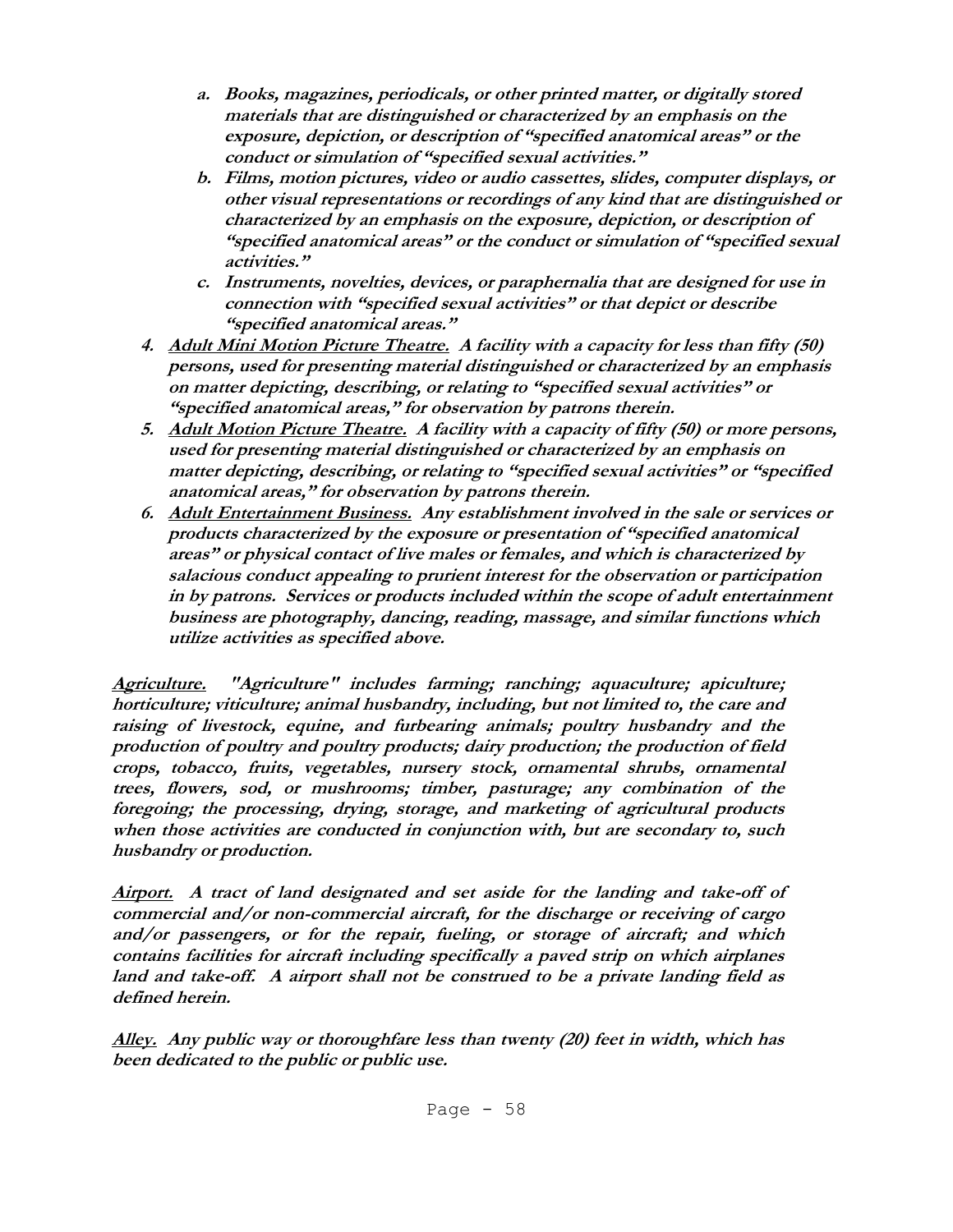a. ***Books, magazines, periodicals, or other printed matter, or digitally stored materials that are distinguished or characterized by an emphasis on the exposure, depiction, or description of "specified anatomical areas" or the conduct or simulation of "specified sexual activities."***
b. ***Films, motion pictures, video or audio cassettes, slides, computer displays, or other visual representations or recordings of any kind that are distinguished or characterized by an emphasis on the exposure, depiction, or description of "specified anatomical areas" or the conduct or simulation of "specified sexual activities."***
c. ***Instruments, novelties, devices, or paraphernalia that are designed for use in connection with "specified sexual activities" or that depict or describe "specified anatomical areas."***

4. ***Adult Mini Motion Picture Theatre.* A facility with a capacity for less than fifty (50) persons, used for presenting material distinguished or characterized by an emphasis on matter depicting, describing, or relating to "specified sexual activities" or "specified anatomical areas," for observation by patrons therein.**
5. ***Adult Motion Picture Theatre.* A facility with a capacity of fifty (50) or more persons, used for presenting material distinguished or characterized by an emphasis on matter depicting, describing, or relating to "specified sexual activities" or "specified anatomical areas," for observation by patrons therein.**
6. ***Adult Entertainment Business.* Any establishment involved in the sale or services or products characterized by the exposure or presentation of "specified anatomical areas" or physical contact of live males or females, and which is characterized by salacious conduct appealing to prurient interest for the observation or participation in by patrons. Services or products included within the scope of adult entertainment business are photography, dancing, reading, massage, and similar functions which utilize activities as specified above.**

***Agriculture.* "Agriculture" includes farming; ranching; aquaculture; apiculture; horticulture; viticulture; animal husbandry, including, but not limited to, the care and raising of livestock, equine, and furbearing animals; poultry husbandry and the production of poultry and poultry products; dairy production; the production of field crops, tobacco, fruits, vegetables, nursery stock, ornamental shrubs, ornamental trees, flowers, sod, or mushrooms; timber, pasturage; any combination of the foregoing; the processing, drying, storage, and marketing of agricultural products when those activities are conducted in conjunction with, but are secondary to, such husbandry or production.**

***Airport.* A tract of land designated and set aside for the landing and take-off of commercial and/or non-commercial aircraft, for the discharge or receiving of cargo and/or passengers, or for the repair, fueling, or storage of aircraft; and which contains facilities for aircraft including specifically a paved strip on which airplanes land and take-off. A airport shall not be construed to be a private landing field as defined herein.**

***Alley.* Any public way or thoroughfare less than twenty (20) feet in width, which has been dedicated to the public or public use.**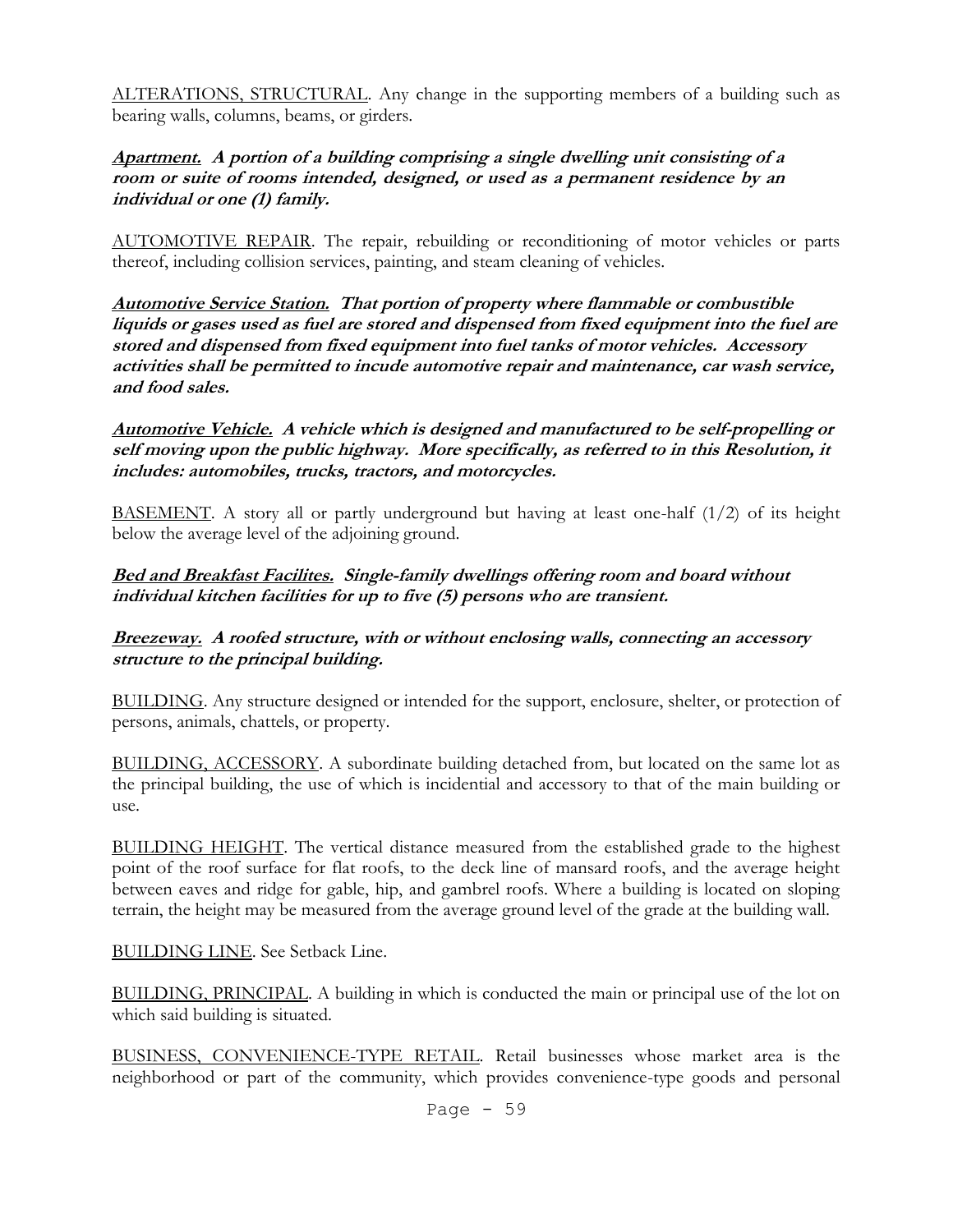ALTERATIONS, STRUCTURAL. Any change in the supporting members of a building such as bearing walls, columns, beams, or girders.

***Apartment.* A portion of a building comprising a single dwelling unit consisting of a room or suite of rooms intended, designed, or used as a permanent residence by an individual or one (1) family.**

AUTOMOTIVE REPAIR. The repair, rebuilding or reconditioning of motor vehicles or parts thereof, including collision services, painting, and steam cleaning of vehicles.

***Automotive Service Station.* That portion of property where flammable or combustible liquids or gases used as fuel are stored and dispensed from fixed equipment into the fuel are stored and dispensed from fixed equipment into fuel tanks of motor vehicles. Accessory activities shall be permitted to incude automotive repair and maintenance, car wash service, and food sales.**

***Automotive Vehicle.* A vehicle which is designed and manufactured to be self-propelling or self moving upon the public highway. More specifically, as referred to in this Resolution, it includes: automobiles, trucks, tractors, and motorcycles.**

BASEMENT. A story all or partly underground but having at least one-half (1/2) of its height below the average level of the adjoining ground.

***Bed and Breakfast Facilites.* Single-family dwellings offering room and board without individual kitchen facilities for up to five (5) persons who are transient.**

***Breezeway.* A roofed structure, with or without enclosing walls, connecting an accessory structure to the principal building.**

BUILDING. Any structure designed or intended for the support, enclosure, shelter, or protection of persons, animals, chattels, or property.

BUILDING, ACCESSORY. A subordinate building detached from, but located on the same lot as the principal building, the use of which is incidential and accessory to that of the main building or use.

BUILDING HEIGHT. The vertical distance measured from the established grade to the highest point of the roof surface for flat roofs, to the deck line of mansard roofs, and the average height between eaves and ridge for gable, hip, and gambrel roofs. Where a building is located on sloping terrain, the height may be measured from the average ground level of the grade at the building wall.

BUILDING LINE. See Setback Line.

BUILDING, PRINCIPAL. A building in which is conducted the main or principal use of the lot on which said building is situated.

BUSINESS, CONVENIENCE-TYPE RETAIL. Retail businesses whose market area is the neighborhood or part of the community, which provides convenience-type goods and personal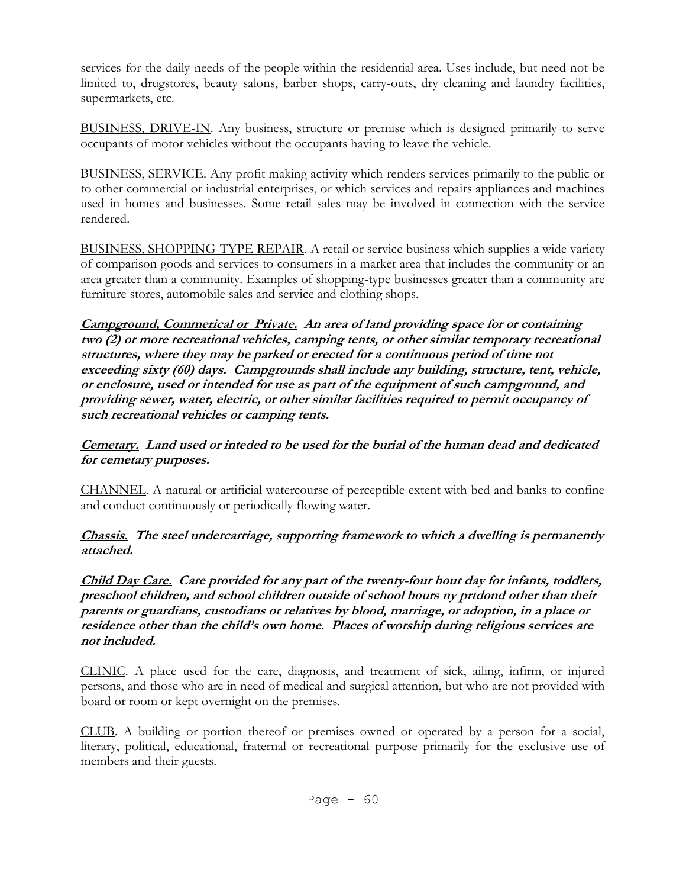services for the daily needs of the people within the residential area. Uses include, but need not be limited to, drugstores, beauty salons, barber shops, carry-outs, dry cleaning and laundry facilities, supermarkets, etc.

<u>BUSINESS, DRIVE-IN</u>. Any business, structure or premise which is designed primarily to serve occupants of motor vehicles without the occupants having to leave the vehicle.

<u>BUSINESS, SERVICE</u>. Any profit making activity which renders services primarily to the public or to other commercial or industrial enterprises, or which services and repairs appliances and machines used in homes and businesses. Some retail sales may be involved in connection with the service rendered.

<u>BUSINESS, SHOPPING-TYPE REPAIR</u>. A retail or service business which supplies a wide variety of comparison goods and services to consumers in a market area that includes the community or an area greater than a community. Examples of shopping-type businesses greater than a community are furniture stores, automobile sales and service and clothing shops.

***<u>Campground, Commerical or Private.</u> An area of land providing space for or containing two (2) or more recreational vehicles, camping tents, or other similar temporary recreational structures, where they may be parked or erected for a continuous period of time not exceeding sixty (60) days. Campgrounds shall include any building, structure, tent, vehicle, or enclosure, used or intended for use as part of the equipment of such campground, and providing sewer, water, electric, or other similar facilities required to permit occupancy of such recreational vehicles or camping tents.***

***<u>Cemetary.</u> Land used or inteded to be used for the burial of the human dead and dedicated for cemetary purposes.***

<u>CHANNEL</u>. A natural or artificial watercourse of perceptible extent with bed and banks to confine and conduct continuously or periodically flowing water.

***<u>Chassis.</u> The steel undercarriage, supporting framework to which a dwelling is permanently attached.***

***<u>Child Day Care.</u> Care provided for any part of the twenty-four hour day for infants, toddlers, preschool children, and school children outside of school hours ny prtdond other than their parents or guardians, custodians or relatives by blood, marriage, or adoption, in a place or residence other than the child's own home. Places of worship during religious services are not included.***

<u>CLINIC</u>. A place used for the care, diagnosis, and treatment of sick, ailing, infirm, or injured persons, and those who are in need of medical and surgical attention, but who are not provided with board or room or kept overnight on the premises.

<u>CLUB</u>. A building or portion thereof or premises owned or operated by a person for a social, literary, political, educational, fraternal or recreational purpose primarily for the exclusive use of members and their guests.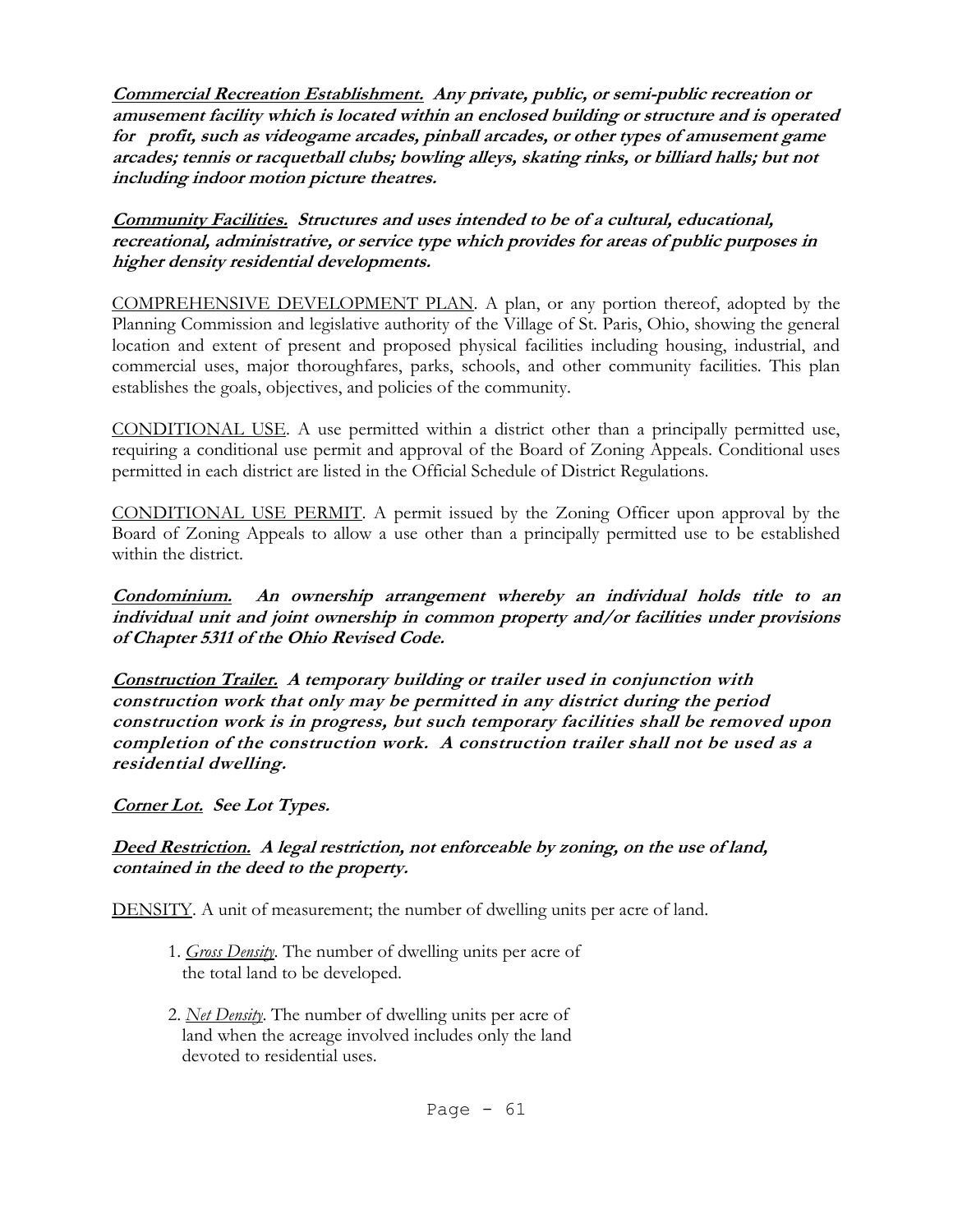***Commercial Recreation Establishment.* Any private, public, or semi-public recreation or amusement facility which is located within an enclosed building or structure and is operated for profit, such as videogame arcades, pinball arcades, or other types of amusement game arcades; tennis or racquetball clubs; bowling alleys, skating rinks, or billiard halls; but not including indoor motion picture theatres.**

***Community Facilities.* Structures and uses intended to be of a cultural, educational, recreational, administrative, or service type which provides for areas of public purposes in higher density residential developments.**

COMPREHENSIVE DEVELOPMENT PLAN. A plan, or any portion thereof, adopted by the Planning Commission and legislative authority of the Village of St. Paris, Ohio, showing the general location and extent of present and proposed physical facilities including housing, industrial, and commercial uses, major thoroughfares, parks, schools, and other community facilities. This plan establishes the goals, objectives, and policies of the community.

CONDITIONAL USE. A use permitted within a district other than a principally permitted use, requiring a conditional use permit and approval of the Board of Zoning Appeals. Conditional uses permitted in each district are listed in the Official Schedule of District Regulations.

CONDITIONAL USE PERMIT. A permit issued by the Zoning Officer upon approval by the Board of Zoning Appeals to allow a use other than a principally permitted use to be established within the district.

***Condominium.* An ownership arrangement whereby an individual holds title to an individual unit and joint ownership in common property and/or facilities under provisions of Chapter 5311 of the Ohio Revised Code.**

***Construction Trailer.* A temporary building or trailer used in conjunction with construction work that only may be permitted in any district during the period construction work is in progress, but such temporary facilities shall be removed upon completion of the construction work. A construction trailer shall not be used as a residential dwelling.**

***Corner Lot.* See Lot Types.**

***Deed Restriction.* A legal restriction, not enforceable by zoning, on the use of land, contained in the deed to the property.**

DENSITY. A unit of measurement; the number of dwelling units per acre of land.

1. *Gross Density*. The number of dwelling units per acre of the total land to be developed.

2. *Net Density*. The number of dwelling units per acre of land when the acreage involved includes only the land devoted to residential uses.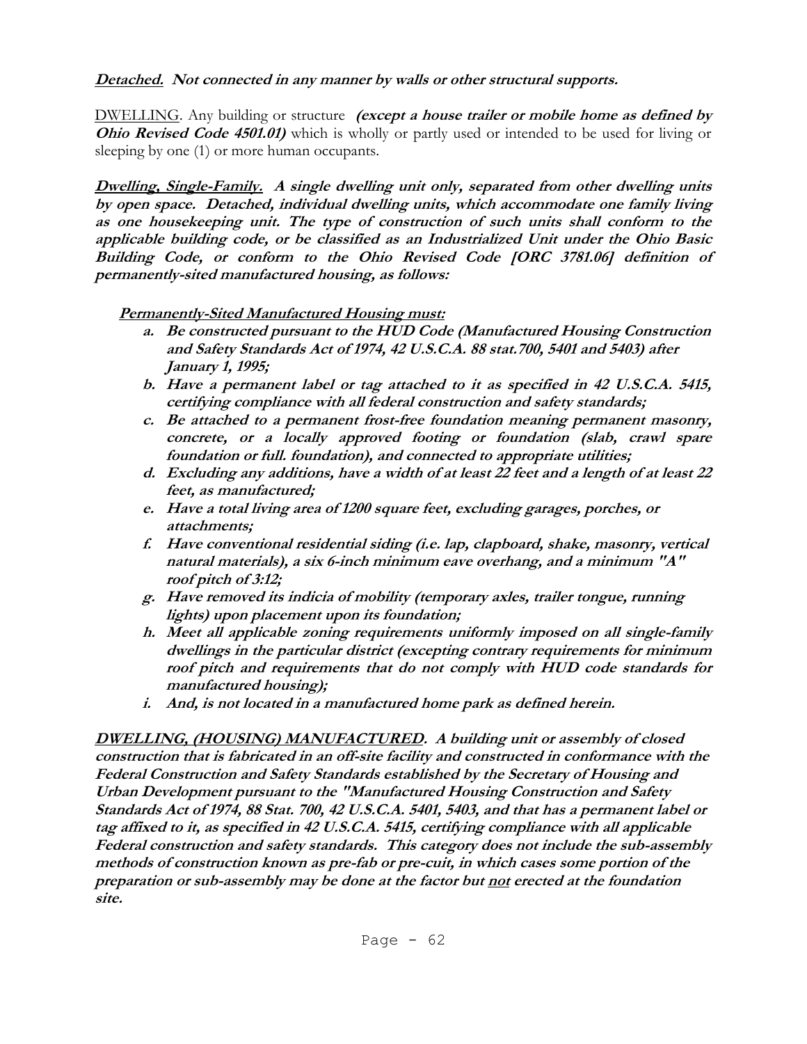***Detached.* Not connected in any manner by walls or other structural supports.**

DWELLING. Any building or structure ***(except a house trailer or mobile home as defined by Ohio Revised Code 4501.01)*** which is wholly or partly used or intended to be used for living or sleeping by one (1) or more human occupants.

***Dwelling, Single-Family.* A single dwelling unit only, separated from other dwelling units by open space. Detached, individual dwelling units, which accommodate one family living as one housekeeping unit. The type of construction of such units shall conform to the applicable building code, or be classified as an Industrialized Unit under the Ohio Basic Building Code, or conform to the Ohio Revised Code [ORC 3781.06] definition of permanently-sited manufactured housing, as follows:**

***Permanently-Sited Manufactured Housing must:***

- **a. Be constructed pursuant to the HUD Code (Manufactured Housing Construction and Safety Standards Act of 1974, 42 U.S.C.A. 88 stat.700, 5401 and 5403) after January 1, 1995;**
- **b. Have a permanent label or tag attached to it as specified in 42 U.S.C.A. 5415, certifying compliance with all federal construction and safety standards;**
- **c. Be attached to a permanent frost-free foundation meaning permanent masonry, concrete, or a locally approved footing or foundation (slab, crawl spare foundation or full. foundation), and connected to appropriate utilities;**
- **d. Excluding any additions, have a width of at least 22 feet and a length of at least 22 feet, as manufactured;**
- **e. Have a total living area of 1200 square feet, excluding garages, porches, or attachments;**
- **f. Have conventional residential siding (i.e. lap, clapboard, shake, masonry, vertical natural materials), a six 6-inch minimum eave overhang, and a minimum "A" roof pitch of 3:12;**
- **g. Have removed its indicia of mobility (temporary axles, trailer tongue, running lights) upon placement upon its foundation;**
- **h. Meet all applicable zoning requirements uniformly imposed on all single-family dwellings in the particular district (excepting contrary requirements for minimum roof pitch and requirements that do not comply with HUD code standards for manufactured housing);**
- **i. And, is not located in a manufactured home park as defined herein.**

***DWELLING, (HOUSING) MANUFACTURED*. A building unit or assembly of closed construction that is fabricated in an off-site facility and constructed in conformance with the Federal Construction and Safety Standards established by the Secretary of Housing and Urban Development pursuant to the "Manufactured Housing Construction and Safety Standards Act of 1974, 88 Stat. 700, 42 U.S.C.A. 5401, 5403, and that has a permanent label or tag affixed to it, as specified in 42 U.S.C.A. 5415, certifying compliance with all applicable Federal construction and safety standards. This category does not include the sub-assembly methods of construction known as pre-fab or pre-cuit, in which cases some portion of the preparation or sub-assembly may be done at the factor but <u>not</u> erected at the foundation site.**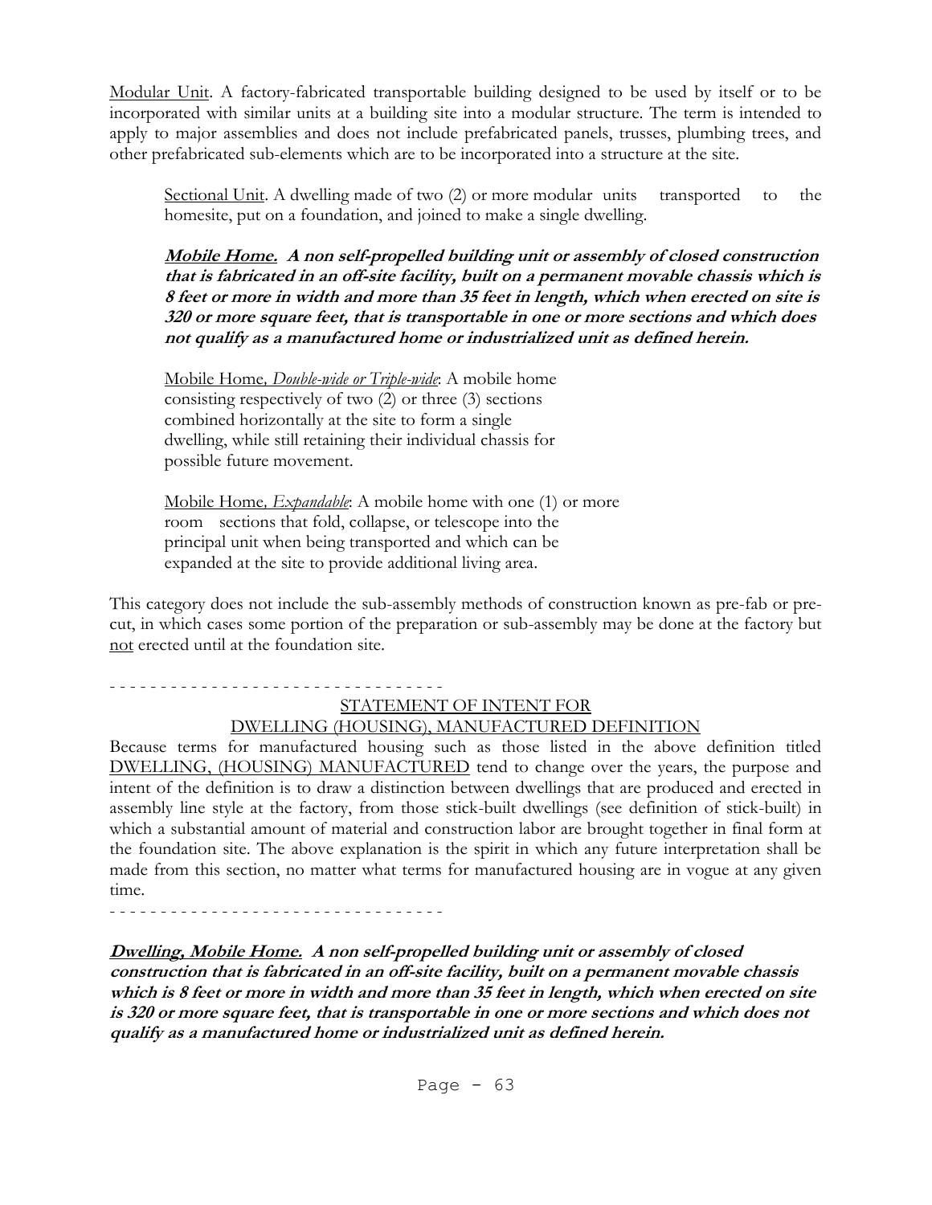Modular Unit. A factory-fabricated transportable building designed to be used by itself or to be incorporated with similar units at a building site into a modular structure. The term is intended to apply to major assemblies and does not include prefabricated panels, trusses, plumbing trees, and other prefabricated sub-elements which are to be incorporated into a structure at the site.

Sectional Unit. A dwelling made of two (2) or more modular units transported to the homesite, put on a foundation, and joined to make a single dwelling.

***Mobile Home.* A non self-propelled building unit or assembly of closed construction that is fabricated in an off-site facility, built on a permanent movable chassis which is 8 feet or more in width and more than 35 feet in length, which when erected on site is 320 or more square feet, that is transportable in one or more sections and which does not qualify as a manufactured home or industrialized unit as defined herein.**

Mobile Home, *Double-wide or Triple-wide*: A mobile home consisting respectively of two (2) or three (3) sections combined horizontally at the site to form a single dwelling, while still retaining their individual chassis for possible future movement.

Mobile Home, *Expandable*: A mobile home with one (1) or more room sections that fold, collapse, or telescope into the principal unit when being transported and which can be expanded at the site to provide additional living area.

This category does not include the sub-assembly methods of construction known as pre-fab or pre-cut, in which cases some portion of the preparation or sub-assembly may be done at the factory but not erected until at the foundation site.

- - - - - - - - - - - - - - - - - - - - - - - - - - - - - - - -

STATEMENT OF INTENT FOR
DWELLING (HOUSING), MANUFACTURED DEFINITION

Because terms for manufactured housing such as those listed in the above definition titled DWELLING, (HOUSING) MANUFACTURED tend to change over the years, the purpose and intent of the definition is to draw a distinction between dwellings that are produced and erected in assembly line style at the factory, from those stick-built dwellings (see definition of stick-built) in which a substantial amount of material and construction labor are brought together in final form at the foundation site. The above explanation is the spirit in which any future interpretation shall be made from this section, no matter what terms for manufactured housing are in vogue at any given time.

- - - - - - - - - - - - - - - - - - - - - - - - - - - - - - - -

***Dwelling, Mobile Home.* A non self-propelled building unit or assembly of closed construction that is fabricated in an off-site facility, built on a permanent movable chassis which is 8 feet or more in width and more than 35 feet in length, which when erected on site is 320 or more square feet, that is transportable in one or more sections and which does not qualify as a manufactured home or industrialized unit as defined herein.**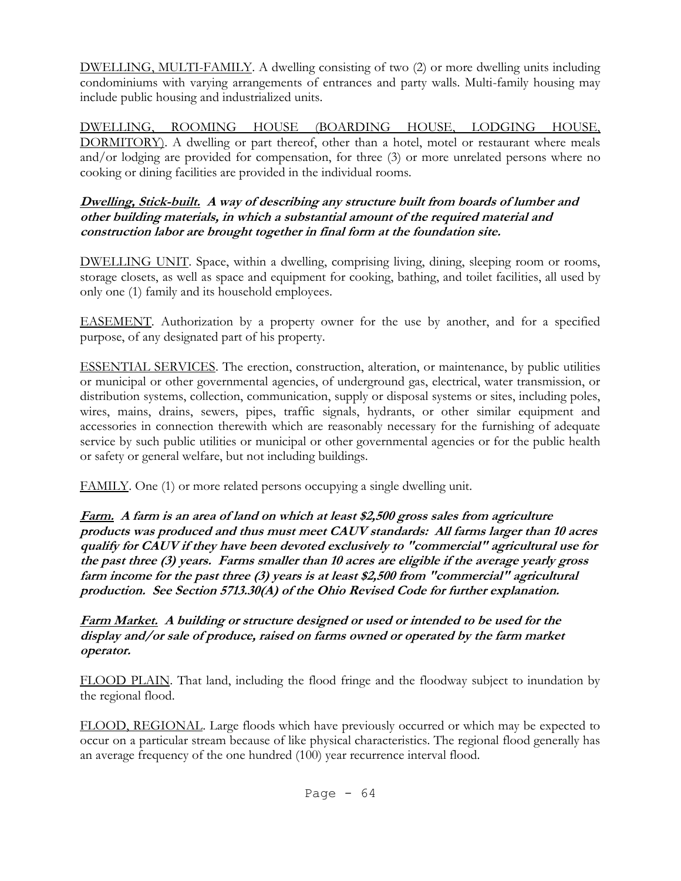DWELLING, MULTI-FAMILY. A dwelling consisting of two (2) or more dwelling units including condominiums with varying arrangements of entrances and party walls. Multi-family housing may include public housing and industrialized units.

DWELLING, ROOMING HOUSE (BOARDING HOUSE, LODGING HOUSE, DORMITORY). A dwelling or part thereof, other than a hotel, motel or restaurant where meals and/or lodging are provided for compensation, for three (3) or more unrelated persons where no cooking or dining facilities are provided in the individual rooms.

***Dwelling, Stick-built.* A way of describing any structure built from boards of lumber and other building materials, in which a substantial amount of the required material and construction labor are brought together in final form at the foundation site.**

DWELLING UNIT. Space, within a dwelling, comprising living, dining, sleeping room or rooms, storage closets, as well as space and equipment for cooking, bathing, and toilet facilities, all used by only one (1) family and its household employees.

EASEMENT. Authorization by a property owner for the use by another, and for a specified purpose, of any designated part of his property.

ESSENTIAL SERVICES. The erection, construction, alteration, or maintenance, by public utilities or municipal or other governmental agencies, of underground gas, electrical, water transmission, or distribution systems, collection, communication, supply or disposal systems or sites, including poles, wires, mains, drains, sewers, pipes, traffic signals, hydrants, or other similar equipment and accessories in connection therewith which are reasonably necessary for the furnishing of adequate service by such public utilities or municipal or other governmental agencies or for the public health or safety or general welfare, but not including buildings.

FAMILY. One (1) or more related persons occupying a single dwelling unit.

***Farm.* A farm is an area of land on which at least $2,500 gross sales from agriculture products was produced and thus must meet CAUV standards: All farms larger than 10 acres qualify for CAUV if they have been devoted exclusively to "commercial" agricultural use for the past three (3) years. Farms smaller than 10 acres are eligible if the average yearly gross farm income for the past three (3) years is at least $2,500 from "commercial" agricultural production. See Section 5713.30(A) of the Ohio Revised Code for further explanation.**

***Farm Market.* A building or structure designed or used or intended to be used for the display and/or sale of produce, raised on farms owned or operated by the farm market operator.**

FLOOD PLAIN. That land, including the flood fringe and the floodway subject to inundation by the regional flood.

FLOOD, REGIONAL. Large floods which have previously occurred or which may be expected to occur on a particular stream because of like physical characteristics. The regional flood generally has an average frequency of the one hundred (100) year recurrence interval flood.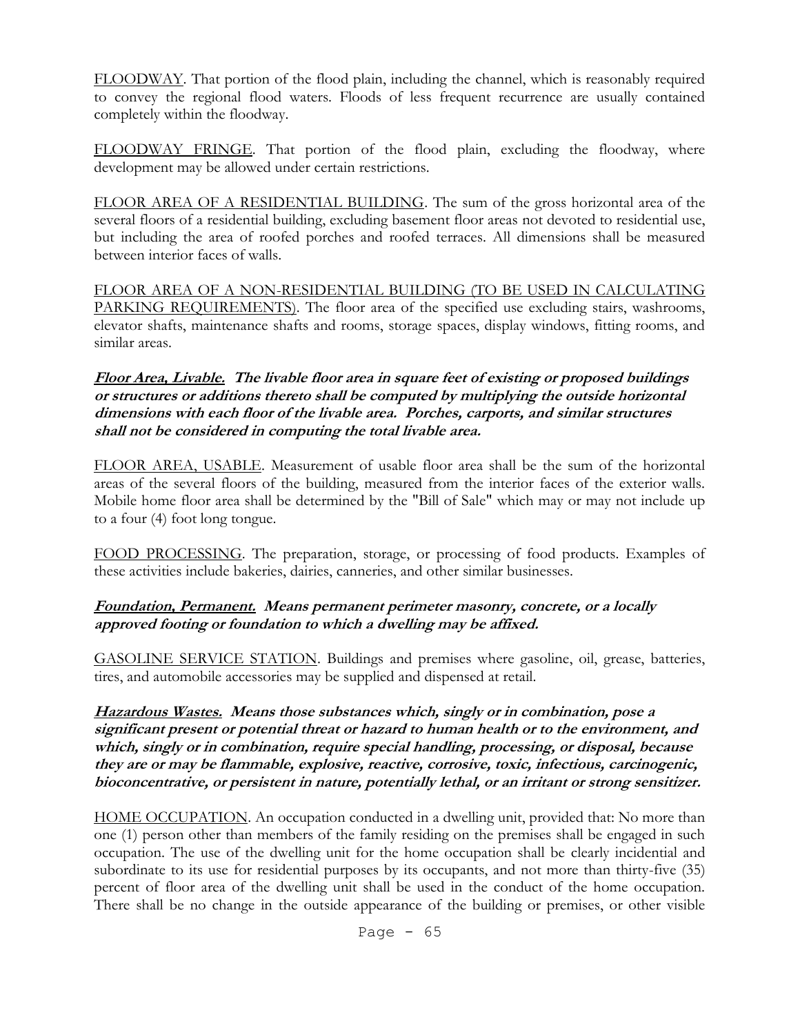<u>FLOODWAY</u>. That portion of the flood plain, including the channel, which is reasonably required to convey the regional flood waters. Floods of less frequent recurrence are usually contained completely within the floodway.

<u>FLOODWAY FRINGE</u>. That portion of the flood plain, excluding the floodway, where development may be allowed under certain restrictions.

<u>FLOOR AREA OF A RESIDENTIAL BUILDING</u>. The sum of the gross horizontal area of the several floors of a residential building, excluding basement floor areas not devoted to residential use, but including the area of roofed porches and roofed terraces. All dimensions shall be measured between interior faces of walls.

<u>FLOOR AREA OF A NON-RESIDENTIAL BUILDING (TO BE USED IN CALCULATING PARKING REQUIREMENTS)</u>. The floor area of the specified use excluding stairs, washrooms, elevator shafts, maintenance shafts and rooms, storage spaces, display windows, fitting rooms, and similar areas.

***<u>Floor Area, Livable.</u> The livable floor area in square feet of existing or proposed buildings or structures or additions thereto shall be computed by multiplying the outside horizontal dimensions with each floor of the livable area. Porches, carports, and similar structures shall not be considered in computing the total livable area.***

<u>FLOOR AREA, USABLE</u>. Measurement of usable floor area shall be the sum of the horizontal areas of the several floors of the building, measured from the interior faces of the exterior walls. Mobile home floor area shall be determined by the "Bill of Sale" which may or may not include up to a four (4) foot long tongue.

<u>FOOD PROCESSING</u>. The preparation, storage, or processing of food products. Examples of these activities include bakeries, dairies, canneries, and other similar businesses.

***<u>Foundation, Permanent.</u> Means permanent perimeter masonry, concrete, or a locally approved footing or foundation to which a dwelling may be affixed.***

<u>GASOLINE SERVICE STATION</u>. Buildings and premises where gasoline, oil, grease, batteries, tires, and automobile accessories may be supplied and dispensed at retail.

***<u>Hazardous Wastes.</u> Means those substances which, singly or in combination, pose a significant present or potential threat or hazard to human health or to the environment, and which, singly or in combination, require special handling, processing, or disposal, because they are or may be flammable, explosive, reactive, corrosive, toxic, infectious, carcinogenic, bioconcentrative, or persistent in nature, potentially lethal, or an irritant or strong sensitizer.***

<u>HOME OCCUPATION</u>. An occupation conducted in a dwelling unit, provided that: No more than one (1) person other than members of the family residing on the premises shall be engaged in such occupation. The use of the dwelling unit for the home occupation shall be clearly incidental and subordinate to its use for residential purposes by its occupants, and not more than thirty-five (35) percent of floor area of the dwelling unit shall be used in the conduct of the home occupation. There shall be no change in the outside appearance of the building or premises, or other visible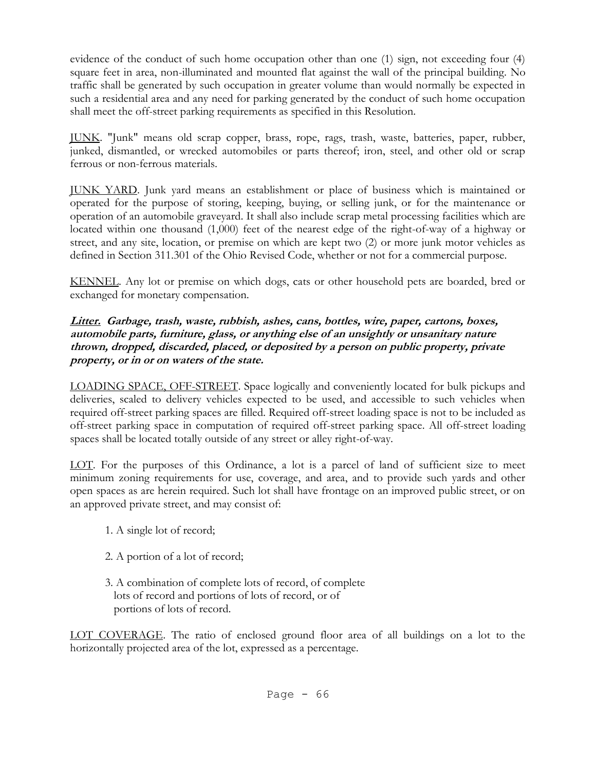evidence of the conduct of such home occupation other than one (1) sign, not exceeding four (4) square feet in area, non-illuminated and mounted flat against the wall of the principal building. No traffic shall be generated by such occupation in greater volume than would normally be expected in such a residential area and any need for parking generated by the conduct of such home occupation shall meet the off-street parking requirements as specified in this Resolution.

JUNK. "Junk" means old scrap copper, brass, rope, rags, trash, waste, batteries, paper, rubber, junked, dismantled, or wrecked automobiles or parts thereof; iron, steel, and other old or scrap ferrous or non-ferrous materials.

JUNK YARD. Junk yard means an establishment or place of business which is maintained or operated for the purpose of storing, keeping, buying, or selling junk, or for the maintenance or operation of an automobile graveyard. It shall also include scrap metal processing facilities which are located within one thousand (1,000) feet of the nearest edge of the right-of-way of a highway or street, and any site, location, or premise on which are kept two (2) or more junk motor vehicles as defined in Section 311.301 of the Ohio Revised Code, whether or not for a commercial purpose.

KENNEL. Any lot or premise on which dogs, cats or other household pets are boarded, bred or exchanged for monetary compensation.

***Litter.* Garbage, trash, waste, rubbish, ashes, cans, bottles, wire, paper, cartons, boxes, automobile parts, furniture, glass, or anything else of an unsightly or unsanitary nature thrown, dropped, discarded, placed, or deposited by a person on public property, private property, or in or on waters of the state.**

LOADING SPACE, OFF-STREET. Space logically and conveniently located for bulk pickups and deliveries, scaled to delivery vehicles expected to be used, and accessible to such vehicles when required off-street parking spaces are filled. Required off-street loading space is not to be included as off-street parking space in computation of required off-street parking space. All off-street loading spaces shall be located totally outside of any street or alley right-of-way.

LOT. For the purposes of this Ordinance, a lot is a parcel of land of sufficient size to meet minimum zoning requirements for use, coverage, and area, and to provide such yards and other open spaces as are herein required. Such lot shall have frontage on an improved public street, or on an approved private street, and may consist of:

1. A single lot of record;

2. A portion of a lot of record;

3. A combination of complete lots of record, of complete lots of record and portions of lots of record, or of portions of lots of record.

LOT COVERAGE. The ratio of enclosed ground floor area of all buildings on a lot to the horizontally projected area of the lot, expressed as a percentage.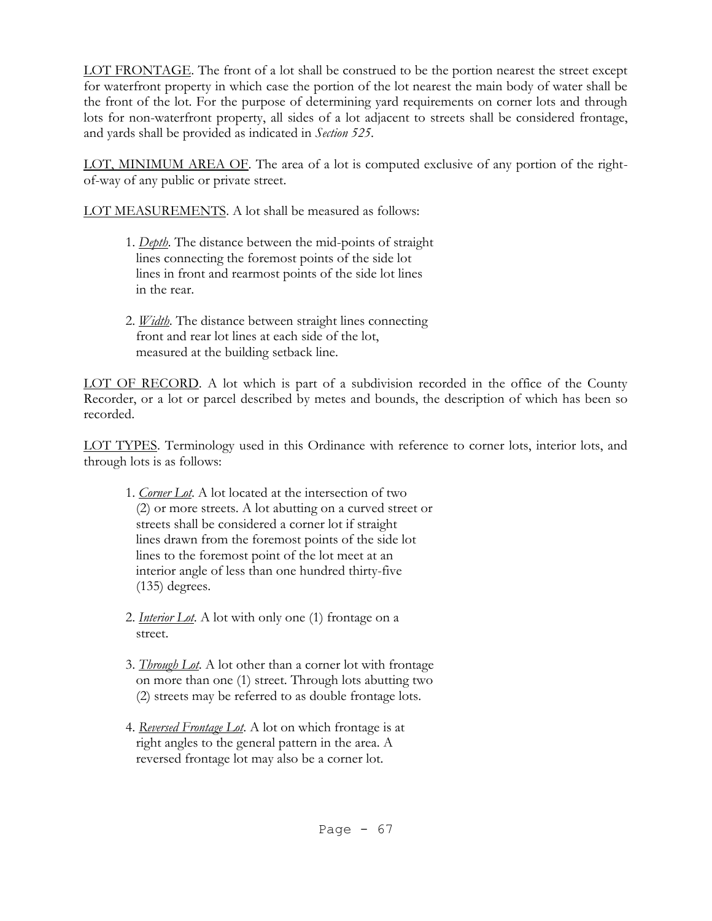<u>LOT FRONTAGE</u>. The front of a lot shall be construed to be the portion nearest the street except for waterfront property in which case the portion of the lot nearest the main body of water shall be the front of the lot. For the purpose of determining yard requirements on corner lots and through lots for non-waterfront property, all sides of a lot adjacent to streets shall be considered frontage, and yards shall be provided as indicated in *Section 525*.

<u>LOT, MINIMUM AREA OF</u>. The area of a lot is computed exclusive of any portion of the right-of-way of any public or private street.

<u>LOT MEASUREMENTS</u>. A lot shall be measured as follows:

1. *<u>Depth</u>*. The distance between the mid-points of straight lines connecting the foremost points of the side lot lines in front and rearmost points of the side lot lines in the rear.

2. *<u>Width</u>*. The distance between straight lines connecting front and rear lot lines at each side of the lot, measured at the building setback line.

<u>LOT OF RECORD</u>. A lot which is part of a subdivision recorded in the office of the County Recorder, or a lot or parcel described by metes and bounds, the description of which has been so recorded.

<u>LOT TYPES</u>. Terminology used in this Ordinance with reference to corner lots, interior lots, and through lots is as follows:

1. *<u>Corner Lot</u>*. A lot located at the intersection of two (2) or more streets. A lot abutting on a curved street or streets shall be considered a corner lot if straight lines drawn from the foremost points of the side lot lines to the foremost point of the lot meet at an interior angle of less than one hundred thirty-five (135) degrees.

2. *<u>Interior Lot</u>*. A lot with only one (1) frontage on a street.

3. *<u>Through Lot</u>*. A lot other than a corner lot with frontage on more than one (1) street. Through lots abutting two (2) streets may be referred to as double frontage lots.

4. *<u>Reversed Frontage Lot</u>*. A lot on which frontage is at right angles to the general pattern in the area. A reversed frontage lot may also be a corner lot.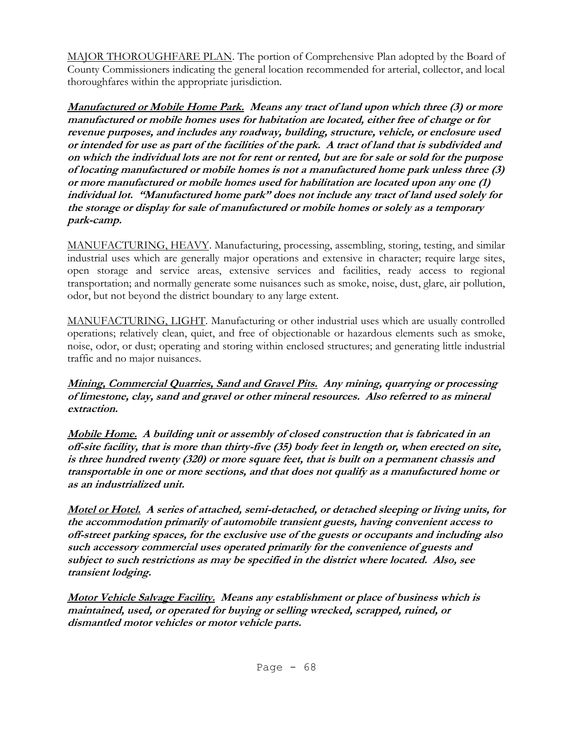<u>MAJOR THOROUGHFARE PLAN</u>. The portion of Comprehensive Plan adopted by the Board of County Commissioners indicating the general location recommended for arterial, collector, and local thoroughfares within the appropriate jurisdiction.

***<u>Manufactured or Mobile Home Park.</u>* Means any tract of land upon which three (3) or more manufactured or mobile homes uses for habitation are located, either free of charge or for revenue purposes, and includes any roadway, building, structure, vehicle, or enclosure used or intended for use as part of the facilities of the park. A tract of land that is subdivided and on which the individual lots are not for rent or rented, but are for sale or sold for the purpose of locating manufactured or mobile homes is not a manufactured home park unless three (3) or more manufactured or mobile homes used for habilitation are located upon any one (1) individual lot. "Manufactured home park" does not include any tract of land used solely for the storage or display for sale of manufactured or mobile homes or solely as a temporary park-camp.**

<u>MANUFACTURING, HEAVY</u>. Manufacturing, processing, assembling, storing, testing, and similar industrial uses which are generally major operations and extensive in character; require large sites, open storage and service areas, extensive services and facilities, ready access to regional transportation; and normally generate some nuisances such as smoke, noise, dust, glare, air pollution, odor, but not beyond the district boundary to any large extent.

<u>MANUFACTURING, LIGHT</u>. Manufacturing or other industrial uses which are usually controlled operations; relatively clean, quiet, and free of objectionable or hazardous elements such as smoke, noise, odor, or dust; operating and storing within enclosed structures; and generating little industrial traffic and no major nuisances.

***<u>Mining, Commercial Quarries, Sand and Gravel Pits.</u>* Any mining, quarrying or processing of limestone, clay, sand and gravel or other mineral resources. Also referred to as mineral extraction.**

***<u>Mobile Home.</u>* A building unit or assembly of closed construction that is fabricated in an off-site facility, that is more than thirty-five (35) body feet in length or, when erected on site, is three hundred twenty (320) or more square feet, that is built on a permanent chassis and transportable in one or more sections, and that does not qualify as a manufactured home or as an industrialized unit.**

***<u>Motel or Hotel.</u>* A series of attached, semi-detached, or detached sleeping or living units, for the accommodation primarily of automobile transient guests, having convenient access to off-street parking spaces, for the exclusive use of the guests or occupants and including also such accessory commercial uses operated primarily for the convenience of guests and subject to such restrictions as may be specified in the district where located. Also, see transient lodging.**

***<u>Motor Vehicle Salvage Facility.</u>* Means any establishment or place of business which is maintained, used, or operated for buying or selling wrecked, scrapped, ruined, or dismantled motor vehicles or motor vehicle parts.**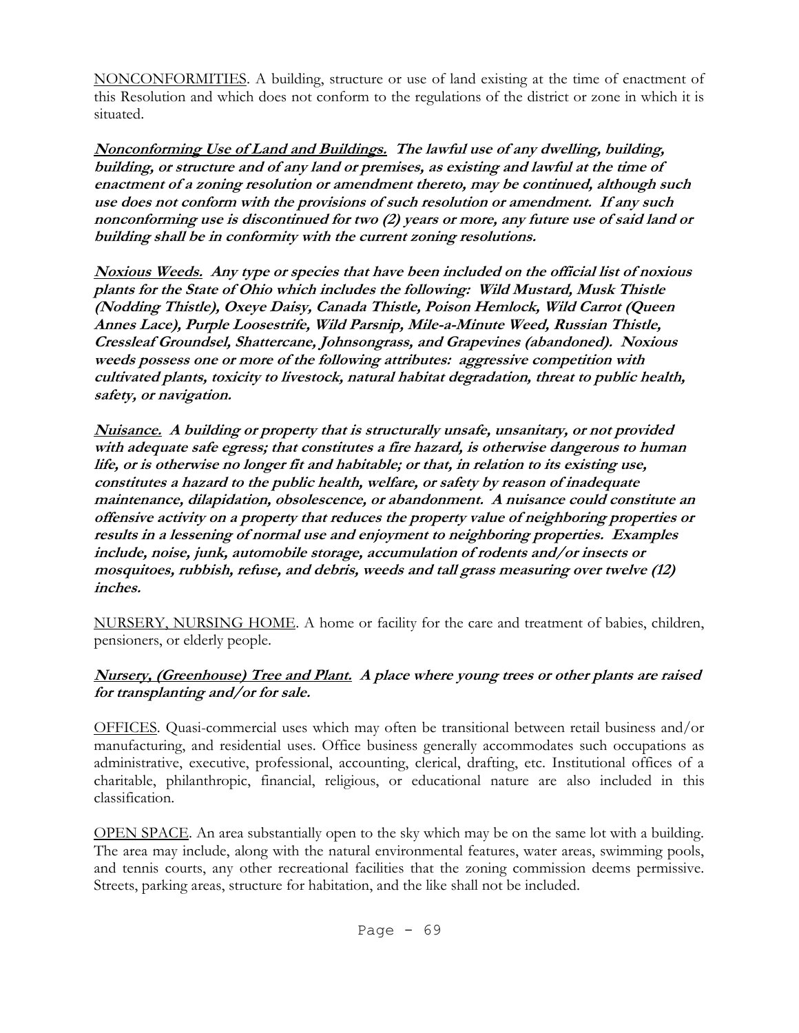NONCONFORMITIES. A building, structure or use of land existing at the time of enactment of this Resolution and which does not conform to the regulations of the district or zone in which it is situated.

***Nonconforming Use of Land and Buildings.* The lawful use of any dwelling, building, building, or structure and of any land or premises, as existing and lawful at the time of enactment of a zoning resolution or amendment thereto, may be continued, although such use does not conform with the provisions of such resolution or amendment. If any such nonconforming use is discontinued for two (2) years or more, any future use of said land or building shall be in conformity with the current zoning resolutions.**

***Noxious Weeds.* Any type or species that have been included on the official list of noxious plants for the State of Ohio which includes the following: Wild Mustard, Musk Thistle (Nodding Thistle), Oxeye Daisy, Canada Thistle, Poison Hemlock, Wild Carrot (Queen Annes Lace), Purple Loosestrife, Wild Parsnip, Mile-a-Minute Weed, Russian Thistle, Cressleaf Groundsel, Shattercane, Johnsongrass, and Grapevines (abandoned). Noxious weeds possess one or more of the following attributes: aggressive competition with cultivated plants, toxicity to livestock, natural habitat degradation, threat to public health, safety, or navigation.**

***Nuisance.* A building or property that is structurally unsafe, unsanitary, or not provided with adequate safe egress; that constitutes a fire hazard, is otherwise dangerous to human life, or is otherwise no longer fit and habitable; or that, in relation to its existing use, constitutes a hazard to the public health, welfare, or safety by reason of inadequate maintenance, dilapidation, obsolescence, or abandonment. A nuisance could constitute an offensive activity on a property that reduces the property value of neighboring properties or results in a lessening of normal use and enjoyment to neighboring properties. Examples include, noise, junk, automobile storage, accumulation of rodents and/or insects or mosquitoes, rubbish, refuse, and debris, weeds and tall grass measuring over twelve (12) inches.**

NURSERY, NURSING HOME. A home or facility for the care and treatment of babies, children, pensioners, or elderly people.

***Nursery, (Greenhouse) Tree and Plant.* A place where young trees or other plants are raised for transplanting and/or for sale.**

OFFICES. Quasi-commercial uses which may often be transitional between retail business and/or manufacturing, and residential uses. Office business generally accommodates such occupations as administrative, executive, professional, accounting, clerical, drafting, etc. Institutional offices of a charitable, philanthropic, financial, religious, or educational nature are also included in this classification.

OPEN SPACE. An area substantially open to the sky which may be on the same lot with a building. The area may include, along with the natural environmental features, water areas, swimming pools, and tennis courts, any other recreational facilities that the zoning commission deems permissive. Streets, parking areas, structure for habitation, and the like shall not be included.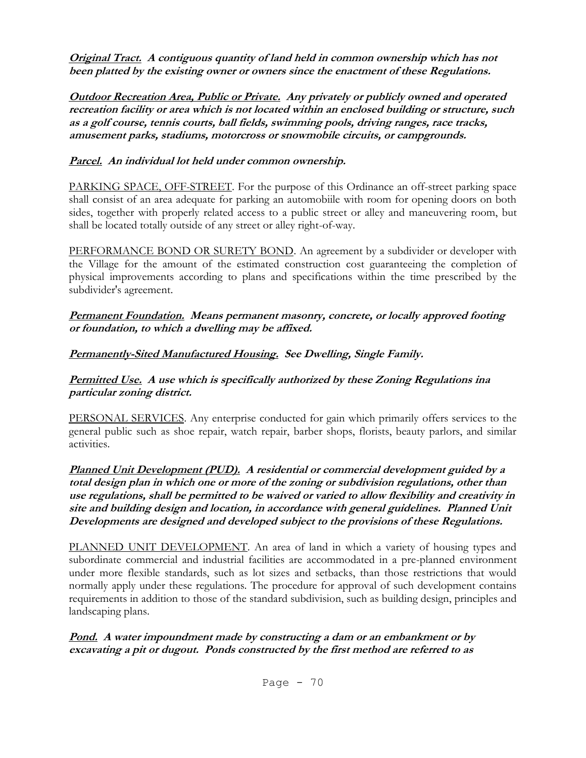***<u>Original Tract.</u>* A contiguous quantity of land held in common ownership which has not been platted by the existing owner or owners since the enactment of these Regulations.**

***<u>Outdoor Recreation Area, Public or Private.</u>* Any privately or publicly owned and operated recreation facility or area which is not located within an enclosed building or structure, such as a golf course, tennis courts, ball fields, swimming pools, driving ranges, race tracks, amusement parks, stadiums, motorcross or snowmobile circuits, or campgrounds.**

***<u>Parcel.</u>* An individual lot held under common ownership.**

<u>PARKING SPACE, OFF-STREET</u>. For the purpose of this Ordinance an off-street parking space shall consist of an area adequate for parking an automobiile with room for opening doors on both sides, together with properly related access to a public street or alley and maneuvering room, but shall be located totally outside of any street or alley right-of-way.

<u>PERFORMANCE BOND OR SURETY BOND</u>. An agreement by a subdivider or developer with the Village for the amount of the estimated construction cost guaranteeing the completion of physical improvements according to plans and specifications within the time prescribed by the subdivider's agreement.

***<u>Permanent Foundation.</u>* Means permanent masonry, concrete, or locally approved footing or foundation, to which a dwelling may be affixed.**

***<u>Permanently-Sited Manufactured Housing.</u>* See Dwelling, Single Family.**

***<u>Permitted Use.</u>* A use which is specifically authorized by these Zoning Regulations ina particular zoning district.**

<u>PERSONAL SERVICES</u>. Any enterprise conducted for gain which primarily offers services to the general public such as shoe repair, watch repair, barber shops, florists, beauty parlors, and similar activities.

***<u>Planned Unit Development (PUD).</u>* A residential or commercial development guided by a total design plan in which one or more of the zoning or subdivision regulations, other than use regulations, shall be permitted to be waived or varied to allow flexibility and creativity in site and building design and location, in accordance with general guidelines. Planned Unit Developments are designed and developed subject to the provisions of these Regulations.**

<u>PLANNED UNIT DEVELOPMENT</u>. An area of land in which a variety of housing types and subordinate commercial and industrial facilities are accommodated in a pre-planned environment under more flexible standards, such as lot sizes and setbacks, than those restrictions that would normally apply under these regulations. The procedure for approval of such development contains requirements in addition to those of the standard subdivision, such as building design, principles and landscaping plans.

***<u>Pond.</u>* A water impoundment made by constructing a dam or an embankment or by excavating a pit or dugout. Ponds constructed by the first method are referred to as**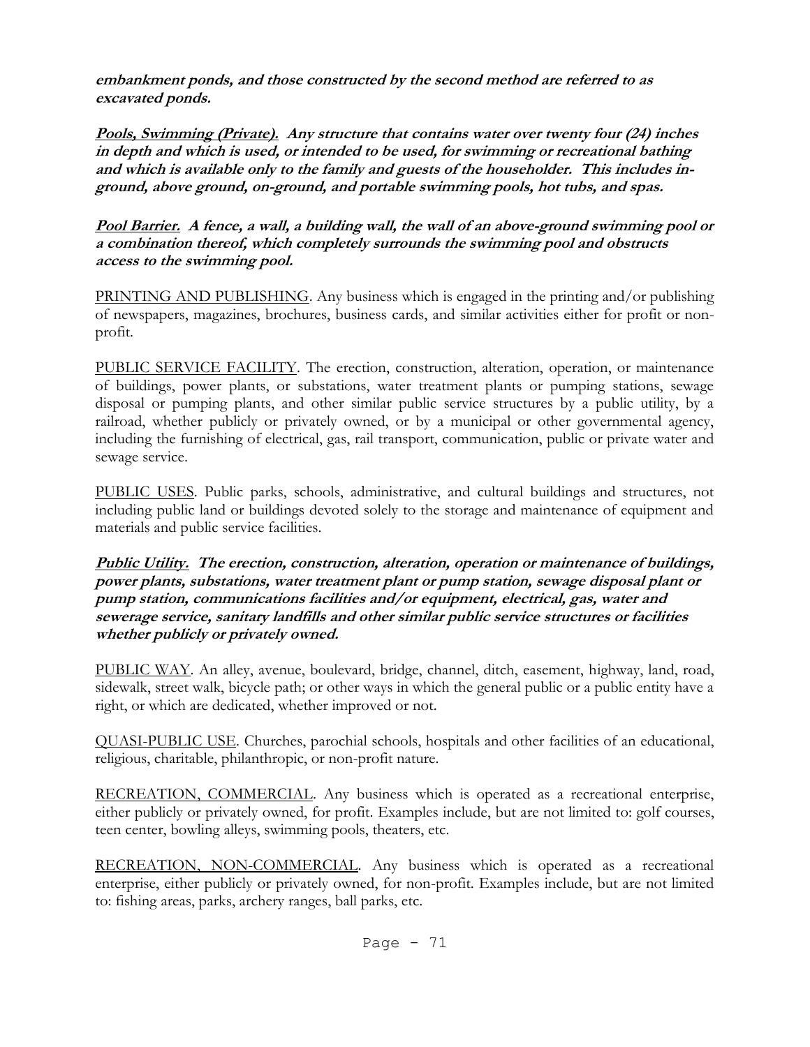***embankment ponds, and those constructed by the second method are referred to as excavated ponds.***

***<u>Pools, Swimming (Private).</u> Any structure that contains water over twenty four (24) inches in depth and which is used, or intended to be used, for swimming or recreational bathing and which is available only to the family and guests of the householder. This includes in-ground, above ground, on-ground, and portable swimming pools, hot tubs, and spas.***

***<u>Pool Barrier.</u> A fence, a wall, a building wall, the wall of an above-ground swimming pool or a combination thereof, which completely surrounds the swimming pool and obstructs access to the swimming pool.***

<u>PRINTING AND PUBLISHING</u>. Any business which is engaged in the printing and/or publishing of newspapers, magazines, brochures, business cards, and similar activities either for profit or non-profit.

<u>PUBLIC SERVICE FACILITY</u>. The erection, construction, alteration, operation, or maintenance of buildings, power plants, or substations, water treatment plants or pumping stations, sewage disposal or pumping plants, and other similar public service structures by a public utility, by a railroad, whether publicly or privately owned, or by a municipal or other governmental agency, including the furnishing of electrical, gas, rail transport, communication, public or private water and sewage service.

<u>PUBLIC USES</u>. Public parks, schools, administrative, and cultural buildings and structures, not including public land or buildings devoted solely to the storage and maintenance of equipment and materials and public service facilities.

***<u>Public Utility.</u> The erection, construction, alteration, operation or maintenance of buildings, power plants, substations, water treatment plant or pump station, sewage disposal plant or pump station, communications facilities and/or equipment, electrical, gas, water and sewerage service, sanitary landfills and other similar public service structures or facilities whether publicly or privately owned.***

<u>PUBLIC WAY</u>. An alley, avenue, boulevard, bridge, channel, ditch, easement, highway, land, road, sidewalk, street walk, bicycle path; or other ways in which the general public or a public entity have a right, or which are dedicated, whether improved or not.

<u>QUASI-PUBLIC USE</u>. Churches, parochial schools, hospitals and other facilities of an educational, religious, charitable, philanthropic, or non-profit nature.

<u>RECREATION, COMMERCIAL</u>. Any business which is operated as a recreational enterprise, either publicly or privately owned, for profit. Examples include, but are not limited to: golf courses, teen center, bowling alleys, swimming pools, theaters, etc.

<u>RECREATION, NON-COMMERCIAL</u>. Any business which is operated as a recreational enterprise, either publicly or privately owned, for non-profit. Examples include, but are not limited to: fishing areas, parks, archery ranges, ball parks, etc.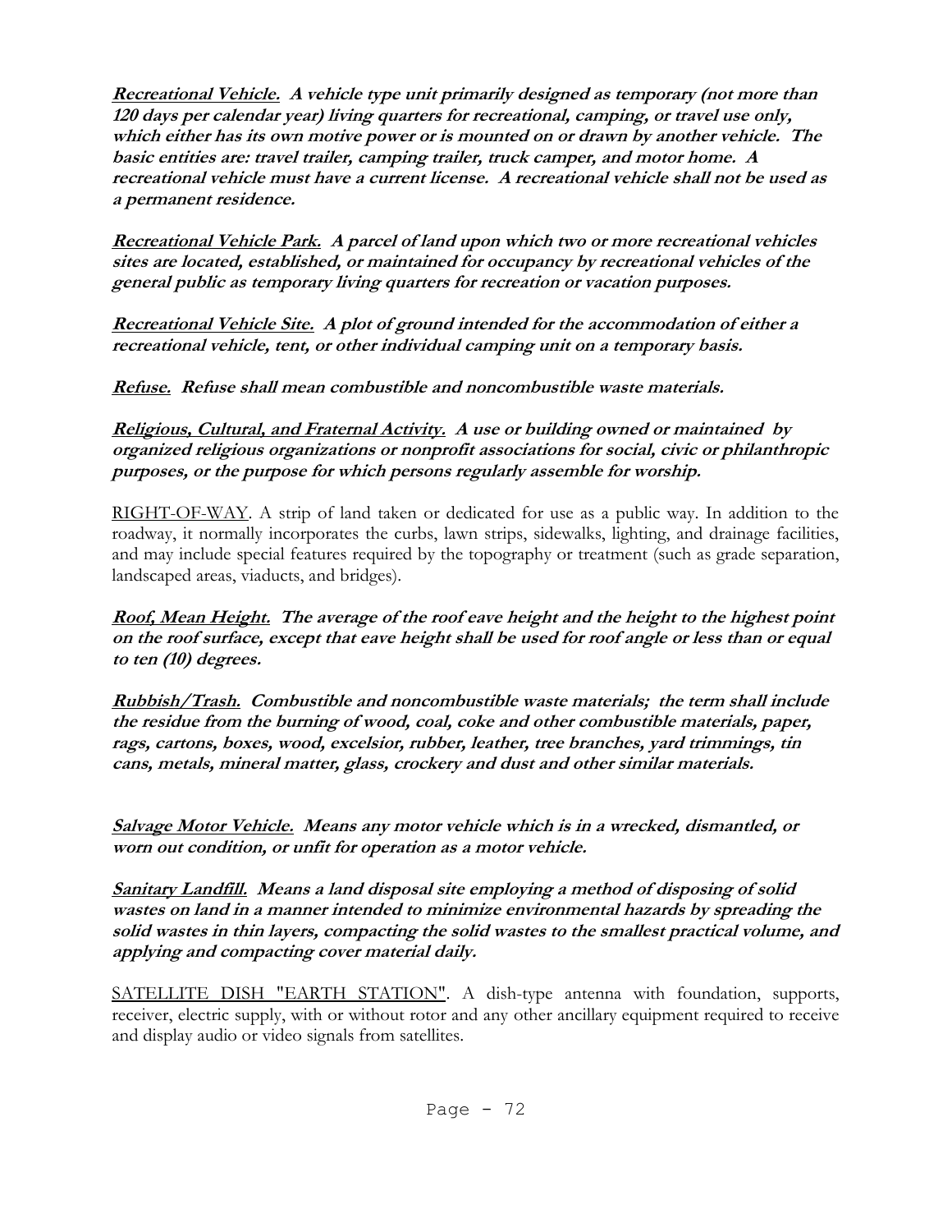***<u>Recreational Vehicle.</u>* A vehicle type unit primarily designed as temporary (not more than 120 days per calendar year) living quarters for recreational, camping, or travel use only, which either has its own motive power or is mounted on or drawn by another vehicle. The basic entities are: travel trailer, camping trailer, truck camper, and motor home. A recreational vehicle must have a current license. A recreational vehicle shall not be used as a permanent residence.**

***<u>Recreational Vehicle Park.</u>* A parcel of land upon which two or more recreational vehicles sites are located, established, or maintained for occupancy by recreational vehicles of the general public as temporary living quarters for recreation or vacation purposes.**

***<u>Recreational Vehicle Site.</u>* A plot of ground intended for the accommodation of either a recreational vehicle, tent, or other individual camping unit on a temporary basis.**

***<u>Refuse.</u>* Refuse shall mean combustible and noncombustible waste materials.**

***<u>Religious, Cultural, and Fraternal Activity.</u>* A use or building owned or maintained by organized religious organizations or nonprofit associations for social, civic or philanthropic purposes, or the purpose for which persons regularly assemble for worship.**

<u>RIGHT-OF-WAY</u>. A strip of land taken or dedicated for use as a public way. In addition to the roadway, it normally incorporates the curbs, lawn strips, sidewalks, lighting, and drainage facilities, and may include special features required by the topography or treatment (such as grade separation, landscaped areas, viaducts, and bridges).

***<u>Roof, Mean Height.</u>* The average of the roof eave height and the height to the highest point on the roof surface, except that eave height shall be used for roof angle or less than or equal to ten (10) degrees.**

***<u>Rubbish/Trash.</u>* Combustible and noncombustible waste materials; the term shall include the residue from the burning of wood, coal, coke and other combustible materials, paper, rags, cartons, boxes, wood, excelsior, rubber, leather, tree branches, yard trimmings, tin cans, metals, mineral matter, glass, crockery and dust and other similar materials.**

***<u>Salvage Motor Vehicle.</u>* Means any motor vehicle which is in a wrecked, dismantled, or worn out condition, or unfit for operation as a motor vehicle.**

***<u>Sanitary Landfill.</u>* Means a land disposal site employing a method of disposing of solid wastes on land in a manner intended to minimize environmental hazards by spreading the solid wastes in thin layers, compacting the solid wastes to the smallest practical volume, and applying and compacting cover material daily.**

<u>SATELLITE DISH "EARTH STATION"</u>. A dish-type antenna with foundation, supports, receiver, electric supply, with or without rotor and any other ancillary equipment required to receive and display audio or video signals from satellites.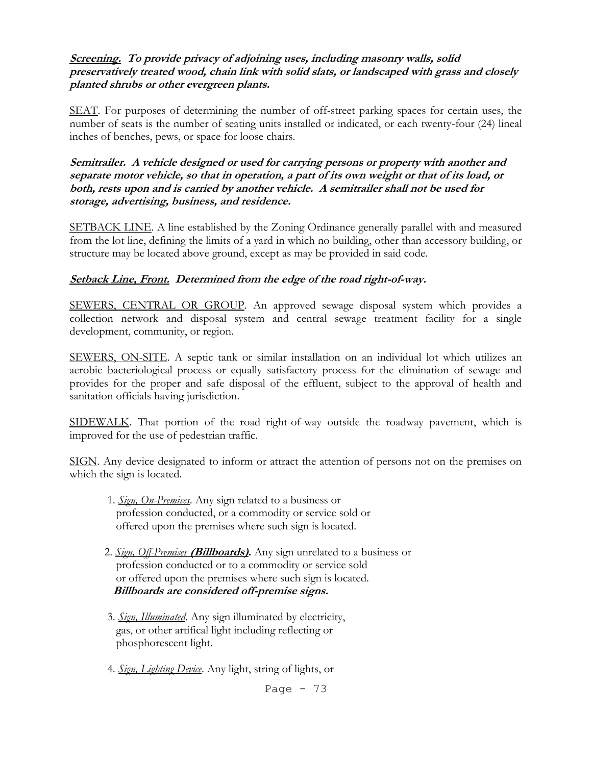***Screening.* To provide privacy of adjoining uses, including masonry walls, solid preservatively treated wood, chain link with solid slats, or landscaped with grass and closely planted shrubs or other evergreen plants.**

SEAT. For purposes of determining the number of off-street parking spaces for certain uses, the number of seats is the number of seating units installed or indicated, or each twenty-four (24) lineal inches of benches, pews, or space for loose chairs.

***Semitrailer.* A vehicle designed or used for carrying persons or property with another and separate motor vehicle, so that in operation, a part of its own weight or that of its load, or both, rests upon and is carried by another vehicle. A semitrailer shall not be used for storage, advertising, business, and residence.**

SETBACK LINE. A line established by the Zoning Ordinance generally parallel with and measured from the lot line, defining the limits of a yard in which no building, other than accessory building, or structure may be located above ground, except as may be provided in said code.

***Setback Line, Front.* Determined from the edge of the road right-of-way.**

SEWERS, CENTRAL OR GROUP. An approved sewage disposal system which provides a collection network and disposal system and central sewage treatment facility for a single development, community, or region.

SEWERS, ON-SITE. A septic tank or similar installation on an individual lot which utilizes an aerobic bacteriological process or equally satisfactory process for the elimination of sewage and provides for the proper and safe disposal of the effluent, subject to the approval of health and sanitation officials having jurisdiction.

SIDEWALK. That portion of the road right-of-way outside the roadway pavement, which is improved for the use of pedestrian traffic.

SIGN. Any device designated to inform or attract the attention of persons not on the premises on which the sign is located.

1. *Sign, On-Premises*. Any sign related to a business or profession conducted, or a commodity or service sold or offered upon the premises where such sign is located.

2. *Sign, Off-Premises* **(Billboards).** Any sign unrelated to a business or profession conducted or to a commodity or service sold or offered upon the premises where such sign is located. ***Billboards are considered off-premise signs.***

3. *Sign, Illuminated*. Any sign illuminated by electricity, gas, or other artifical light including reflecting or phosphorescent light.

4. *Sign, Lighting Device*. Any light, string of lights, or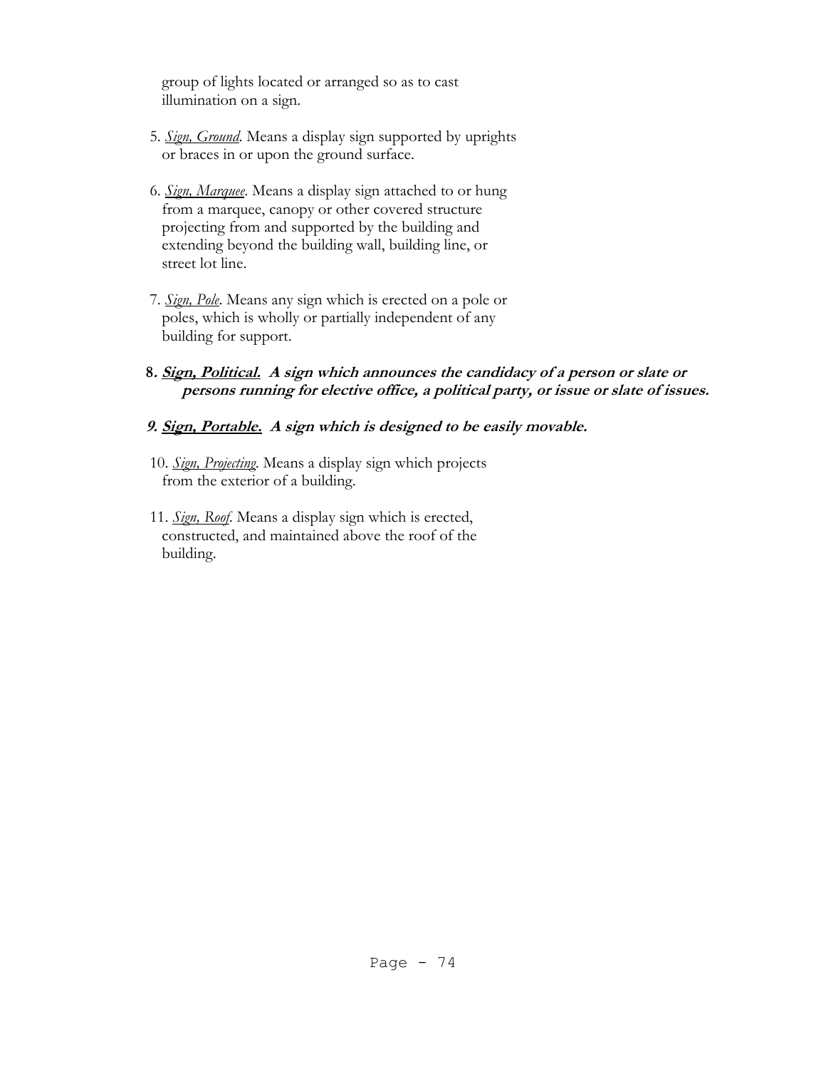group of lights located or arranged so as to cast illumination on a sign.

5. *Sign, Ground*. Means a display sign supported by uprights or braces in or upon the ground surface.

6. *Sign, Marquee*. Means a display sign attached to or hung from a marquee, canopy or other covered structure projecting from and supported by the building and extending beyond the building wall, building line, or street lot line.

7. *Sign, Pole*. Means any sign which is erected on a pole or poles, which is wholly or partially independent of any building for support.

8. ***Sign, Political.* A sign which announces the candidacy of a person or slate or persons running for elective office, a political party, or issue or slate of issues.**

9. ***Sign, Portable.* A sign which is designed to be easily movable.**

10. *Sign, Projecting*. Means a display sign which projects from the exterior of a building.

11. *Sign, Roof*. Means a display sign which is erected, constructed, and maintained above the roof of the building.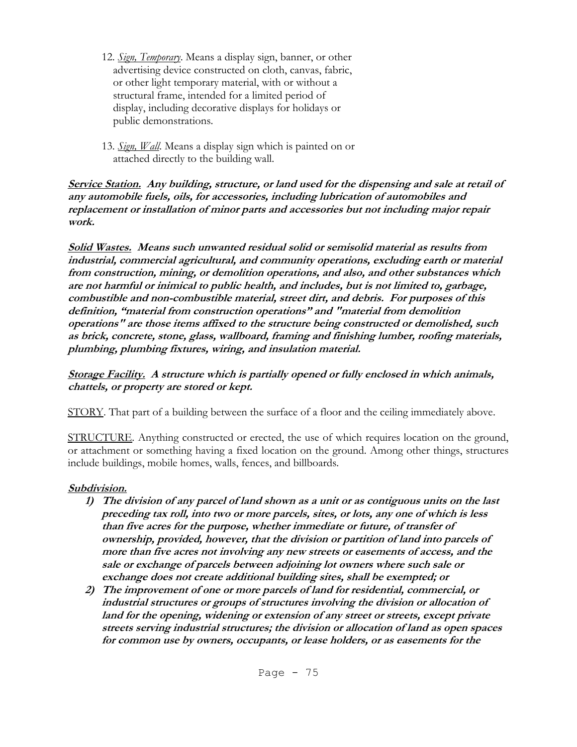12. *Sign, Temporary*. Means a display sign, banner, or other advertising device constructed on cloth, canvas, fabric, or other light temporary material, with or without a structural frame, intended for a limited period of display, including decorative displays for holidays or public demonstrations.

13. *Sign, Wall*. Means a display sign which is painted on or attached directly to the building wall.

***Service Station.* Any building, structure, or land used for the dispensing and sale at retail of any automobile fuels, oils, for accessories, including lubrication of automobiles and replacement or installation of minor parts and accessories but not including major repair work.**

***Solid Wastes.* Means such unwanted residual solid or semisolid material as results from industrial, commercial agricultural, and community operations, excluding earth or material from construction, mining, or demolition operations, and also, and other substances which are not harmful or inimical to public health, and includes, but is not limited to, garbage, combustible and non-combustible material, street dirt, and debris. For purposes of this definition, "material from construction operations" and "material from demolition operations" are those items affixed to the structure being constructed or demolished, such as brick, concrete, stone, glass, wallboard, framing and finishing lumber, roofing materials, plumbing, plumbing fixtures, wiring, and insulation material.**

***Storage Facility.* A structure which is partially opened or fully enclosed in which animals, chattels, or property are stored or kept.**

STORY. That part of a building between the surface of a floor and the ceiling immediately above.

STRUCTURE. Anything constructed or erected, the use of which requires location on the ground, or attachment or something having a fixed location on the ground. Among other things, structures include buildings, mobile homes, walls, fences, and billboards.

***Subdivision.***

1) **The division of any parcel of land shown as a unit or as contiguous units on the last preceding tax roll, into two or more parcels, sites, or lots, any one of which is less than five acres for the purpose, whether immediate or future, of transfer of ownership, provided, however, that the division or partition of land into parcels of more than five acres not involving any new streets or easements of access, and the sale or exchange of parcels between adjoining lot owners where such sale or exchange does not create additional building sites, shall be exempted; or**
2) **The improvement of one or more parcels of land for residential, commercial, or industrial structures or groups of structures involving the division or allocation of land for the opening, widening or extension of any street or streets, except private streets serving industrial structures; the division or allocation of land as open spaces for common use by owners, occupants, or lease holders, or as easements for the**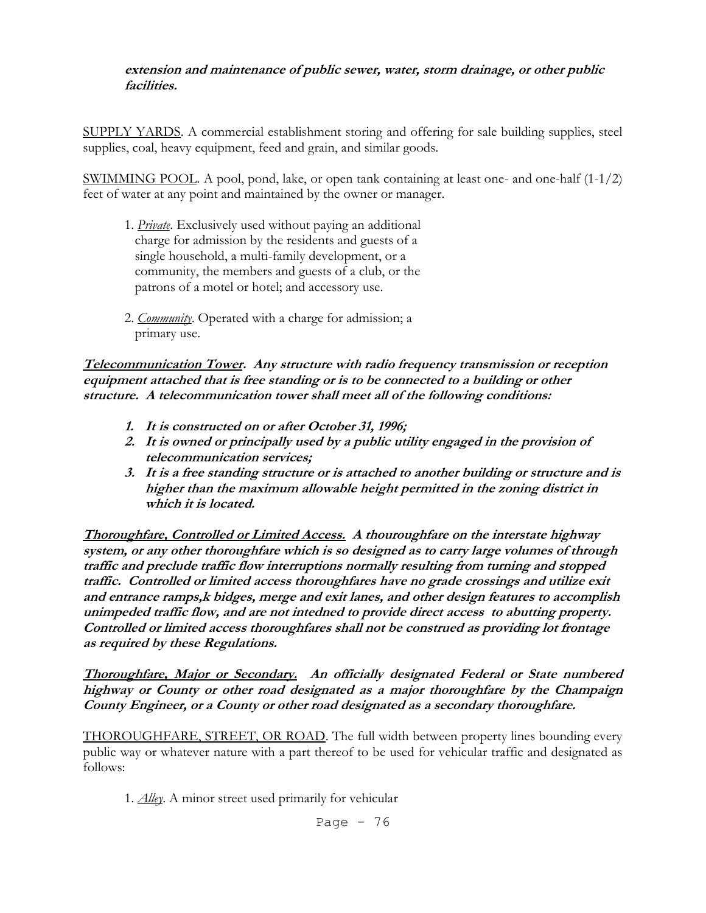***extension and maintenance of public sewer, water, storm drainage, or other public facilities.***

<u>SUPPLY YARDS</u>. A commercial establishment storing and offering for sale building supplies, steel supplies, coal, heavy equipment, feed and grain, and similar goods.

<u>SWIMMING POOL</u>. A pool, pond, lake, or open tank containing at least one- and one-half (1-1/2) feet of water at any point and maintained by the owner or manager.

1. *<u>Private</u>*. Exclusively used without paying an additional charge for admission by the residents and guests of a single household, a multi-family development, or a community, the members and guests of a club, or the patrons of a motel or hotel; and accessory use.

2. *<u>Community</u>*. Operated with a charge for admission; a primary use.

***<u>Telecommunication Tower</u>. Any structure with radio frequency transmission or reception equipment attached that is free standing or is to be connected to a building or other structure. A telecommunication tower shall meet all of the following conditions:***

1. ***It is constructed on or after October 31, 1996;***
2. ***It is owned or principally used by a public utility engaged in the provision of telecommunication services;***
3. ***It is a free standing structure or is attached to another building or structure and is higher than the maximum allowable height permitted in the zoning district in which it is located.***

***<u>Thoroughfare, Controlled or Limited Access.</u> A thouroughfare on the interstate highway system, or any other thoroughfare which is so designed as to carry large volumes of through traffic and preclude traffic flow interruptions normally resulting from turning and stopped traffic. Controlled or limited access thoroughfares have no grade crossings and utilize exit and entrance ramps,k bidges, merge and exit lanes, and other design features to accomplish unimpeded traffic flow, and are not intedned to provide direct access to abutting property. Controlled or limited access thoroughfares shall not be construed as providing lot frontage as required by these Regulations.***

***<u>Thoroughfare, Major or Secondary.</u> An officially designated Federal or State numbered highway or County or other road designated as a major thoroughfare by the Champaign County Engineer, or a County or other road designated as a secondary thoroughfare.***

<u>THOROUGHFARE, STREET, OR ROAD</u>. The full width between property lines bounding every public way or whatever nature with a part thereof to be used for vehicular traffic and designated as follows:

1. *<u>Alley</u>*. A minor street used primarily for vehicular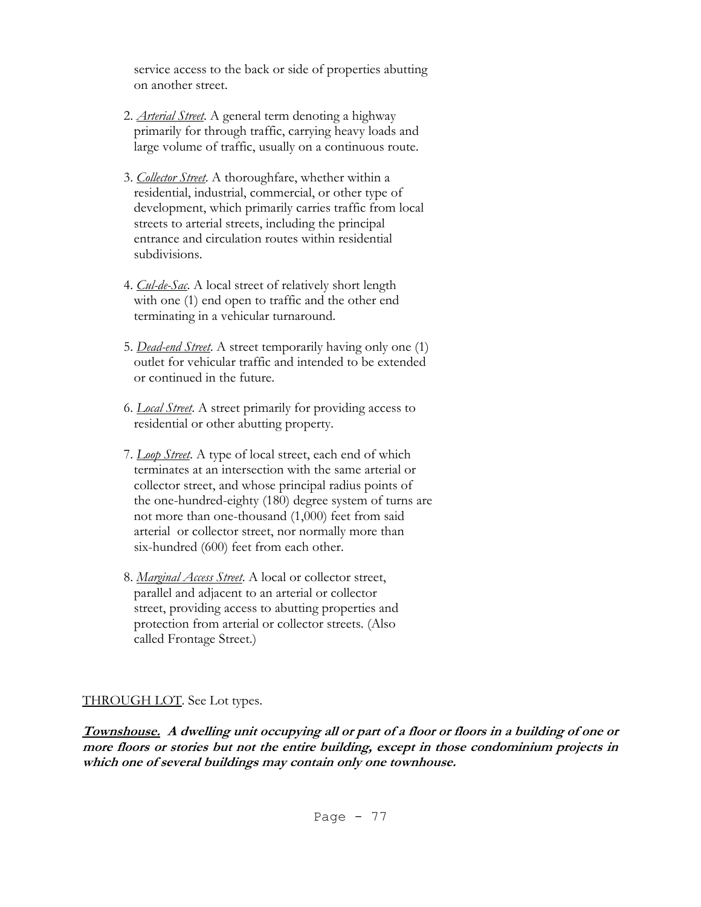service access to the back or side of properties abutting on another street.

2. *Arterial Street*. A general term denoting a highway primarily for through traffic, carrying heavy loads and large volume of traffic, usually on a continuous route.

3. *Collector Street*. A thoroughfare, whether within a residential, industrial, commercial, or other type of development, which primarily carries traffic from local streets to arterial streets, including the principal entrance and circulation routes within residential subdivisions.

4. *Cul-de-Sac*. A local street of relatively short length with one (1) end open to traffic and the other end terminating in a vehicular turnaround.

5. *Dead-end Street*. A street temporarily having only one (1) outlet for vehicular traffic and intended to be extended or continued in the future.

6. *Local Street*. A street primarily for providing access to residential or other abutting property.

7. *Loop Street*. A type of local street, each end of which terminates at an intersection with the same arterial or collector street, and whose principal radius points of the one-hundred-eighty (180) degree system of turns are not more than one-thousand (1,000) feet from said arterial or collector street, nor normally more than six-hundred (600) feet from each other.

8. *Marginal Access Street*. A local or collector street, parallel and adjacent to an arterial or collector street, providing access to abutting properties and protection from arterial or collector streets. (Also called Frontage Street.)

THROUGH LOT. See Lot types.

***Townshouse.* A dwelling unit occupying all or part of a floor or floors in a building of one or more floors or stories but not the entire building, except in those condominium projects in which one of several buildings may contain only one townhouse.**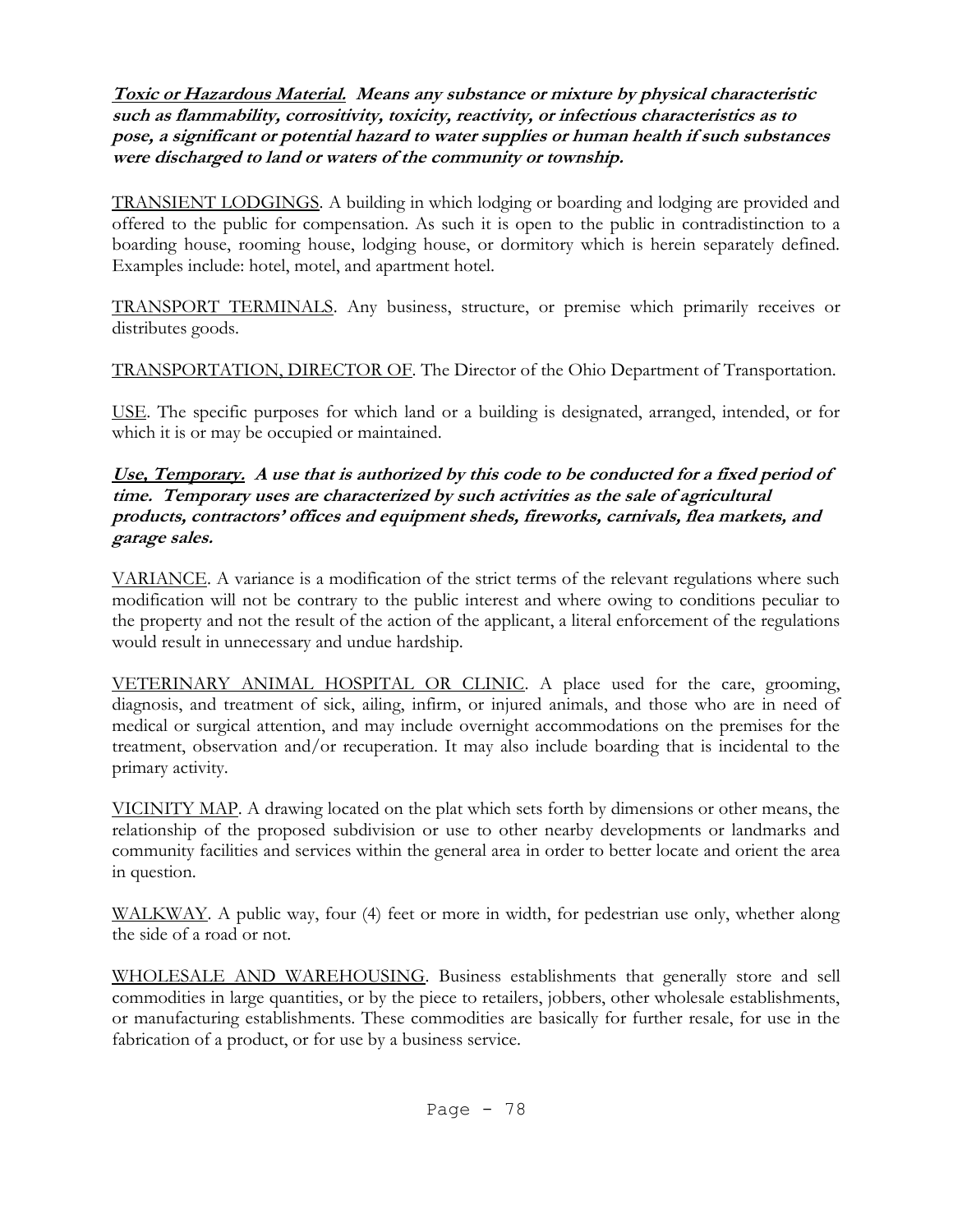***Toxic or Hazardous Material.* Means any substance or mixture by physical characteristic such as flammability, corrositivity, toxicity, reactivity, or infectious characteristics as to pose, a significant or potential hazard to water supplies or human health if such substances were discharged to land or waters of the community or township.**

TRANSIENT LODGINGS. A building in which lodging or boarding and lodging are provided and offered to the public for compensation. As such it is open to the public in contradistinction to a boarding house, rooming house, lodging house, or dormitory which is herein separately defined. Examples include: hotel, motel, and apartment hotel.

TRANSPORT TERMINALS. Any business, structure, or premise which primarily receives or distributes goods.

TRANSPORTATION, DIRECTOR OF. The Director of the Ohio Department of Transportation.

USE. The specific purposes for which land or a building is designated, arranged, intended, or for which it is or may be occupied or maintained.

***Use, Temporary.* A use that is authorized by this code to be conducted for a fixed period of time. Temporary uses are characterized by such activities as the sale of agricultural products, contractors' offices and equipment sheds, fireworks, carnivals, flea markets, and garage sales.**

VARIANCE. A variance is a modification of the strict terms of the relevant regulations where such modification will not be contrary to the public interest and where owing to conditions peculiar to the property and not the result of the action of the applicant, a literal enforcement of the regulations would result in unnecessary and undue hardship.

VETERINARY ANIMAL HOSPITAL OR CLINIC. A place used for the care, grooming, diagnosis, and treatment of sick, ailing, infirm, or injured animals, and those who are in need of medical or surgical attention, and may include overnight accommodations on the premises for the treatment, observation and/or recuperation. It may also include boarding that is incidental to the primary activity.

VICINITY MAP. A drawing located on the plat which sets forth by dimensions or other means, the relationship of the proposed subdivision or use to other nearby developments or landmarks and community facilities and services within the general area in order to better locate and orient the area in question.

WALKWAY. A public way, four (4) feet or more in width, for pedestrian use only, whether along the side of a road or not.

WHOLESALE AND WAREHOUSING. Business establishments that generally store and sell commodities in large quantities, or by the piece to retailers, jobbers, other wholesale establishments, or manufacturing establishments. These commodities are basically for further resale, for use in the fabrication of a product, or for use by a business service.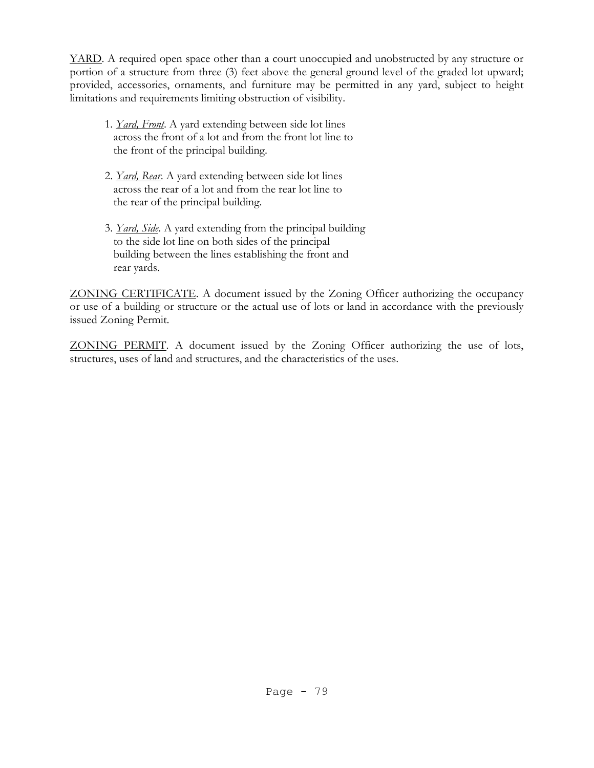<u>YARD</u>. A required open space other than a court unoccupied and unobstructed by any structure or portion of a structure from three (3) feet above the general ground level of the graded lot upward; provided, accessories, ornaments, and furniture may be permitted in any yard, subject to height limitations and requirements limiting obstruction of visibility.

1. *<u>Yard, Front</u>*. A yard extending between side lot lines across the front of a lot and from the front lot line to the front of the principal building.

2. *<u>Yard, Rear</u>*. A yard extending between side lot lines across the rear of a lot and from the rear lot line to the rear of the principal building.

3. *<u>Yard, Side</u>*. A yard extending from the principal building to the side lot line on both sides of the principal building between the lines establishing the front and rear yards.

<u>ZONING CERTIFICATE</u>. A document issued by the Zoning Officer authorizing the occupancy or use of a building or structure or the actual use of lots or land in accordance with the previously issued Zoning Permit.

<u>ZONING PERMIT</u>. A document issued by the Zoning Officer authorizing the use of lots, structures, uses of land and structures, and the characteristics of the uses.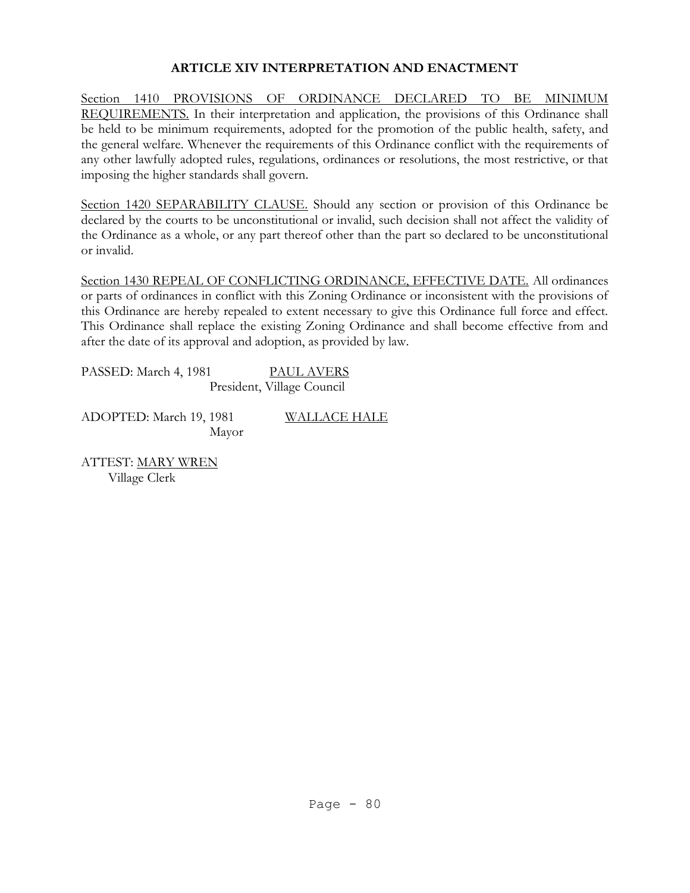## ARTICLE XIV INTERPRETATION AND ENACTMENT

Section 1410 PROVISIONS OF ORDINANCE DECLARED TO BE MINIMUM REQUIREMENTS. In their interpretation and application, the provisions of this Ordinance shall be held to be minimum requirements, adopted for the promotion of the public health, safety, and the general welfare. Whenever the requirements of this Ordinance conflict with the requirements of any other lawfully adopted rules, regulations, ordinances or resolutions, the most restrictive, or that imposing the higher standards shall govern.

Section 1420 SEPARABILITY CLAUSE. Should any section or provision of this Ordinance be declared by the courts to be unconstitutional or invalid, such decision shall not affect the validity of the Ordinance as a whole, or any part thereof other than the part so declared to be unconstitutional or invalid.

Section 1430 REPEAL OF CONFLICTING ORDINANCE, EFFECTIVE DATE. All ordinances or parts of ordinances in conflict with this Zoning Ordinance or inconsistent with the provisions of this Ordinance are hereby repealed to extent necessary to give this Ordinance full force and effect. This Ordinance shall replace the existing Zoning Ordinance and shall become effective from and after the date of its approval and adoption, as provided by law.

PASSED: March 4, 1981 PAUL AVERS
President, Village Council

ADOPTED: March 19, 1981 WALLACE HALE
Mayor

ATTEST: MARY WREN
Village Clerk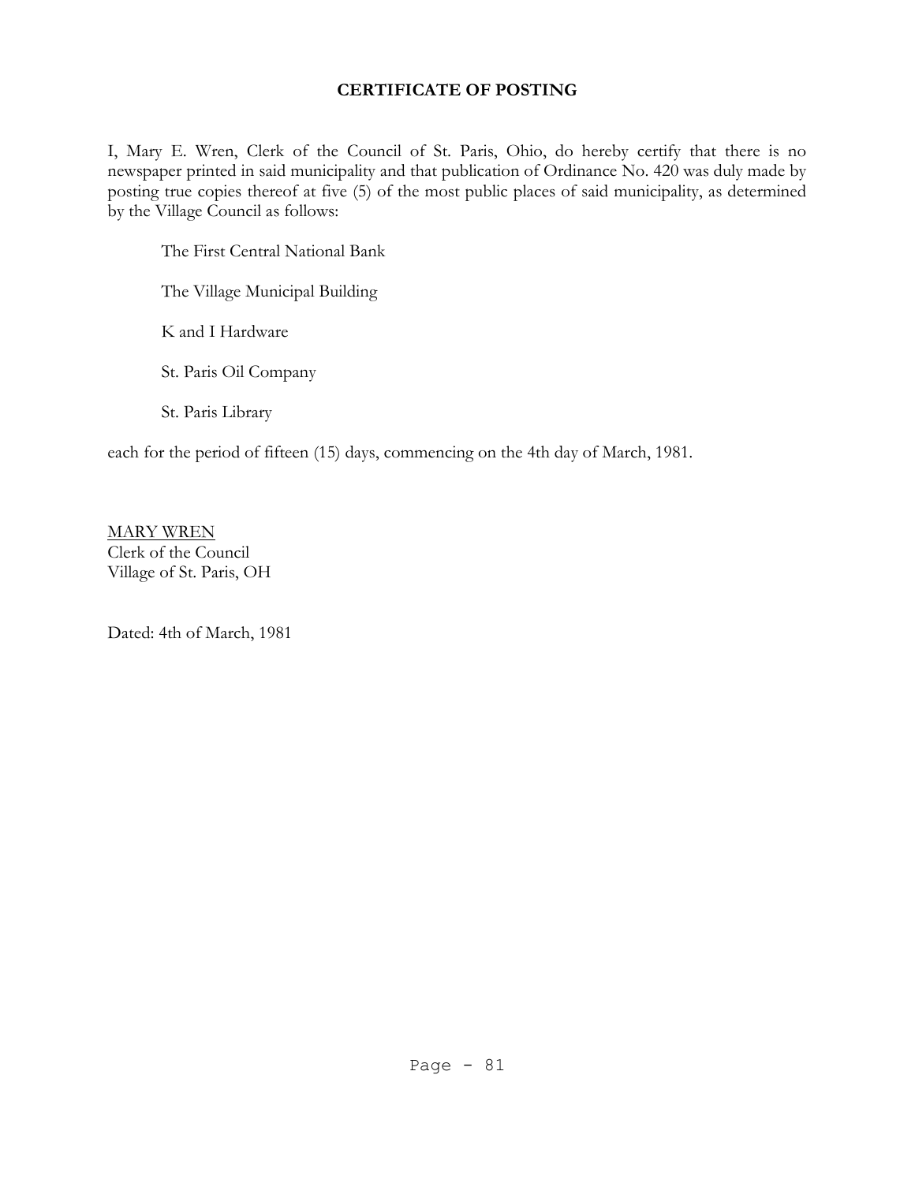# CERTIFICATE OF POSTING

I, Mary E. Wren, Clerk of the Council of St. Paris, Ohio, do hereby certify that there is no newspaper printed in said municipality and that publication of Ordinance No. 420 was duly made by posting true copies thereof at five (5) of the most public places of said municipality, as determined by the Village Council as follows:

The First Central National Bank

The Village Municipal Building

K and I Hardware

St. Paris Oil Company

St. Paris Library

each for the period of fifteen (15) days, commencing on the 4th day of March, 1981.

MARY WREN
Clerk of the Council
Village of St. Paris, OH

Dated: 4th of March, 1981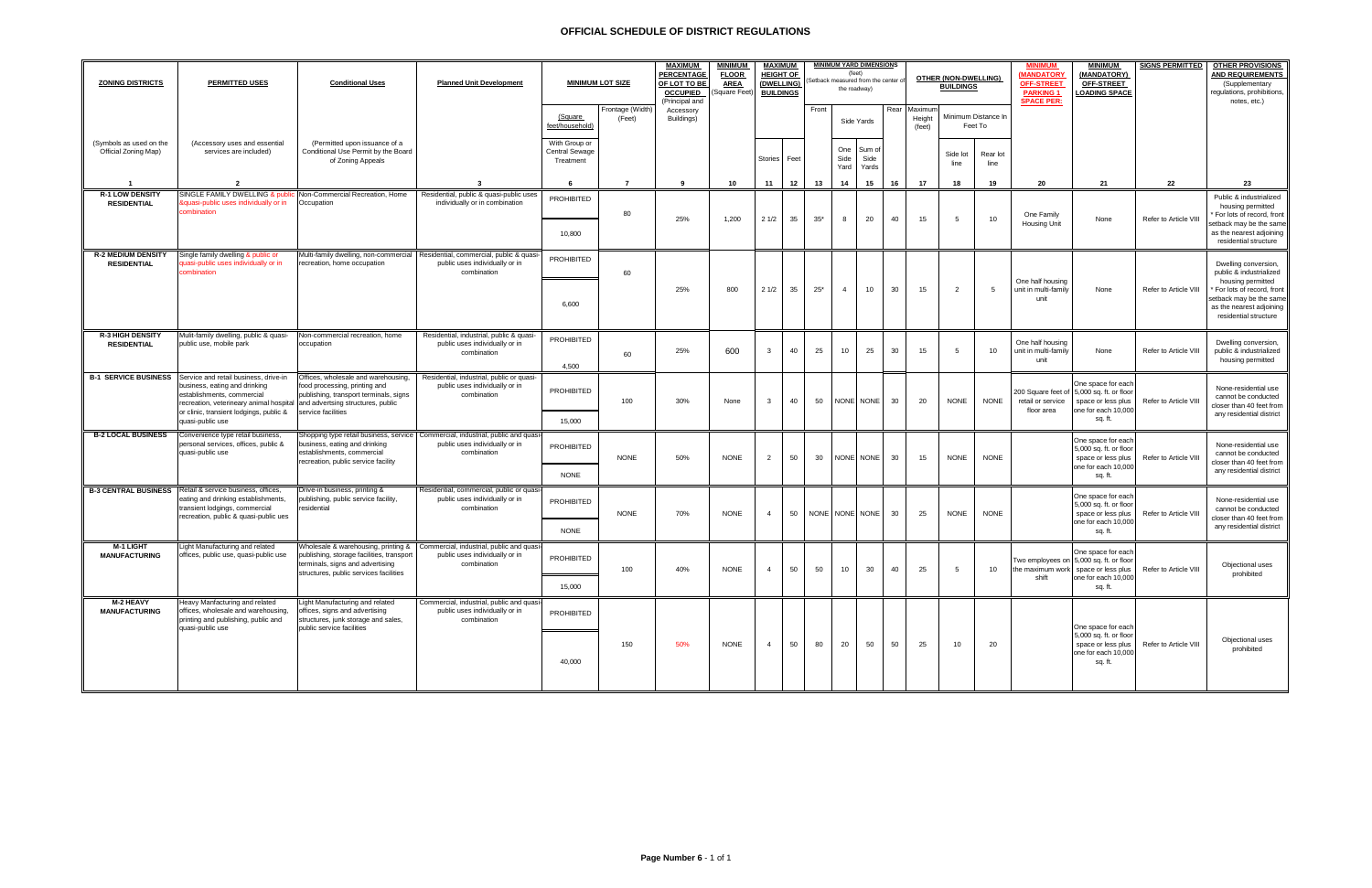# OFFICIAL SCHEDULE OF DISTRICT REGULATIONS

| ZONING DISTRICTS | PERMITTED USES | Conditional Uses | Planned Unit Development | MINIMUM LOT SIZE | | MAXIMUM PERCENTAGE OF LOT TO BE OCCUPIED (Principal and Accessory Buildings) | MINIMUM FLOOR AREA (Square Feet) | MAXIMUM HEIGHT OF (DWELLING) BUILDINGS | | MINIMUM YARD DIMENSIONS (feet) (Setback measured from the center of the roadway) | | | | OTHER (NON-DWELLING) BUILDINGS | | | MINIMUM (MANDATORY) OFF-STREET PARKING 1 SPACE PER: | MINIMUM (MANDATORY) OFF-STREET LOADING SPACE | SIGNS PERMITTED | OTHER PROVISIONS AND REQUIREMENTS (Supplementary regulations, prohibitions, notes, etc.) |
|---|---|---|---|---|---|---|---|---|---|---|---|---|---|---|---|---|---|---|---|---|
| | | | | (Square feet/household) | Frontage (Width) (Feet) | | | | | Front | Side Yards | | Rear | Maximum Height (feet) | Minimum Distance In Feet To | | | | | |
| (Symbols as used on the Official Zoning Map) | (Accessory uses and essential services are included) | (Permitted upon issuance of a Conditional Use Permit by the Board of Zoning Appeals | | With Group or Central Sewage Treatment | | | | Stories | Feet | | One Side Yard | Sum of Side Yards | | | Side lot line | Rear lot line | | | | |
| 1 | 2 | | 3 | 6 | 7 | 9 | 10 | 11 | 12 | 13 | 14 | 15 | 16 | 17 | 18 | 19 | 20 | 21 | 22 | 23 |
| R-1 LOW DENSITY RESIDENTIAL | SINGLE FAMILY DWELLING & public &quasi-public uses individually or in combination | Non-Commercial Recreation, Home Occupation | Residential, public & quasi-public uses individually or in combination | PROHIBITED / 10,800 | 80 | 25% | 1,200 | 2 1/2 | 35 | 35* | 8 | 20 | 40 | 15 | 5 | 10 | One Family Housing Unit | None | Refer to Article VIII | Public & industrialized housing permitted * For lots of record, front setback may be the same as the nearest adjoining residential structure |
| R-2 MEDIUM DENSITY RESIDENTIAL | Single family dwelling & public or quasi-public uses individually or in combination | Multi-family dwelling, non-commercial recreation, home occupation | Residential, commercial, public & quasi-public uses individually or in combination | PROHIBITED / 6,600 | 60 | 25% | 800 | 2 1/2 | 35 | 25* | 4 | 10 | 30 | 15 | 2 | 5 | One half housing unit in multi-family unit | None | Refer to Article VIII | Dwelling conversion, public & industrialized housing permitted * For lots of record, front setback may be the same as the nearest adjoining residential structure |
| R-3 HIGH DENSITY RESIDENTIAL | Mulit-family dwelling, public & quasi-public use, mobile park | Non-commercial recreation, home occupation | Residential, industrial, public & quasi-public uses individually or in combination | PROHIBITED / 4,500 | 60 | 25% | 600 | 3 | 40 | 25 | 10 | 25 | 30 | 15 | 5 | 10 | One half housing unit in multi-family unit | None | Refer to Article VIII | Dwelling conversion, public & industrialized housing permitted |
| B-1 SERVICE BUSINESS | Service and retail business, drive-in business, eating and drinking establishments, commercial recreation, veterinary animal hospital or clinic, transient lodgings, public & quasi-public use | Offices, wholesale and warehousing, food processing, printing and publishing, transport terminals, signs and advertsing structures, public service facilities | Residential, industrial, public or quasi-public uses individually or in combination | PROHIBITED / 15,000 | 100 | 30% | None | 3 | 40 | 50 | NONE | NONE | 30 | 20 | NONE | NONE | 200 Square feet of retail or service floor area | One space for each 5,000 sq. ft. or floor space or less plus one for each 10,000 sq. ft. | Refer to Article VIII | None-residential use cannot be conducted closer than 40 feet from any residential district |
| B-2 LOCAL BUSINESS | Convenience type retail business, personal services, offices, public & quasi-public use | Shopping type retail business, service business, eating and drinking establishments, commercial recreation, public service facility | Commercial, industrial, public and quasi-public uses individually or in combination | PROHIBITED / NONE | NONE | 50% | NONE | 2 | 50 | 30 | NONE | NONE | 30 | 15 | NONE | NONE | | One space for each 5,000 sq. ft. or floor space or less plus one for each 10,000 sq. ft. | Refer to Article VIII | None-residential use cannot be conducted closer than 40 feet from any residential district |
| B-3 CENTRAL BUSINESS | Retail & service business, offices, eating and drinking establishments, transient lodgings, commercial recreation, public & quasi-public ues | Drive-in business, printing & publishing, public service facility, residential | Residential, commercial, public or quasi-public uses individually or in combination | PROHIBITED / NONE | NONE | 70% | NONE | 4 | 50 | NONE | NONE | NONE | 30 | 25 | NONE | NONE | | One space for each 5,000 sq. ft. or floor space or less plus one for each 10,000 sq. ft. | Refer to Article VIII | None-residential use cannot be conducted closer than 40 feet from any residential district |
| M-1 LIGHT MANUFACTURING | Light Manufacturing and related offices, public use, quasi-public use | Wholesale & warehousing, printing & publishing, storage facilities, transport terminals, signs and advertising structures, public services facilities | Commercial, industrial, public and quasi-public uses individually or in combination | PROHIBITED / 15,000 | 100 | 40% | NONE | 4 | 50 | 50 | 10 | 30 | 40 | 25 | 5 | 10 | Two employees on the maximum work shift | One space for each 5,000 sq. ft. or floor space or less plus one for each 10,000 sq. ft. | Refer to Article VIII | Objectional uses prohibited |
| M-2 HEAVY MANUFACTURING | Heavy Manfacturing and related offices, wholesale and warehousing, printing and publishing, public and quasi-public use | Light Manufacturing and related offices, signs and advertising structures, junk storage and sales, public service facilities | Commercial, industrial, public and quasi-public uses individually or in combination | PROHIBITED / 40,000 | 150 | 50% | NONE | 4 | 50 | 80 | 20 | 50 | 50 | 25 | 10 | 20 | | One space for each 5,000 sq. ft. or floor space or less plus one for each 10,000 sq. ft. | Refer to Article VIII | Objectional uses prohibited |